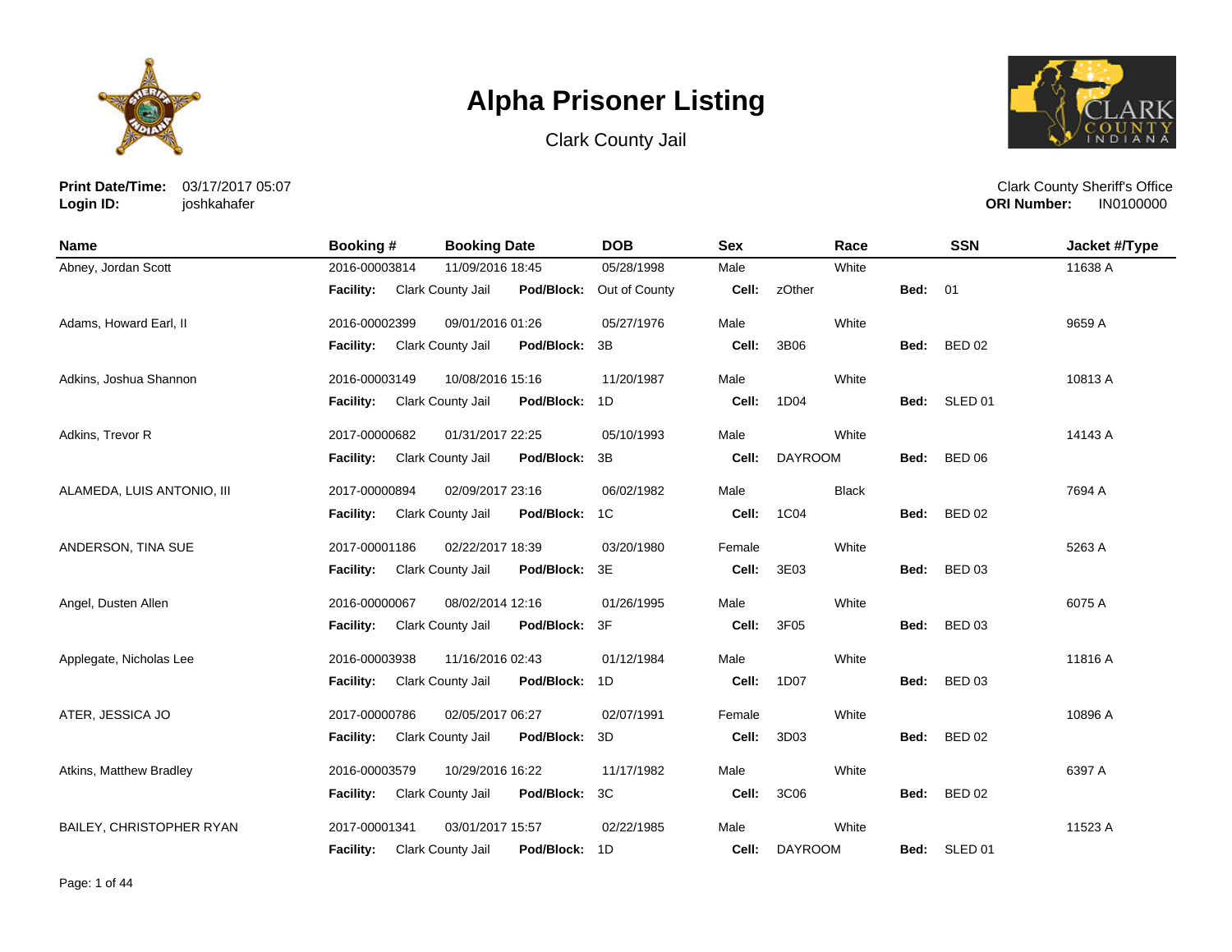# Alpha Prisoner Listing

Clark County Jail

**Print Date/Time:** 03/17/2017 05:07
**Login ID:** joshkahafer

Clark County Sheriff's Office
**ORI Number:** IN0100000

| Name | Booking # | Booking Date | DOB | Sex | Race | SSN | Jacket #/Type |
|---|---|---|---|---|---|---|---|
| Abney, Jordan Scott | 2016-00003814 | 11/09/2016 18:45 | 05/28/1998 | Male | White | | 11638 A |
| | **Facility:** Clark County Jail | **Pod/Block:** | Out of County | **Cell:** zOther | | **Bed:** 01 | |
| Adams, Howard Earl, II | 2016-00002399 | 09/01/2016 01:26 | 05/27/1976 | Male | White | | 9659 A |
| | **Facility:** Clark County Jail | **Pod/Block:** | 3B | **Cell:** 3B06 | | **Bed:** BED 02 | |
| Adkins, Joshua Shannon | 2016-00003149 | 10/08/2016 15:16 | 11/20/1987 | Male | White | | 10813 A |
| | **Facility:** Clark County Jail | **Pod/Block:** | 1D | **Cell:** 1D04 | | **Bed:** SLED 01 | |
| Adkins, Trevor R | 2017-00000682 | 01/31/2017 22:25 | 05/10/1993 | Male | White | | 14143 A |
| | **Facility:** Clark County Jail | **Pod/Block:** | 3B | **Cell:** DAYROOM | | **Bed:** BED 06 | |
| ALAMEDA, LUIS ANTONIO, III | 2017-00000894 | 02/09/2017 23:16 | 06/02/1982 | Male | Black | | 7694 A |
| | **Facility:** Clark County Jail | **Pod/Block:** | 1C | **Cell:** 1C04 | | **Bed:** BED 02 | |
| ANDERSON, TINA SUE | 2017-00001186 | 02/22/2017 18:39 | 03/20/1980 | Female | White | | 5263 A |
| | **Facility:** Clark County Jail | **Pod/Block:** | 3E | **Cell:** 3E03 | | **Bed:** BED 03 | |
| Angel, Dusten Allen | 2016-00000067 | 08/02/2014 12:16 | 01/26/1995 | Male | White | | 6075 A |
| | **Facility:** Clark County Jail | **Pod/Block:** | 3F | **Cell:** 3F05 | | **Bed:** BED 03 | |
| Applegate, Nicholas Lee | 2016-00003938 | 11/16/2016 02:43 | 01/12/1984 | Male | White | | 11816 A |
| | **Facility:** Clark County Jail | **Pod/Block:** | 1D | **Cell:** 1D07 | | **Bed:** BED 03 | |
| ATER, JESSICA JO | 2017-00000786 | 02/05/2017 06:27 | 02/07/1991 | Female | White | | 10896 A |
| | **Facility:** Clark County Jail | **Pod/Block:** | 3D | **Cell:** 3D03 | | **Bed:** BED 02 | |
| Atkins, Matthew Bradley | 2016-00003579 | 10/29/2016 16:22 | 11/17/1982 | Male | White | | 6397 A |
| | **Facility:** Clark County Jail | **Pod/Block:** | 3C | **Cell:** 3C06 | | **Bed:** BED 02 | |
| BAILEY, CHRISTOPHER RYAN | 2017-00001341 | 03/01/2017 15:57 | 02/22/1985 | Male | White | | 11523 A |
| | **Facility:** Clark County Jail | **Pod/Block:** | 1D | **Cell:** DAYROOM | | **Bed:** SLED 01 | |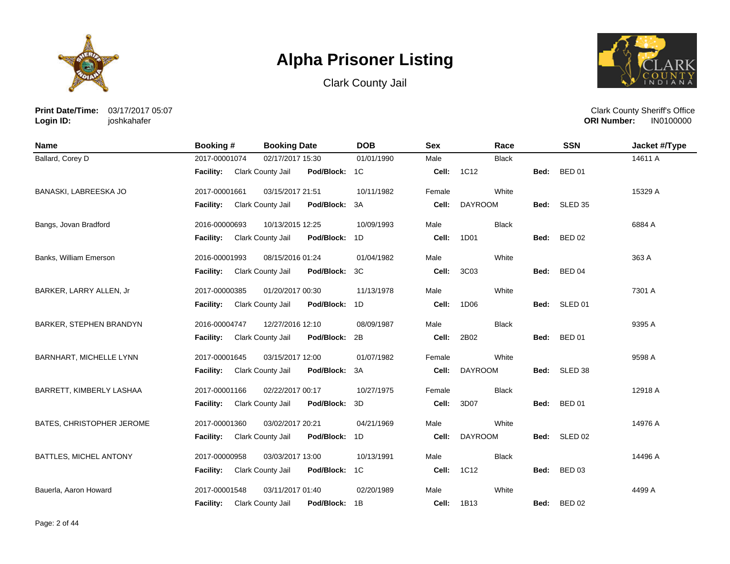# Alpha Prisoner Listing

Clark County Jail

**Print Date/Time:** 03/17/2017 05:07
**Login ID:** joshkahafer

Clark County Sheriff's Office
**ORI Number:** IN0100000

| Name | Booking # | Booking Date | DOB | Sex | Race | SSN | Jacket #/Type |
|---|---|---|---|---|---|---|---|
| Ballard, Corey D | 2017-00001074 | 02/17/2017 15:30 | 01/01/1990 | Male | Black | | 14611 A |
| | **Facility:** Clark County Jail | **Pod/Block:** 1C | | **Cell:** 1C12 | | **Bed:** BED 01 | |
| BANASKI, LABREESKA JO | 2017-00001661 | 03/15/2017 21:51 | 10/11/1982 | Female | White | | 15329 A |
| | **Facility:** Clark County Jail | **Pod/Block:** 3A | | **Cell:** DAYROOM | | **Bed:** SLED 35 | |
| Bangs, Jovan Bradford | 2016-00000693 | 10/13/2015 12:25 | 10/09/1993 | Male | Black | | 6884 A |
| | **Facility:** Clark County Jail | **Pod/Block:** 1D | | **Cell:** 1D01 | | **Bed:** BED 02 | |
| Banks, William Emerson | 2016-00001993 | 08/15/2016 01:24 | 01/04/1982 | Male | White | | 363 A |
| | **Facility:** Clark County Jail | **Pod/Block:** 3C | | **Cell:** 3C03 | | **Bed:** BED 04 | |
| BARKER, LARRY ALLEN, Jr | 2017-00000385 | 01/20/2017 00:30 | 11/13/1978 | Male | White | | 7301 A |
| | **Facility:** Clark County Jail | **Pod/Block:** 1D | | **Cell:** 1D06 | | **Bed:** SLED 01 | |
| BARKER, STEPHEN BRANDYN | 2016-00004747 | 12/27/2016 12:10 | 08/09/1987 | Male | Black | | 9395 A |
| | **Facility:** Clark County Jail | **Pod/Block:** 2B | | **Cell:** 2B02 | | **Bed:** BED 01 | |
| BARNHART, MICHELLE LYNN | 2017-00001645 | 03/15/2017 12:00 | 01/07/1982 | Female | White | | 9598 A |
| | **Facility:** Clark County Jail | **Pod/Block:** 3A | | **Cell:** DAYROOM | | **Bed:** SLED 38 | |
| BARRETT, KIMBERLY LASHAA | 2017-00001166 | 02/22/2017 00:17 | 10/27/1975 | Female | Black | | 12918 A |
| | **Facility:** Clark County Jail | **Pod/Block:** 3D | | **Cell:** 3D07 | | **Bed:** BED 01 | |
| BATES, CHRISTOPHER JEROME | 2017-00001360 | 03/02/2017 20:21 | 04/21/1969 | Male | White | | 14976 A |
| | **Facility:** Clark County Jail | **Pod/Block:** 1D | | **Cell:** DAYROOM | | **Bed:** SLED 02 | |
| BATTLES, MICHEL ANTONY | 2017-00000958 | 03/03/2017 13:00 | 10/13/1991 | Male | Black | | 14496 A |
| | **Facility:** Clark County Jail | **Pod/Block:** 1C | | **Cell:** 1C12 | | **Bed:** BED 03 | |
| Bauerla, Aaron Howard | 2017-00001548 | 03/11/2017 01:40 | 02/20/1989 | Male | White | | 4499 A |
| | **Facility:** Clark County Jail | **Pod/Block:** 1B | | **Cell:** 1B13 | | **Bed:** BED 02 | |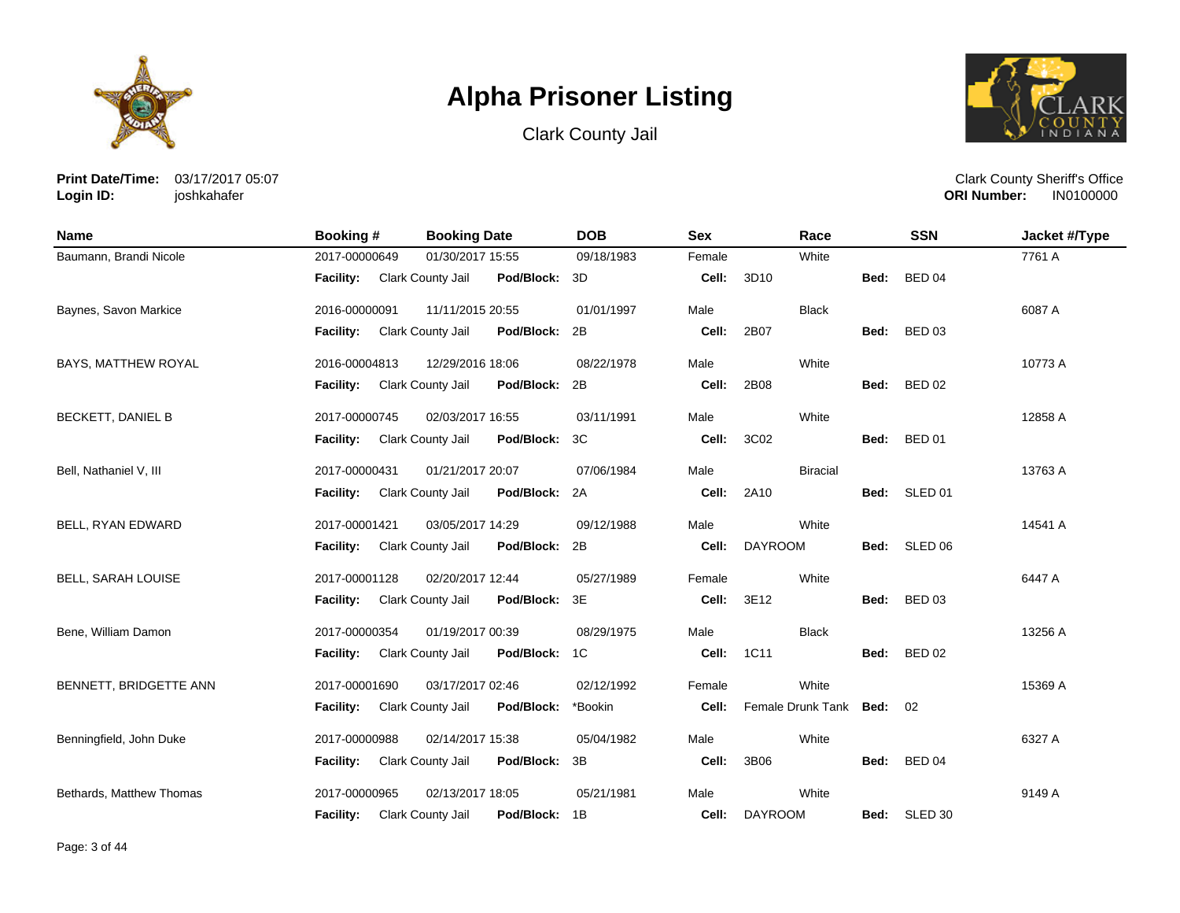# Alpha Prisoner Listing

Clark County Jail

**Print Date/Time:** 03/17/2017 05:07
**Login ID:** joshkahafer

Clark County Sheriff's Office
**ORI Number:** IN0100000

| Name | Booking # | Booking Date | DOB | Sex | Race | SSN | Jacket #/Type |
|---|---|---|---|---|---|---|---|
| Baumann, Brandi Nicole | 2017-00000649 | 01/30/2017 15:55 | 09/18/1983 | Female | White | | 7761 A |
| | **Facility:** Clark County Jail | **Pod/Block:** 3D | | **Cell:** 3D10 | | **Bed:** BED 04 | |
| Baynes, Savon Markice | 2016-00000091 | 11/11/2015 20:55 | 01/01/1997 | Male | Black | | 6087 A |
| | **Facility:** Clark County Jail | **Pod/Block:** 2B | | **Cell:** 2B07 | | **Bed:** BED 03 | |
| BAYS, MATTHEW ROYAL | 2016-00004813 | 12/29/2016 18:06 | 08/22/1978 | Male | White | | 10773 A |
| | **Facility:** Clark County Jail | **Pod/Block:** 2B | | **Cell:** 2B08 | | **Bed:** BED 02 | |
| BECKETT, DANIEL B | 2017-00000745 | 02/03/2017 16:55 | 03/11/1991 | Male | White | | 12858 A |
| | **Facility:** Clark County Jail | **Pod/Block:** 3C | | **Cell:** 3C02 | | **Bed:** BED 01 | |
| Bell, Nathaniel V, III | 2017-00000431 | 01/21/2017 20:07 | 07/06/1984 | Male | Biracial | | 13763 A |
| | **Facility:** Clark County Jail | **Pod/Block:** 2A | | **Cell:** 2A10 | | **Bed:** SLED 01 | |
| BELL, RYAN EDWARD | 2017-00001421 | 03/05/2017 14:29 | 09/12/1988 | Male | White | | 14541 A |
| | **Facility:** Clark County Jail | **Pod/Block:** 2B | | **Cell:** DAYROOM | | **Bed:** SLED 06 | |
| BELL, SARAH LOUISE | 2017-00001128 | 02/20/2017 12:44 | 05/27/1989 | Female | White | | 6447 A |
| | **Facility:** Clark County Jail | **Pod/Block:** 3E | | **Cell:** 3E12 | | **Bed:** BED 03 | |
| Bene, William Damon | 2017-00000354 | 01/19/2017 00:39 | 08/29/1975 | Male | Black | | 13256 A |
| | **Facility:** Clark County Jail | **Pod/Block:** 1C | | **Cell:** 1C11 | | **Bed:** BED 02 | |
| BENNETT, BRIDGETTE ANN | 2017-00001690 | 03/17/2017 02:46 | 02/12/1992 | Female | White | | 15369 A |
| | **Facility:** Clark County Jail | **Pod/Block:** *Bookin | | **Cell:** Female Drunk Tank | | **Bed:** 02 | |
| Benningfield, John Duke | 2017-00000988 | 02/14/2017 15:38 | 05/04/1982 | Male | White | | 6327 A |
| | **Facility:** Clark County Jail | **Pod/Block:** 3B | | **Cell:** 3B06 | | **Bed:** BED 04 | |
| Bethards, Matthew Thomas | 2017-00000965 | 02/13/2017 18:05 | 05/21/1981 | Male | White | | 9149 A |
| | **Facility:** Clark County Jail | **Pod/Block:** 1B | | **Cell:** DAYROOM | | **Bed:** SLED 30 | |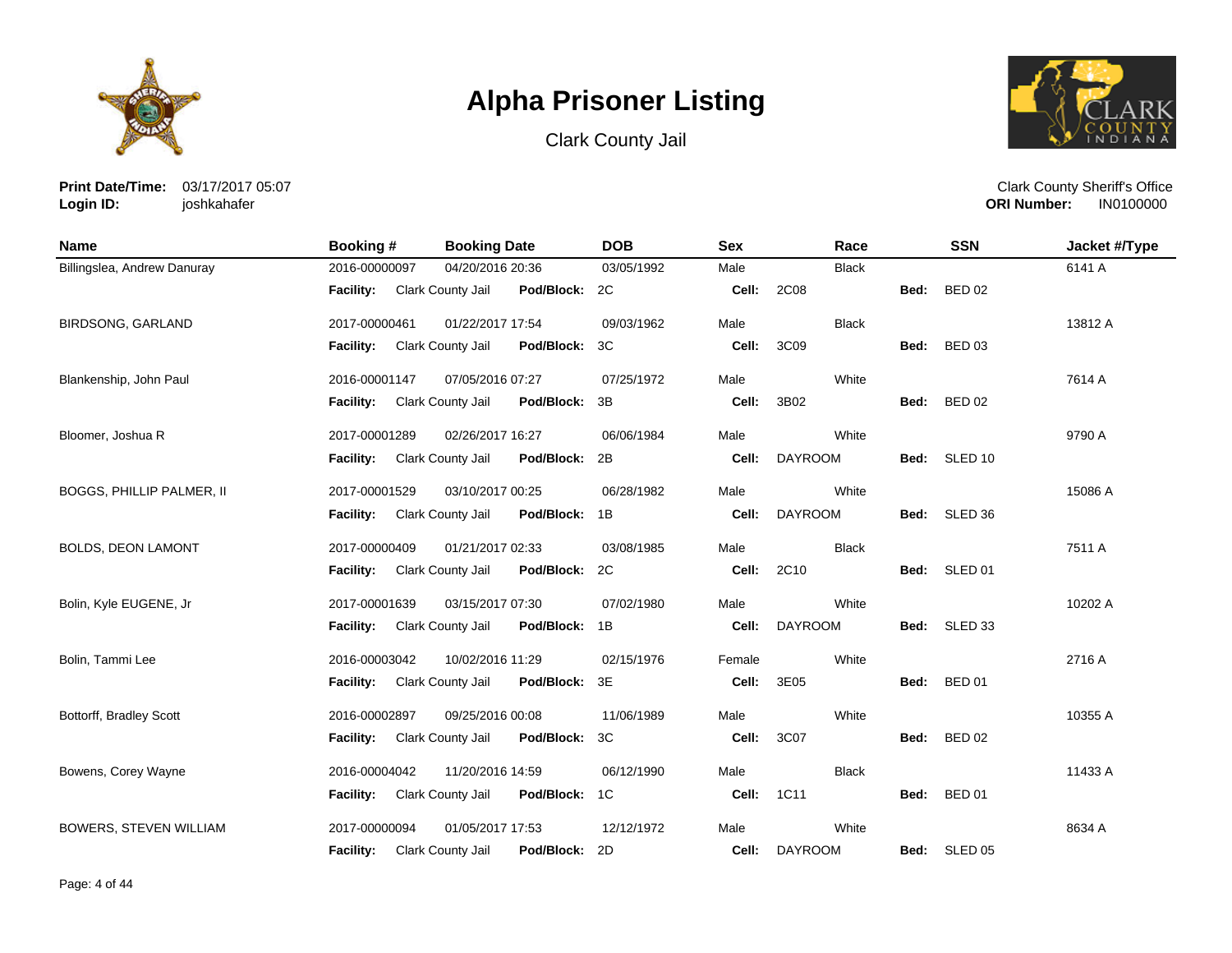# Alpha Prisoner Listing

Clark County Jail

**Print Date/Time:** 03/17/2017 05:07
**Login ID:** joshkahafer

Clark County Sheriff's Office
**ORI Number:** IN0100000

| Name | Booking # | Booking Date | DOB | Sex | Race | SSN | Jacket #/Type |
|---|---|---|---|---|---|---|---|
| Billingslea, Andrew Danuray | 2016-00000097 | 04/20/2016 20:36 | 03/05/1992 | Male | Black | | 6141 A |
| | **Facility:** Clark County Jail | **Pod/Block:** 2C | | **Cell:** 2C08 | | **Bed:** BED 02 | |
| BIRDSONG, GARLAND | 2017-00000461 | 01/22/2017 17:54 | 09/03/1962 | Male | Black | | 13812 A |
| | **Facility:** Clark County Jail | **Pod/Block:** 3C | | **Cell:** 3C09 | | **Bed:** BED 03 | |
| Blankenship, John Paul | 2016-00001147 | 07/05/2016 07:27 | 07/25/1972 | Male | White | | 7614 A |
| | **Facility:** Clark County Jail | **Pod/Block:** 3B | | **Cell:** 3B02 | | **Bed:** BED 02 | |
| Bloomer, Joshua R | 2017-00001289 | 02/26/2017 16:27 | 06/06/1984 | Male | White | | 9790 A |
| | **Facility:** Clark County Jail | **Pod/Block:** 2B | | **Cell:** DAYROOM | | **Bed:** SLED 10 | |
| BOGGS, PHILLIP PALMER, II | 2017-00001529 | 03/10/2017 00:25 | 06/28/1982 | Male | White | | 15086 A |
| | **Facility:** Clark County Jail | **Pod/Block:** 1B | | **Cell:** DAYROOM | | **Bed:** SLED 36 | |
| BOLDS, DEON LAMONT | 2017-00000409 | 01/21/2017 02:33 | 03/08/1985 | Male | Black | | 7511 A |
| | **Facility:** Clark County Jail | **Pod/Block:** 2C | | **Cell:** 2C10 | | **Bed:** SLED 01 | |
| Bolin, Kyle EUGENE, Jr | 2017-00001639 | 03/15/2017 07:30 | 07/02/1980 | Male | White | | 10202 A |
| | **Facility:** Clark County Jail | **Pod/Block:** 1B | | **Cell:** DAYROOM | | **Bed:** SLED 33 | |
| Bolin, Tammi Lee | 2016-00003042 | 10/02/2016 11:29 | 02/15/1976 | Female | White | | 2716 A |
| | **Facility:** Clark County Jail | **Pod/Block:** 3E | | **Cell:** 3E05 | | **Bed:** BED 01 | |
| Bottorff, Bradley Scott | 2016-00002897 | 09/25/2016 00:08 | 11/06/1989 | Male | White | | 10355 A |
| | **Facility:** Clark County Jail | **Pod/Block:** 3C | | **Cell:** 3C07 | | **Bed:** BED 02 | |
| Bowens, Corey Wayne | 2016-00004042 | 11/20/2016 14:59 | 06/12/1990 | Male | Black | | 11433 A |
| | **Facility:** Clark County Jail | **Pod/Block:** 1C | | **Cell:** 1C11 | | **Bed:** BED 01 | |
| BOWERS, STEVEN WILLIAM | 2017-00000094 | 01/05/2017 17:53 | 12/12/1972 | Male | White | | 8634 A |
| | **Facility:** Clark County Jail | **Pod/Block:** 2D | | **Cell:** DAYROOM | | **Bed:** SLED 05 | |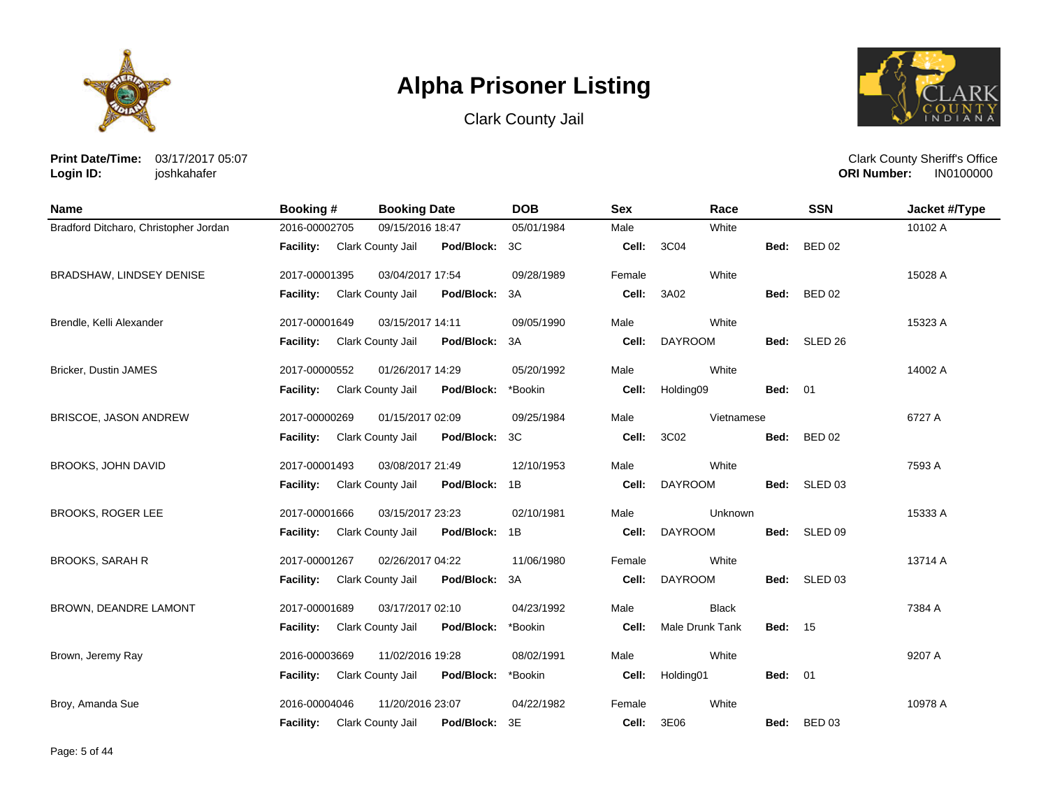# Alpha Prisoner Listing

Clark County Jail

**Print Date/Time:** 03/17/2017 05:07
**Login ID:** joshkahafer

Clark County Sheriff's Office
**ORI Number:** IN0100000

| Name | Booking # | Booking Date | DOB | Sex | Race | SSN | Jacket #/Type |
|---|---|---|---|---|---|---|---|
| Bradford Ditcharo, Christopher Jordan | 2016-00002705 | 09/15/2016 18:47 | 05/01/1984 | Male | White | | 10102 A |
| | **Facility:** Clark County Jail | **Pod/Block:** 3C | | **Cell:** 3C04 | **Bed:** BED 02 | | |
| BRADSHAW, LINDSEY DENISE | 2017-00001395 | 03/04/2017 17:54 | 09/28/1989 | Female | White | | 15028 A |
| | **Facility:** Clark County Jail | **Pod/Block:** 3A | | **Cell:** 3A02 | **Bed:** BED 02 | | |
| Brendle, Kelli Alexander | 2017-00001649 | 03/15/2017 14:11 | 09/05/1990 | Male | White | | 15323 A |
| | **Facility:** Clark County Jail | **Pod/Block:** 3A | | **Cell:** DAYROOM | **Bed:** SLED 26 | | |
| Bricker, Dustin JAMES | 2017-00000552 | 01/26/2017 14:29 | 05/20/1992 | Male | White | | 14002 A |
| | **Facility:** Clark County Jail | **Pod/Block:** *Bookin | | **Cell:** Holding09 | **Bed:** 01 | | |
| BRISCOE, JASON ANDREW | 2017-00000269 | 01/15/2017 02:09 | 09/25/1984 | Male | Vietnamese | | 6727 A |
| | **Facility:** Clark County Jail | **Pod/Block:** 3C | | **Cell:** 3C02 | **Bed:** BED 02 | | |
| BROOKS, JOHN DAVID | 2017-00001493 | 03/08/2017 21:49 | 12/10/1953 | Male | White | | 7593 A |
| | **Facility:** Clark County Jail | **Pod/Block:** 1B | | **Cell:** DAYROOM | **Bed:** SLED 03 | | |
| BROOKS, ROGER LEE | 2017-00001666 | 03/15/2017 23:23 | 02/10/1981 | Male | Unknown | | 15333 A |
| | **Facility:** Clark County Jail | **Pod/Block:** 1B | | **Cell:** DAYROOM | **Bed:** SLED 09 | | |
| BROOKS, SARAH R | 2017-00001267 | 02/26/2017 04:22 | 11/06/1980 | Female | White | | 13714 A |
| | **Facility:** Clark County Jail | **Pod/Block:** 3A | | **Cell:** DAYROOM | **Bed:** SLED 03 | | |
| BROWN, DEANDRE LAMONT | 2017-00001689 | 03/17/2017 02:10 | 04/23/1992 | Male | Black | | 7384 A |
| | **Facility:** Clark County Jail | **Pod/Block:** *Bookin | | **Cell:** Male Drunk Tank | **Bed:** 15 | | |
| Brown, Jeremy Ray | 2016-00003669 | 11/02/2016 19:28 | 08/02/1991 | Male | White | | 9207 A |
| | **Facility:** Clark County Jail | **Pod/Block:** *Bookin | | **Cell:** Holding01 | **Bed:** 01 | | |
| Broy, Amanda Sue | 2016-00004046 | 11/20/2016 23:07 | 04/22/1982 | Female | White | | 10978 A |
| | **Facility:** Clark County Jail | **Pod/Block:** 3E | | **Cell:** 3E06 | **Bed:** BED 03 | | |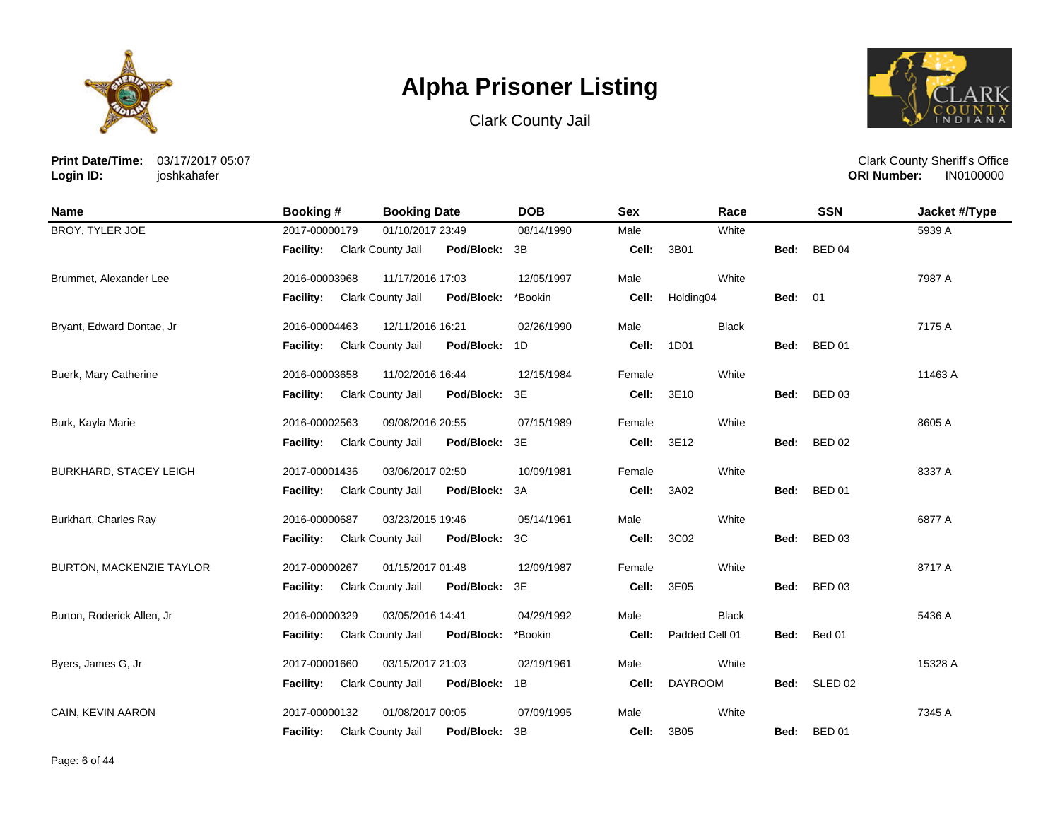# Alpha Prisoner Listing

Clark County Jail

**Print Date/Time:** 03/17/2017 05:07
**Login ID:** joshkahafer

Clark County Sheriff's Office
**ORI Number:** IN0100000

| Name | Booking # | Booking Date | DOB | Sex | Race | SSN | Jacket #/Type |
|---|---|---|---|---|---|---|---|
| BROY, TYLER JOE | 2017-00000179 | 01/10/2017 23:49 | 08/14/1990 | Male | White | | 5939 A |
| | **Facility:** Clark County Jail | **Pod/Block:** 3B | | **Cell:** 3B01 | | **Bed:** BED 04 | |
| Brummet, Alexander Lee | 2016-00003968 | 11/17/2016 17:03 | 12/05/1997 | Male | White | | 7987 A |
| | **Facility:** Clark County Jail | **Pod/Block:** *Bookin | | **Cell:** Holding04 | | **Bed:** 01 | |
| Bryant, Edward Dontae, Jr | 2016-00004463 | 12/11/2016 16:21 | 02/26/1990 | Male | Black | | 7175 A |
| | **Facility:** Clark County Jail | **Pod/Block:** 1D | | **Cell:** 1D01 | | **Bed:** BED 01 | |
| Buerk, Mary Catherine | 2016-00003658 | 11/02/2016 16:44 | 12/15/1984 | Female | White | | 11463 A |
| | **Facility:** Clark County Jail | **Pod/Block:** 3E | | **Cell:** 3E10 | | **Bed:** BED 03 | |
| Burk, Kayla Marie | 2016-00002563 | 09/08/2016 20:55 | 07/15/1989 | Female | White | | 8605 A |
| | **Facility:** Clark County Jail | **Pod/Block:** 3E | | **Cell:** 3E12 | | **Bed:** BED 02 | |
| BURKHARD, STACEY LEIGH | 2017-00001436 | 03/06/2017 02:50 | 10/09/1981 | Female | White | | 8337 A |
| | **Facility:** Clark County Jail | **Pod/Block:** 3A | | **Cell:** 3A02 | | **Bed:** BED 01 | |
| Burkhart, Charles Ray | 2016-00000687 | 03/23/2015 19:46 | 05/14/1961 | Male | White | | 6877 A |
| | **Facility:** Clark County Jail | **Pod/Block:** 3C | | **Cell:** 3C02 | | **Bed:** BED 03 | |
| BURTON, MACKENZIE TAYLOR | 2017-00000267 | 01/15/2017 01:48 | 12/09/1987 | Female | White | | 8717 A |
| | **Facility:** Clark County Jail | **Pod/Block:** 3E | | **Cell:** 3E05 | | **Bed:** BED 03 | |
| Burton, Roderick Allen, Jr | 2016-00000329 | 03/05/2016 14:41 | 04/29/1992 | Male | Black | | 5436 A |
| | **Facility:** Clark County Jail | **Pod/Block:** *Bookin | | **Cell:** Padded Cell 01 | | **Bed:** Bed 01 | |
| Byers, James G, Jr | 2017-00001660 | 03/15/2017 21:03 | 02/19/1961 | Male | White | | 15328 A |
| | **Facility:** Clark County Jail | **Pod/Block:** 1B | | **Cell:** DAYROOM | | **Bed:** SLED 02 | |
| CAIN, KEVIN AARON | 2017-00000132 | 01/08/2017 00:05 | 07/09/1995 | Male | White | | 7345 A |
| | **Facility:** Clark County Jail | **Pod/Block:** 3B | | **Cell:** 3B05 | | **Bed:** BED 01 | |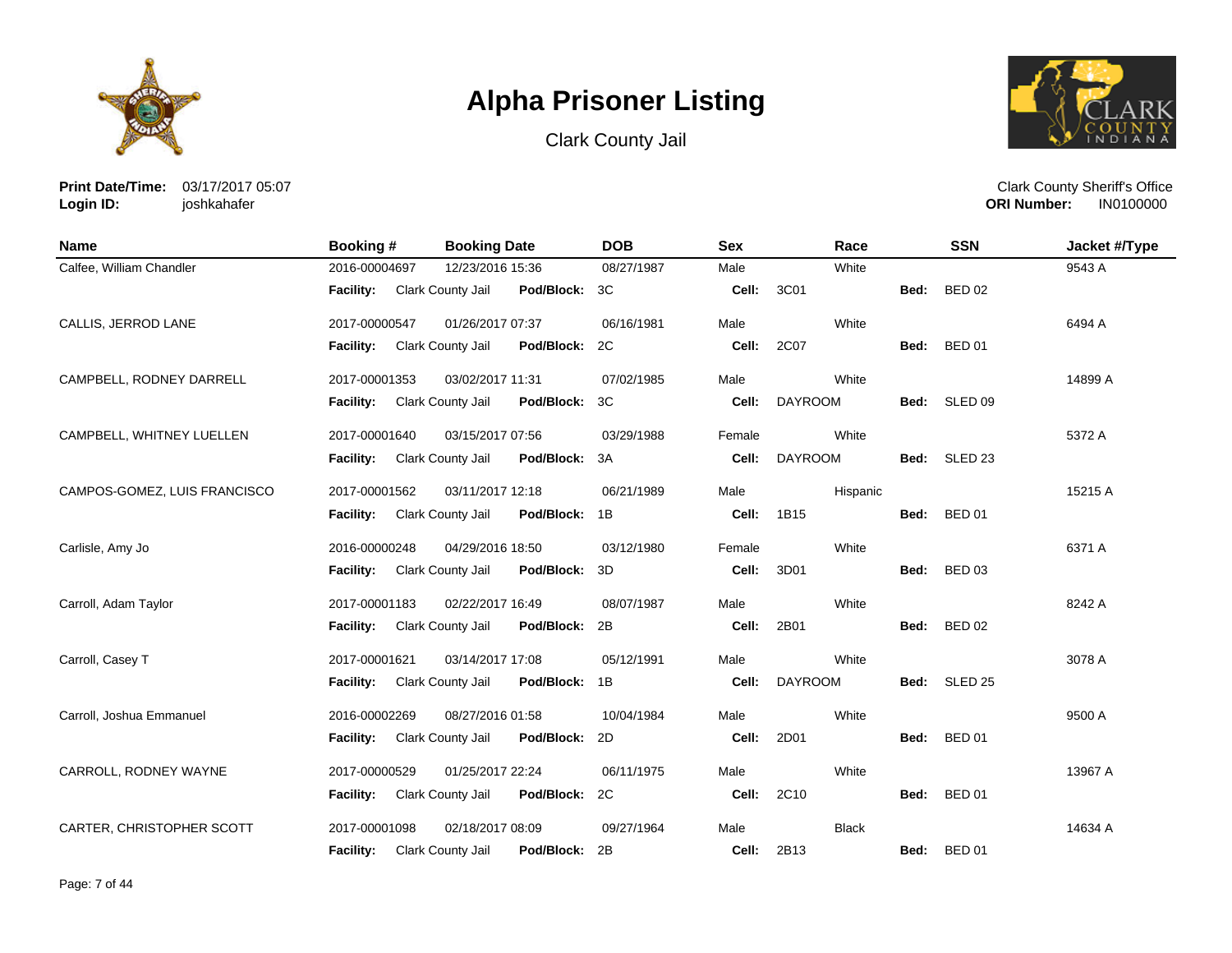# Alpha Prisoner Listing

Clark County Jail

**Print Date/Time:** 03/17/2017 05:07
**Login ID:** joshkahafer

Clark County Sheriff's Office
**ORI Number:** IN0100000

| Name | Booking # | Booking Date | DOB | Sex | Race | SSN | Jacket #/Type |
|---|---|---|---|---|---|---|---|
| Calfee, William Chandler | 2016-00004697 | 12/23/2016 15:36 | 08/27/1987 | Male | White | | 9543 A |
| | **Facility:** Clark County Jail | **Pod/Block:** 3C | | **Cell:** 3C01 | | **Bed:** BED 02 | |
| CALLIS, JERROD LANE | 2017-00000547 | 01/26/2017 07:37 | 06/16/1981 | Male | White | | 6494 A |
| | **Facility:** Clark County Jail | **Pod/Block:** 2C | | **Cell:** 2C07 | | **Bed:** BED 01 | |
| CAMPBELL, RODNEY DARRELL | 2017-00001353 | 03/02/2017 11:31 | 07/02/1985 | Male | White | | 14899 A |
| | **Facility:** Clark County Jail | **Pod/Block:** 3C | | **Cell:** DAYROOM | | **Bed:** SLED 09 | |
| CAMPBELL, WHITNEY LUELLEN | 2017-00001640 | 03/15/2017 07:56 | 03/29/1988 | Female | White | | 5372 A |
| | **Facility:** Clark County Jail | **Pod/Block:** 3A | | **Cell:** DAYROOM | | **Bed:** SLED 23 | |
| CAMPOS-GOMEZ, LUIS FRANCISCO | 2017-00001562 | 03/11/2017 12:18 | 06/21/1989 | Male | Hispanic | | 15215 A |
| | **Facility:** Clark County Jail | **Pod/Block:** 1B | | **Cell:** 1B15 | | **Bed:** BED 01 | |
| Carlisle, Amy Jo | 2016-00000248 | 04/29/2016 18:50 | 03/12/1980 | Female | White | | 6371 A |
| | **Facility:** Clark County Jail | **Pod/Block:** 3D | | **Cell:** 3D01 | | **Bed:** BED 03 | |
| Carroll, Adam Taylor | 2017-00001183 | 02/22/2017 16:49 | 08/07/1987 | Male | White | | 8242 A |
| | **Facility:** Clark County Jail | **Pod/Block:** 2B | | **Cell:** 2B01 | | **Bed:** BED 02 | |
| Carroll, Casey T | 2017-00001621 | 03/14/2017 17:08 | 05/12/1991 | Male | White | | 3078 A |
| | **Facility:** Clark County Jail | **Pod/Block:** 1B | | **Cell:** DAYROOM | | **Bed:** SLED 25 | |
| Carroll, Joshua Emmanuel | 2016-00002269 | 08/27/2016 01:58 | 10/04/1984 | Male | White | | 9500 A |
| | **Facility:** Clark County Jail | **Pod/Block:** 2D | | **Cell:** 2D01 | | **Bed:** BED 01 | |
| CARROLL, RODNEY WAYNE | 2017-00000529 | 01/25/2017 22:24 | 06/11/1975 | Male | White | | 13967 A |
| | **Facility:** Clark County Jail | **Pod/Block:** 2C | | **Cell:** 2C10 | | **Bed:** BED 01 | |
| CARTER, CHRISTOPHER SCOTT | 2017-00001098 | 02/18/2017 08:09 | 09/27/1964 | Male | Black | | 14634 A |
| | **Facility:** Clark County Jail | **Pod/Block:** 2B | | **Cell:** 2B13 | | **Bed:** BED 01 | |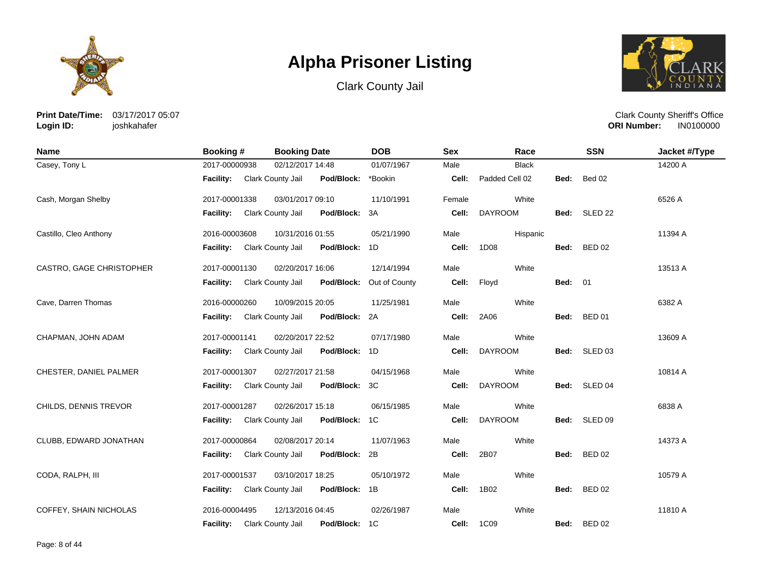# Alpha Prisoner Listing

Clark County Jail

**Print Date/Time:** 03/17/2017 05:07
**Login ID:** joshkahafer

Clark County Sheriff's Office
**ORI Number:** IN0100000

| Name | Booking # | Booking Date | DOB | Sex | Race | SSN | Jacket #/Type |
|---|---|---|---|---|---|---|---|
| Casey, Tony L | 2017-00000938 | 02/12/2017 14:48 | 01/07/1967 | Male | Black | | 14200 A |
| | **Facility:** Clark County Jail | **Pod/Block:** *Bookin | | **Cell:** Padded Cell 02 | | **Bed:** Bed 02 | |
| Cash, Morgan Shelby | 2017-00001338 | 03/01/2017 09:10 | 11/10/1991 | Female | White | | 6526 A |
| | **Facility:** Clark County Jail | **Pod/Block:** 3A | | **Cell:** DAYROOM | | **Bed:** SLED 22 | |
| Castillo, Cleo Anthony | 2016-00003608 | 10/31/2016 01:55 | 05/21/1990 | Male | Hispanic | | 11394 A |
| | **Facility:** Clark County Jail | **Pod/Block:** 1D | | **Cell:** 1D08 | | **Bed:** BED 02 | |
| CASTRO, GAGE CHRISTOPHER | 2017-00001130 | 02/20/2017 16:06 | 12/14/1994 | Male | White | | 13513 A |
| | **Facility:** Clark County Jail | **Pod/Block:** Out of County | | **Cell:** Floyd | | **Bed:** 01 | |
| Cave, Darren Thomas | 2016-00000260 | 10/09/2015 20:05 | 11/25/1981 | Male | White | | 6382 A |
| | **Facility:** Clark County Jail | **Pod/Block:** 2A | | **Cell:** 2A06 | | **Bed:** BED 01 | |
| CHAPMAN, JOHN ADAM | 2017-00001141 | 02/20/2017 22:52 | 07/17/1980 | Male | White | | 13609 A |
| | **Facility:** Clark County Jail | **Pod/Block:** 1D | | **Cell:** DAYROOM | | **Bed:** SLED 03 | |
| CHESTER, DANIEL PALMER | 2017-00001307 | 02/27/2017 21:58 | 04/15/1968 | Male | White | | 10814 A |
| | **Facility:** Clark County Jail | **Pod/Block:** 3C | | **Cell:** DAYROOM | | **Bed:** SLED 04 | |
| CHILDS, DENNIS TREVOR | 2017-00001287 | 02/26/2017 15:18 | 06/15/1985 | Male | White | | 6838 A |
| | **Facility:** Clark County Jail | **Pod/Block:** 1C | | **Cell:** DAYROOM | | **Bed:** SLED 09 | |
| CLUBB, EDWARD JONATHAN | 2017-00000864 | 02/08/2017 20:14 | 11/07/1963 | Male | White | | 14373 A |
| | **Facility:** Clark County Jail | **Pod/Block:** 2B | | **Cell:** 2B07 | | **Bed:** BED 02 | |
| CODA, RALPH, III | 2017-00001537 | 03/10/2017 18:25 | 05/10/1972 | Male | White | | 10579 A |
| | **Facility:** Clark County Jail | **Pod/Block:** 1B | | **Cell:** 1B02 | | **Bed:** BED 02 | |
| COFFEY, SHAIN NICHOLAS | 2016-00004495 | 12/13/2016 04:45 | 02/26/1987 | Male | White | | 11810 A |
| | **Facility:** Clark County Jail | **Pod/Block:** 1C | | **Cell:** 1C09 | | **Bed:** BED 02 | |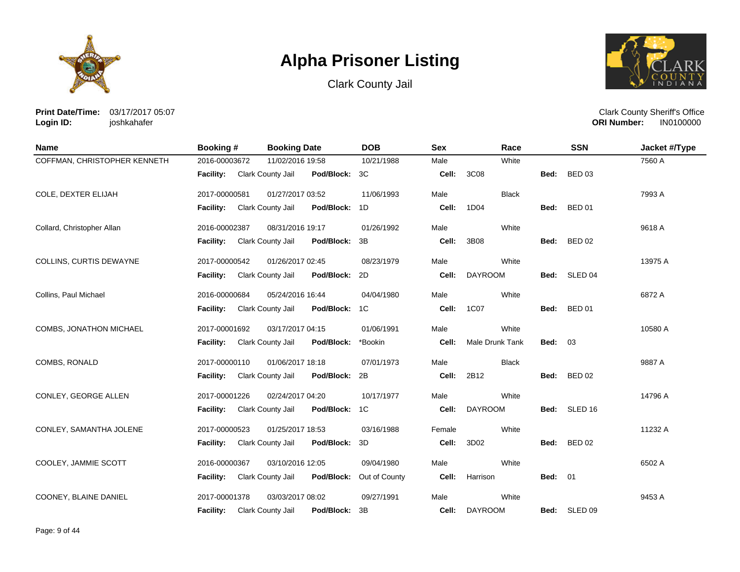# Alpha Prisoner Listing

Clark County Jail

**Print Date/Time:** 03/17/2017 05:07
**Login ID:** joshkahafer

Clark County Sheriff's Office
**ORI Number:** IN0100000

| Name | Booking # | Booking Date | DOB | Sex | Race | SSN | Jacket #/Type |
|---|---|---|---|---|---|---|---|
| COFFMAN, CHRISTOPHER KENNETH | 2016-00003672 | 11/02/2016 19:58 | 10/21/1988 | Male | White | | 7560 A |
| | **Facility:** Clark County Jail | **Pod/Block:** 3C | | **Cell:** 3C08 | | **Bed:** BED 03 | |
| COLE, DEXTER ELIJAH | 2017-00000581 | 01/27/2017 03:52 | 11/06/1993 | Male | Black | | 7993 A |
| | **Facility:** Clark County Jail | **Pod/Block:** 1D | | **Cell:** 1D04 | | **Bed:** BED 01 | |
| Collard, Christopher Allan | 2016-00002387 | 08/31/2016 19:17 | 01/26/1992 | Male | White | | 9618 A |
| | **Facility:** Clark County Jail | **Pod/Block:** 3B | | **Cell:** 3B08 | | **Bed:** BED 02 | |
| COLLINS, CURTIS DEWAYNE | 2017-00000542 | 01/26/2017 02:45 | 08/23/1979 | Male | White | | 13975 A |
| | **Facility:** Clark County Jail | **Pod/Block:** 2D | | **Cell:** DAYROOM | | **Bed:** SLED 04 | |
| Collins, Paul Michael | 2016-00000684 | 05/24/2016 16:44 | 04/04/1980 | Male | White | | 6872 A |
| | **Facility:** Clark County Jail | **Pod/Block:** 1C | | **Cell:** 1C07 | | **Bed:** BED 01 | |
| COMBS, JONATHON MICHAEL | 2017-00001692 | 03/17/2017 04:15 | 01/06/1991 | Male | White | | 10580 A |
| | **Facility:** Clark County Jail | **Pod/Block:** *Bookin | | **Cell:** Male Drunk Tank | | **Bed:** 03 | |
| COMBS, RONALD | 2017-00000110 | 01/06/2017 18:18 | 07/01/1973 | Male | Black | | 9887 A |
| | **Facility:** Clark County Jail | **Pod/Block:** 2B | | **Cell:** 2B12 | | **Bed:** BED 02 | |
| CONLEY, GEORGE ALLEN | 2017-00001226 | 02/24/2017 04:20 | 10/17/1977 | Male | White | | 14796 A |
| | **Facility:** Clark County Jail | **Pod/Block:** 1C | | **Cell:** DAYROOM | | **Bed:** SLED 16 | |
| CONLEY, SAMANTHA JOLENE | 2017-00000523 | 01/25/2017 18:53 | 03/16/1988 | Female | White | | 11232 A |
| | **Facility:** Clark County Jail | **Pod/Block:** 3D | | **Cell:** 3D02 | | **Bed:** BED 02 | |
| COOLEY, JAMMIE SCOTT | 2016-00000367 | 03/10/2016 12:05 | 09/04/1980 | Male | White | | 6502 A |
| | **Facility:** Clark County Jail | **Pod/Block:** Out of County | | **Cell:** Harrison | | **Bed:** 01 | |
| COONEY, BLAINE DANIEL | 2017-00001378 | 03/03/2017 08:02 | 09/27/1991 | Male | White | | 9453 A |
| | **Facility:** Clark County Jail | **Pod/Block:** 3B | | **Cell:** DAYROOM | | **Bed:** SLED 09 | |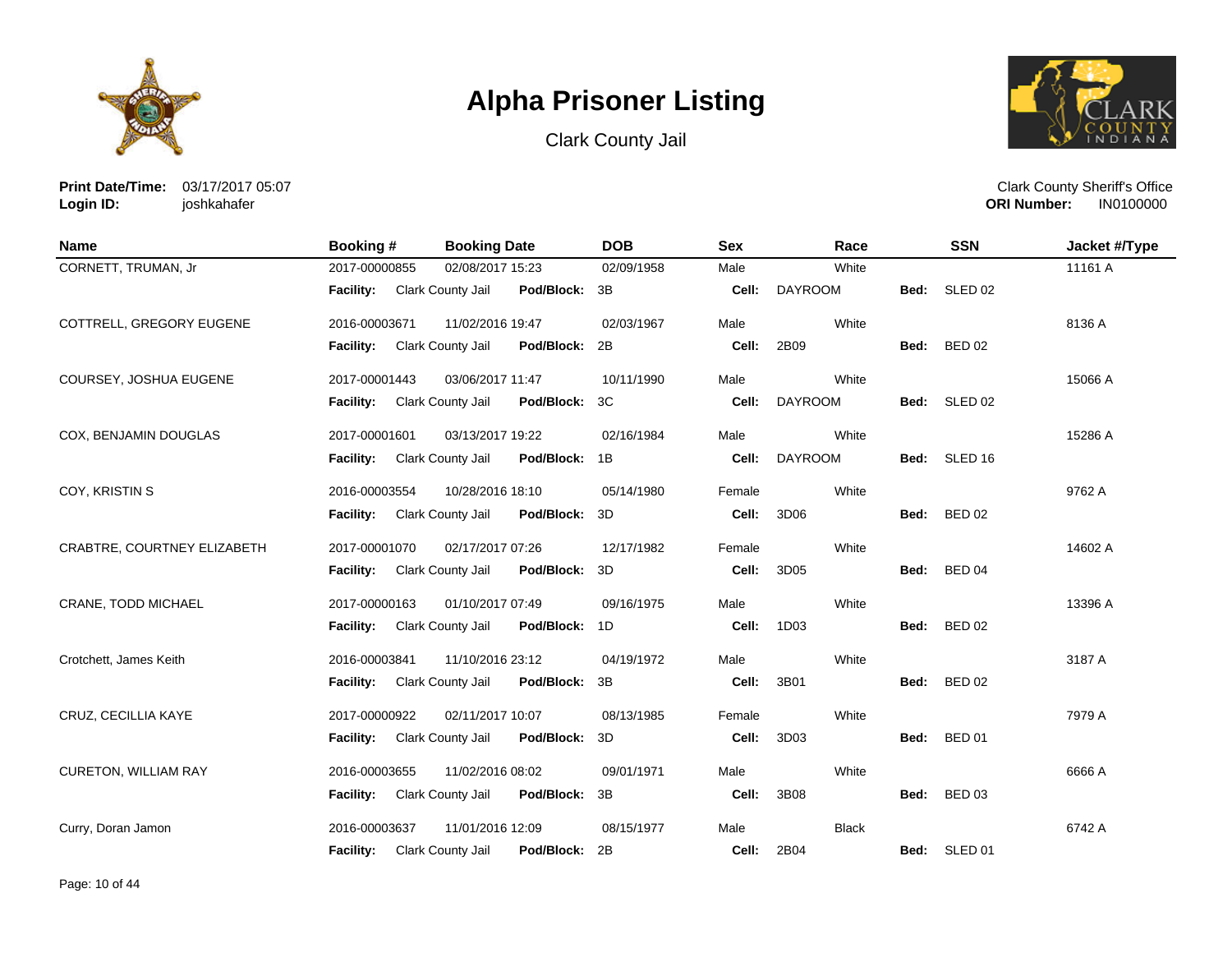# Alpha Prisoner Listing

Clark County Jail

**Print Date/Time:** 03/17/2017 05:07
**Login ID:** joshkahafer

Clark County Sheriff's Office
**ORI Number:** IN0100000

| Name | Booking # | Booking Date | DOB | Sex | Race | SSN | Jacket #/Type |
|---|---|---|---|---|---|---|---|
| CORNETT, TRUMAN, Jr | 2017-00000855 | 02/08/2017 15:23 | 02/09/1958 | Male | White | | 11161 A |
| | **Facility:** Clark County Jail | **Pod/Block:** 3B | | **Cell:** DAYROOM | | **Bed:** SLED 02 | |
| COTTRELL, GREGORY EUGENE | 2016-00003671 | 11/02/2016 19:47 | 02/03/1967 | Male | White | | 8136 A |
| | **Facility:** Clark County Jail | **Pod/Block:** 2B | | **Cell:** 2B09 | | **Bed:** BED 02 | |
| COURSEY, JOSHUA EUGENE | 2017-00001443 | 03/06/2017 11:47 | 10/11/1990 | Male | White | | 15066 A |
| | **Facility:** Clark County Jail | **Pod/Block:** 3C | | **Cell:** DAYROOM | | **Bed:** SLED 02 | |
| COX, BENJAMIN DOUGLAS | 2017-00001601 | 03/13/2017 19:22 | 02/16/1984 | Male | White | | 15286 A |
| | **Facility:** Clark County Jail | **Pod/Block:** 1B | | **Cell:** DAYROOM | | **Bed:** SLED 16 | |
| COY, KRISTIN S | 2016-00003554 | 10/28/2016 18:10 | 05/14/1980 | Female | White | | 9762 A |
| | **Facility:** Clark County Jail | **Pod/Block:** 3D | | **Cell:** 3D06 | | **Bed:** BED 02 | |
| CRABTRE, COURTNEY ELIZABETH | 2017-00001070 | 02/17/2017 07:26 | 12/17/1982 | Female | White | | 14602 A |
| | **Facility:** Clark County Jail | **Pod/Block:** 3D | | **Cell:** 3D05 | | **Bed:** BED 04 | |
| CRANE, TODD MICHAEL | 2017-00000163 | 01/10/2017 07:49 | 09/16/1975 | Male | White | | 13396 A |
| | **Facility:** Clark County Jail | **Pod/Block:** 1D | | **Cell:** 1D03 | | **Bed:** BED 02 | |
| Crotchett, James Keith | 2016-00003841 | 11/10/2016 23:12 | 04/19/1972 | Male | White | | 3187 A |
| | **Facility:** Clark County Jail | **Pod/Block:** 3B | | **Cell:** 3B01 | | **Bed:** BED 02 | |
| CRUZ, CECILLIA KAYE | 2017-00000922 | 02/11/2017 10:07 | 08/13/1985 | Female | White | | 7979 A |
| | **Facility:** Clark County Jail | **Pod/Block:** 3D | | **Cell:** 3D03 | | **Bed:** BED 01 | |
| CURETON, WILLIAM RAY | 2016-00003655 | 11/02/2016 08:02 | 09/01/1971 | Male | White | | 6666 A |
| | **Facility:** Clark County Jail | **Pod/Block:** 3B | | **Cell:** 3B08 | | **Bed:** BED 03 | |
| Curry, Doran Jamon | 2016-00003637 | 11/01/2016 12:09 | 08/15/1977 | Male | Black | | 6742 A |
| | **Facility:** Clark County Jail | **Pod/Block:** 2B | | **Cell:** 2B04 | | **Bed:** SLED 01 | |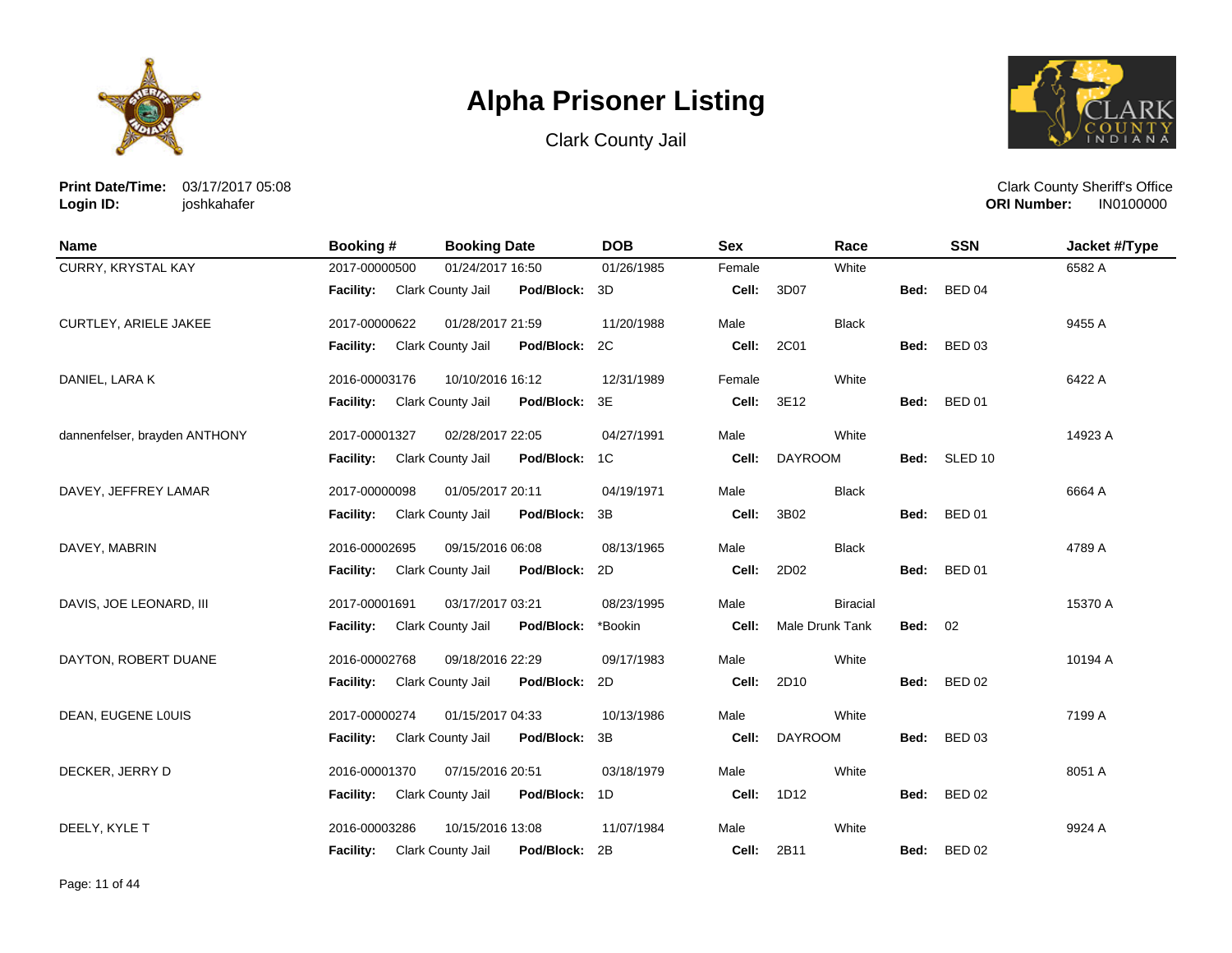# Alpha Prisoner Listing

Clark County Jail

**Print Date/Time:** 03/17/2017 05:08
**Login ID:** joshkahafer

Clark County Sheriff's Office
**ORI Number:** IN0100000

| Name | Booking # | Booking Date | DOB | Sex | Race | SSN | Jacket #/Type |
|---|---|---|---|---|---|---|---|
| CURRY, KRYSTAL KAY | 2017-00000500 | 01/24/2017 16:50 | 01/26/1985 | Female | White | | 6582 A |
| | **Facility:** Clark County Jail | **Pod/Block:** 3D | | **Cell:** 3D07 | | **Bed:** BED 04 | |
| CURTLEY, ARIELE JAKEE | 2017-00000622 | 01/28/2017 21:59 | 11/20/1988 | Male | Black | | 9455 A |
| | **Facility:** Clark County Jail | **Pod/Block:** 2C | | **Cell:** 2C01 | | **Bed:** BED 03 | |
| DANIEL, LARA K | 2016-00003176 | 10/10/2016 16:12 | 12/31/1989 | Female | White | | 6422 A |
| | **Facility:** Clark County Jail | **Pod/Block:** 3E | | **Cell:** 3E12 | | **Bed:** BED 01 | |
| dannenfelser, brayden ANTHONY | 2017-00001327 | 02/28/2017 22:05 | 04/27/1991 | Male | White | | 14923 A |
| | **Facility:** Clark County Jail | **Pod/Block:** 1C | | **Cell:** DAYROOM | | **Bed:** SLED 10 | |
| DAVEY, JEFFREY LAMAR | 2017-00000098 | 01/05/2017 20:11 | 04/19/1971 | Male | Black | | 6664 A |
| | **Facility:** Clark County Jail | **Pod/Block:** 3B | | **Cell:** 3B02 | | **Bed:** BED 01 | |
| DAVEY, MABRIN | 2016-00002695 | 09/15/2016 06:08 | 08/13/1965 | Male | Black | | 4789 A |
| | **Facility:** Clark County Jail | **Pod/Block:** 2D | | **Cell:** 2D02 | | **Bed:** BED 01 | |
| DAVIS, JOE LEONARD, III | 2017-00001691 | 03/17/2017 03:21 | 08/23/1995 | Male | Biracial | | 15370 A |
| | **Facility:** Clark County Jail | **Pod/Block:** *Bookin | | **Cell:** Male Drunk Tank | | **Bed:** 02 | |
| DAYTON, ROBERT DUANE | 2016-00002768 | 09/18/2016 22:29 | 09/17/1983 | Male | White | | 10194 A |
| | **Facility:** Clark County Jail | **Pod/Block:** 2D | | **Cell:** 2D10 | | **Bed:** BED 02 | |
| DEAN, EUGENE L0UIS | 2017-00000274 | 01/15/2017 04:33 | 10/13/1986 | Male | White | | 7199 A |
| | **Facility:** Clark County Jail | **Pod/Block:** 3B | | **Cell:** DAYROOM | | **Bed:** BED 03 | |
| DECKER, JERRY D | 2016-00001370 | 07/15/2016 20:51 | 03/18/1979 | Male | White | | 8051 A |
| | **Facility:** Clark County Jail | **Pod/Block:** 1D | | **Cell:** 1D12 | | **Bed:** BED 02 | |
| DEELY, KYLE T | 2016-00003286 | 10/15/2016 13:08 | 11/07/1984 | Male | White | | 9924 A |
| | **Facility:** Clark County Jail | **Pod/Block:** 2B | | **Cell:** 2B11 | | **Bed:** BED 02 | |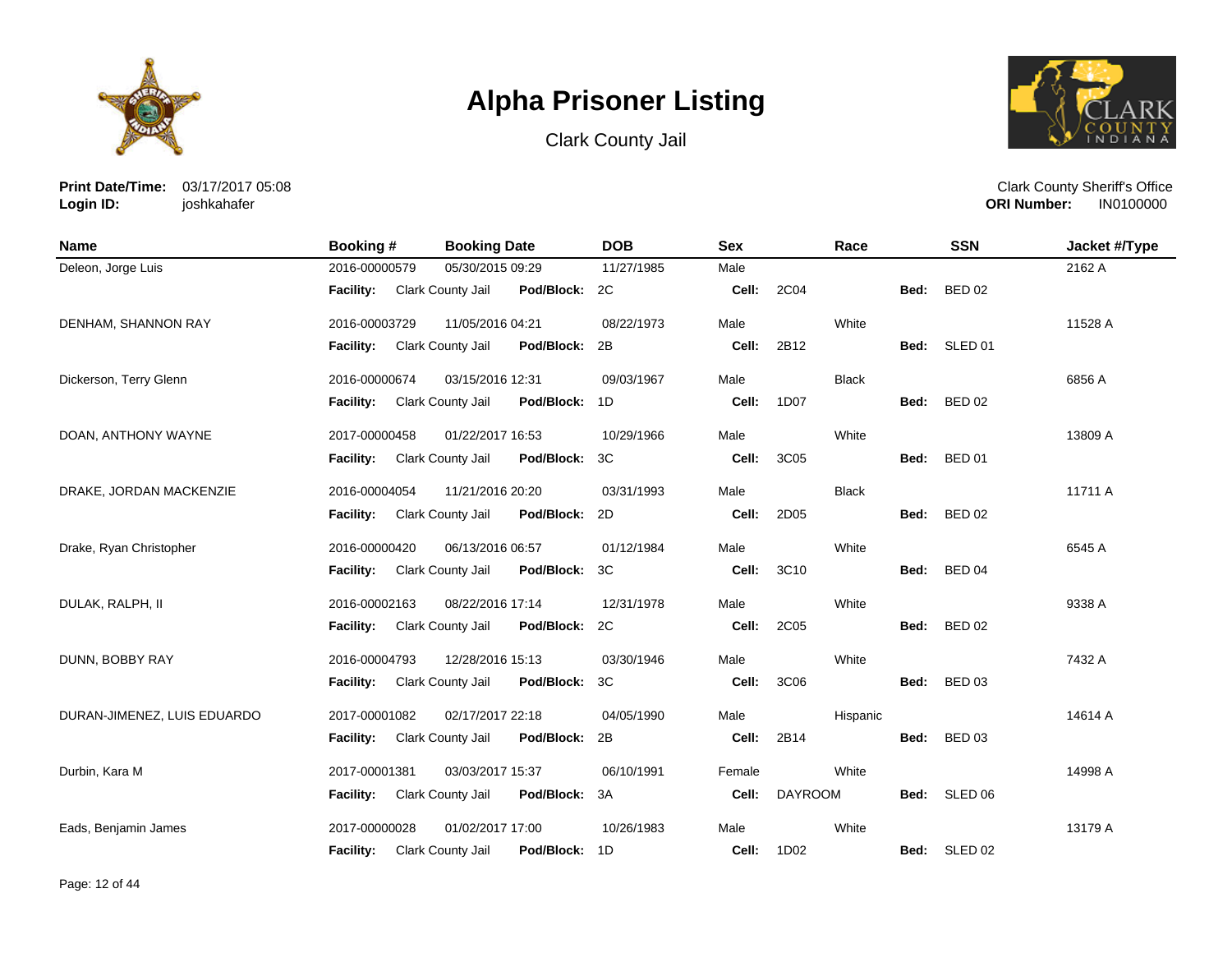# Alpha Prisoner Listing

Clark County Jail

**Print Date/Time:** 03/17/2017 05:08
**Login ID:** joshkahafer

Clark County Sheriff's Office
**ORI Number:** IN0100000

| Name | Booking # | Booking Date | DOB | Sex | Race | SSN | Jacket #/Type |
|---|---|---|---|---|---|---|---|
| Deleon, Jorge Luis | 2016-00000579 | 05/30/2015 09:29 | 11/27/1985 | Male | | | 2162 A |
| | **Facility:** Clark County Jail | **Pod/Block:** 2C | | **Cell:** 2C04 | | **Bed:** BED 02 | |
| DENHAM, SHANNON RAY | 2016-00003729 | 11/05/2016 04:21 | 08/22/1973 | Male | White | | 11528 A |
| | **Facility:** Clark County Jail | **Pod/Block:** 2B | | **Cell:** 2B12 | | **Bed:** SLED 01 | |
| Dickerson, Terry Glenn | 2016-00000674 | 03/15/2016 12:31 | 09/03/1967 | Male | Black | | 6856 A |
| | **Facility:** Clark County Jail | **Pod/Block:** 1D | | **Cell:** 1D07 | | **Bed:** BED 02 | |
| DOAN, ANTHONY WAYNE | 2017-00000458 | 01/22/2017 16:53 | 10/29/1966 | Male | White | | 13809 A |
| | **Facility:** Clark County Jail | **Pod/Block:** 3C | | **Cell:** 3C05 | | **Bed:** BED 01 | |
| DRAKE, JORDAN MACKENZIE | 2016-00004054 | 11/21/2016 20:20 | 03/31/1993 | Male | Black | | 11711 A |
| | **Facility:** Clark County Jail | **Pod/Block:** 2D | | **Cell:** 2D05 | | **Bed:** BED 02 | |
| Drake, Ryan Christopher | 2016-00000420 | 06/13/2016 06:57 | 01/12/1984 | Male | White | | 6545 A |
| | **Facility:** Clark County Jail | **Pod/Block:** 3C | | **Cell:** 3C10 | | **Bed:** BED 04 | |
| DULAK, RALPH, II | 2016-00002163 | 08/22/2016 17:14 | 12/31/1978 | Male | White | | 9338 A |
| | **Facility:** Clark County Jail | **Pod/Block:** 2C | | **Cell:** 2C05 | | **Bed:** BED 02 | |
| DUNN, BOBBY RAY | 2016-00004793 | 12/28/2016 15:13 | 03/30/1946 | Male | White | | 7432 A |
| | **Facility:** Clark County Jail | **Pod/Block:** 3C | | **Cell:** 3C06 | | **Bed:** BED 03 | |
| DURAN-JIMENEZ, LUIS EDUARDO | 2017-00001082 | 02/17/2017 22:18 | 04/05/1990 | Male | Hispanic | | 14614 A |
| | **Facility:** Clark County Jail | **Pod/Block:** 2B | | **Cell:** 2B14 | | **Bed:** BED 03 | |
| Durbin, Kara M | 2017-00001381 | 03/03/2017 15:37 | 06/10/1991 | Female | White | | 14998 A |
| | **Facility:** Clark County Jail | **Pod/Block:** 3A | | **Cell:** DAYROOM | | **Bed:** SLED 06 | |
| Eads, Benjamin James | 2017-00000028 | 01/02/2017 17:00 | 10/26/1983 | Male | White | | 13179 A |
| | **Facility:** Clark County Jail | **Pod/Block:** 1D | | **Cell:** 1D02 | | **Bed:** SLED 02 | |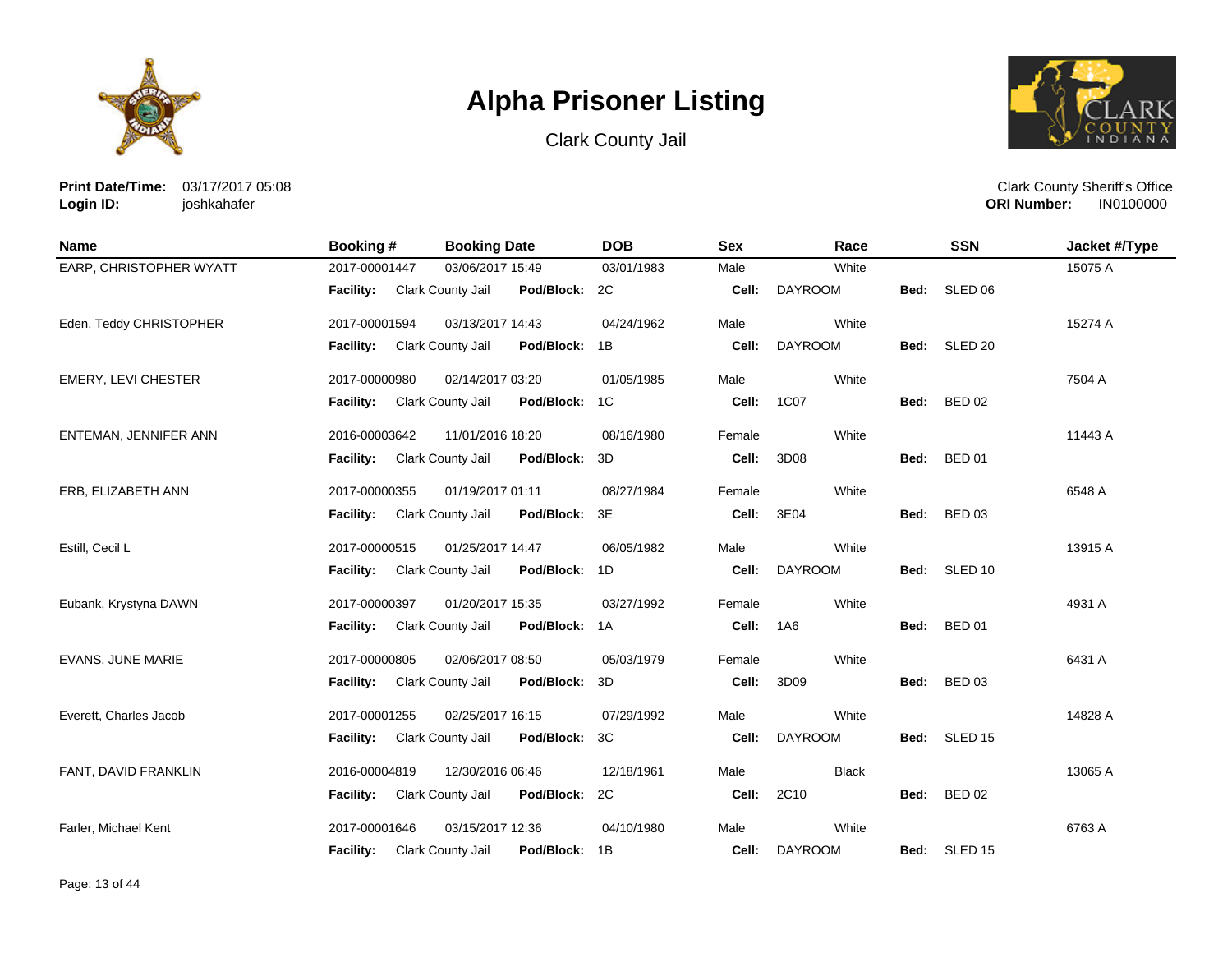# Alpha Prisoner Listing

Clark County Jail

**Print Date/Time:** 03/17/2017 05:08
**Login ID:** joshkahafer

Clark County Sheriff's Office
**ORI Number:** IN0100000

| Name | Booking # | Booking Date | DOB | Sex | Race | SSN | Jacket #/Type |
|---|---|---|---|---|---|---|---|
| EARP, CHRISTOPHER WYATT | 2017-00001447 | 03/06/2017 15:49 | 03/01/1983 | Male | White | | 15075 A |
| | **Facility:** Clark County Jail | **Pod/Block:** 2C | | **Cell:** DAYROOM | | **Bed:** SLED 06 | |
| Eden, Teddy CHRISTOPHER | 2017-00001594 | 03/13/2017 14:43 | 04/24/1962 | Male | White | | 15274 A |
| | **Facility:** Clark County Jail | **Pod/Block:** 1B | | **Cell:** DAYROOM | | **Bed:** SLED 20 | |
| EMERY, LEVI CHESTER | 2017-00000980 | 02/14/2017 03:20 | 01/05/1985 | Male | White | | 7504 A |
| | **Facility:** Clark County Jail | **Pod/Block:** 1C | | **Cell:** 1C07 | | **Bed:** BED 02 | |
| ENTEMAN, JENNIFER ANN | 2016-00003642 | 11/01/2016 18:20 | 08/16/1980 | Female | White | | 11443 A |
| | **Facility:** Clark County Jail | **Pod/Block:** 3D | | **Cell:** 3D08 | | **Bed:** BED 01 | |
| ERB, ELIZABETH ANN | 2017-00000355 | 01/19/2017 01:11 | 08/27/1984 | Female | White | | 6548 A |
| | **Facility:** Clark County Jail | **Pod/Block:** 3E | | **Cell:** 3E04 | | **Bed:** BED 03 | |
| Estill, Cecil L | 2017-00000515 | 01/25/2017 14:47 | 06/05/1982 | Male | White | | 13915 A |
| | **Facility:** Clark County Jail | **Pod/Block:** 1D | | **Cell:** DAYROOM | | **Bed:** SLED 10 | |
| Eubank, Krystyna DAWN | 2017-00000397 | 01/20/2017 15:35 | 03/27/1992 | Female | White | | 4931 A |
| | **Facility:** Clark County Jail | **Pod/Block:** 1A | | **Cell:** 1A6 | | **Bed:** BED 01 | |
| EVANS, JUNE MARIE | 2017-00000805 | 02/06/2017 08:50 | 05/03/1979 | Female | White | | 6431 A |
| | **Facility:** Clark County Jail | **Pod/Block:** 3D | | **Cell:** 3D09 | | **Bed:** BED 03 | |
| Everett, Charles Jacob | 2017-00001255 | 02/25/2017 16:15 | 07/29/1992 | Male | White | | 14828 A |
| | **Facility:** Clark County Jail | **Pod/Block:** 3C | | **Cell:** DAYROOM | | **Bed:** SLED 15 | |
| FANT, DAVID FRANKLIN | 2016-00004819 | 12/30/2016 06:46 | 12/18/1961 | Male | Black | | 13065 A |
| | **Facility:** Clark County Jail | **Pod/Block:** 2C | | **Cell:** 2C10 | | **Bed:** BED 02 | |
| Farler, Michael Kent | 2017-00001646 | 03/15/2017 12:36 | 04/10/1980 | Male | White | | 6763 A |
| | **Facility:** Clark County Jail | **Pod/Block:** 1B | | **Cell:** DAYROOM | | **Bed:** SLED 15 | |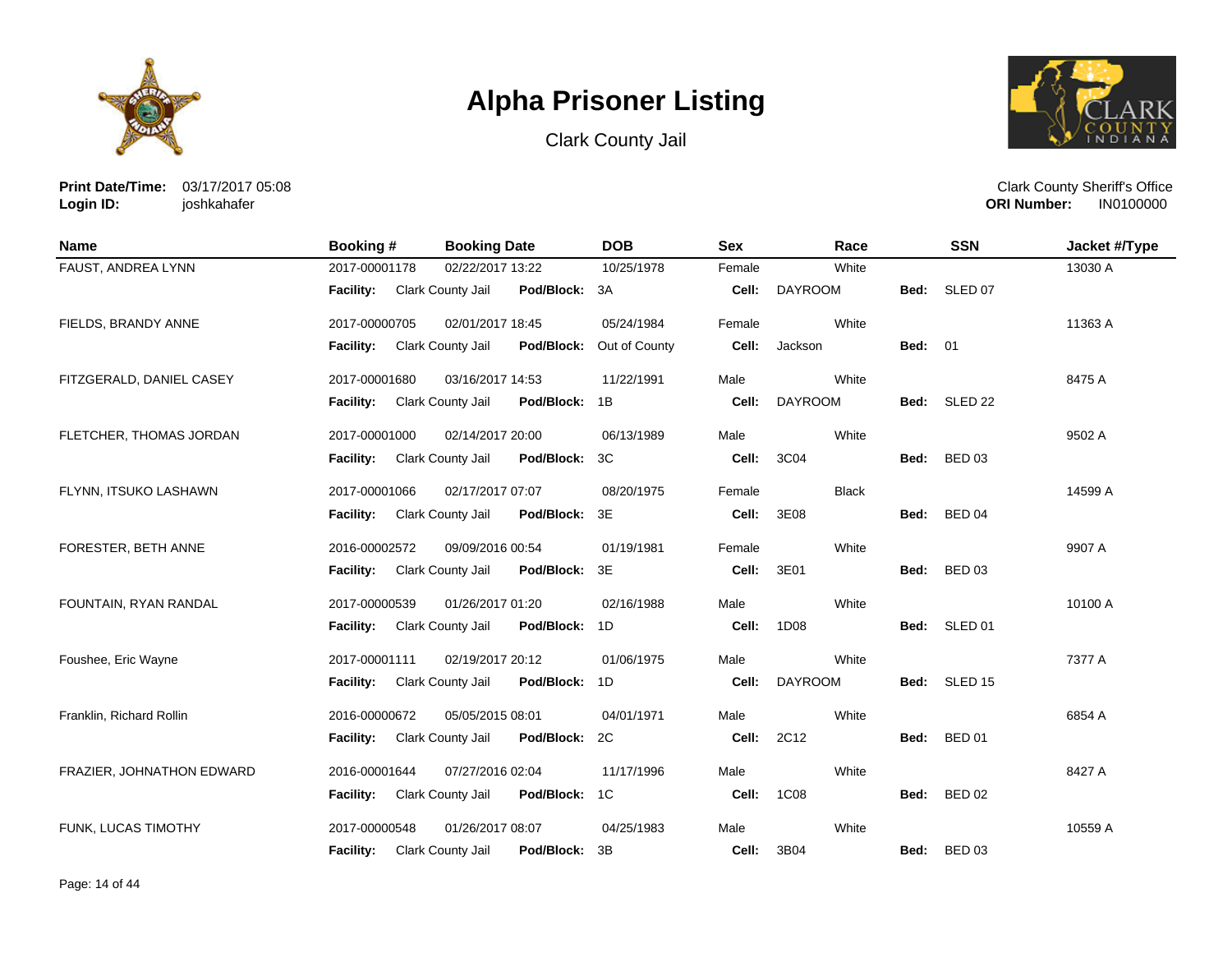# Alpha Prisoner Listing

Clark County Jail

**Print Date/Time:** 03/17/2017 05:08
**Login ID:** joshkahafer

Clark County Sheriff's Office
**ORI Number:** IN0100000

| Name | Booking # | Booking Date | DOB | Sex | Race | SSN | Jacket #/Type |
|---|---|---|---|---|---|---|---|
| FAUST, ANDREA LYNN | 2017-00001178 | 02/22/2017 13:22 | 10/25/1978 | Female | White | | 13030 A |
| | **Facility:** Clark County Jail | **Pod/Block:** 3A | | **Cell:** DAYROOM | | **Bed:** SLED 07 | |
| FIELDS, BRANDY ANNE | 2017-00000705 | 02/01/2017 18:45 | 05/24/1984 | Female | White | | 11363 A |
| | **Facility:** Clark County Jail | **Pod/Block:** Out of County | | **Cell:** Jackson | | **Bed:** 01 | |
| FITZGERALD, DANIEL CASEY | 2017-00001680 | 03/16/2017 14:53 | 11/22/1991 | Male | White | | 8475 A |
| | **Facility:** Clark County Jail | **Pod/Block:** 1B | | **Cell:** DAYROOM | | **Bed:** SLED 22 | |
| FLETCHER, THOMAS JORDAN | 2017-00001000 | 02/14/2017 20:00 | 06/13/1989 | Male | White | | 9502 A |
| | **Facility:** Clark County Jail | **Pod/Block:** 3C | | **Cell:** 3C04 | | **Bed:** BED 03 | |
| FLYNN, ITSUKO LASHAWN | 2017-00001066 | 02/17/2017 07:07 | 08/20/1975 | Female | Black | | 14599 A |
| | **Facility:** Clark County Jail | **Pod/Block:** 3E | | **Cell:** 3E08 | | **Bed:** BED 04 | |
| FORESTER, BETH ANNE | 2016-00002572 | 09/09/2016 00:54 | 01/19/1981 | Female | White | | 9907 A |
| | **Facility:** Clark County Jail | **Pod/Block:** 3E | | **Cell:** 3E01 | | **Bed:** BED 03 | |
| FOUNTAIN, RYAN RANDAL | 2017-00000539 | 01/26/2017 01:20 | 02/16/1988 | Male | White | | 10100 A |
| | **Facility:** Clark County Jail | **Pod/Block:** 1D | | **Cell:** 1D08 | | **Bed:** SLED 01 | |
| Foushee, Eric Wayne | 2017-00001111 | 02/19/2017 20:12 | 01/06/1975 | Male | White | | 7377 A |
| | **Facility:** Clark County Jail | **Pod/Block:** 1D | | **Cell:** DAYROOM | | **Bed:** SLED 15 | |
| Franklin, Richard Rollin | 2016-00000672 | 05/05/2015 08:01 | 04/01/1971 | Male | White | | 6854 A |
| | **Facility:** Clark County Jail | **Pod/Block:** 2C | | **Cell:** 2C12 | | **Bed:** BED 01 | |
| FRAZIER, JOHNATHON EDWARD | 2016-00001644 | 07/27/2016 02:04 | 11/17/1996 | Male | White | | 8427 A |
| | **Facility:** Clark County Jail | **Pod/Block:** 1C | | **Cell:** 1C08 | | **Bed:** BED 02 | |
| FUNK, LUCAS TIMOTHY | 2017-00000548 | 01/26/2017 08:07 | 04/25/1983 | Male | White | | 10559 A |
| | **Facility:** Clark County Jail | **Pod/Block:** 3B | | **Cell:** 3B04 | | **Bed:** BED 03 | |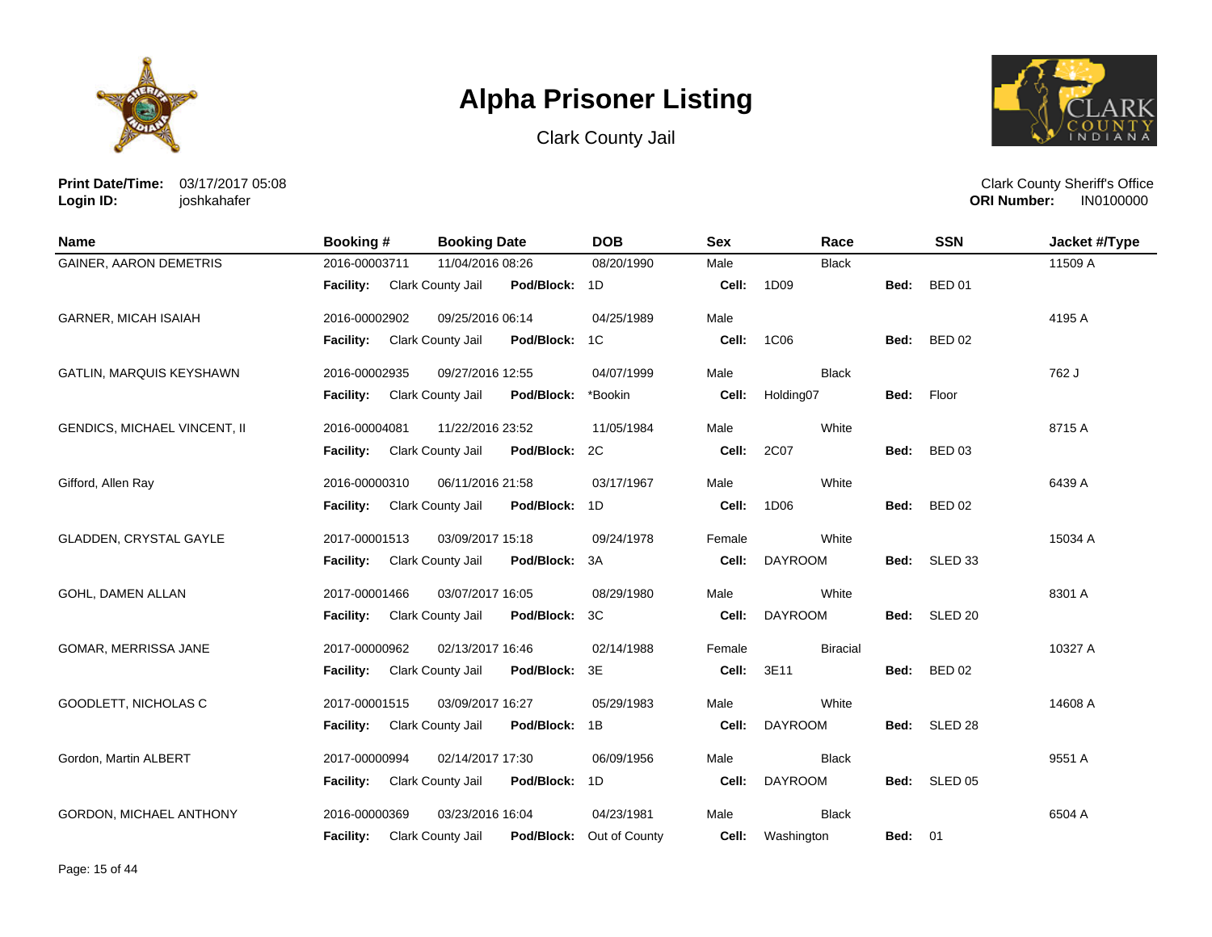# Alpha Prisoner Listing

Clark County Jail

**Print Date/Time:** 03/17/2017 05:08
**Login ID:** joshkahafer

Clark County Sheriff's Office
**ORI Number:** IN0100000

| Name | Booking # | Booking Date | DOB | Sex | Race | SSN | Jacket #/Type |
|---|---|---|---|---|---|---|---|
| GAINER, AARON DEMETRIS | 2016-00003711 | 11/04/2016 08:26 | 08/20/1990 | Male | Black | | 11509 A |
| | **Facility:** Clark County Jail | **Pod/Block:** 1D | | **Cell:** 1D09 | | **Bed:** BED 01 | |
| GARNER, MICAH ISAIAH | 2016-00002902 | 09/25/2016 06:14 | 04/25/1989 | Male | | | 4195 A |
| | **Facility:** Clark County Jail | **Pod/Block:** 1C | | **Cell:** 1C06 | | **Bed:** BED 02 | |
| GATLIN, MARQUIS KEYSHAWN | 2016-00002935 | 09/27/2016 12:55 | 04/07/1999 | Male | Black | | 762 J |
| | **Facility:** Clark County Jail | **Pod/Block:** *Bookin | | **Cell:** Holding07 | | **Bed:** Floor | |
| GENDICS, MICHAEL VINCENT, II | 2016-00004081 | 11/22/2016 23:52 | 11/05/1984 | Male | White | | 8715 A |
| | **Facility:** Clark County Jail | **Pod/Block:** 2C | | **Cell:** 2C07 | | **Bed:** BED 03 | |
| Gifford, Allen Ray | 2016-00000310 | 06/11/2016 21:58 | 03/17/1967 | Male | White | | 6439 A |
| | **Facility:** Clark County Jail | **Pod/Block:** 1D | | **Cell:** 1D06 | | **Bed:** BED 02 | |
| GLADDEN, CRYSTAL GAYLE | 2017-00001513 | 03/09/2017 15:18 | 09/24/1978 | Female | White | | 15034 A |
| | **Facility:** Clark County Jail | **Pod/Block:** 3A | | **Cell:** DAYROOM | | **Bed:** SLED 33 | |
| GOHL, DAMEN ALLAN | 2017-00001466 | 03/07/2017 16:05 | 08/29/1980 | Male | White | | 8301 A |
| | **Facility:** Clark County Jail | **Pod/Block:** 3C | | **Cell:** DAYROOM | | **Bed:** SLED 20 | |
| GOMAR, MERRISSA JANE | 2017-00000962 | 02/13/2017 16:46 | 02/14/1988 | Female | Biracial | | 10327 A |
| | **Facility:** Clark County Jail | **Pod/Block:** 3E | | **Cell:** 3E11 | | **Bed:** BED 02 | |
| GOODLETT, NICHOLAS C | 2017-00001515 | 03/09/2017 16:27 | 05/29/1983 | Male | White | | 14608 A |
| | **Facility:** Clark County Jail | **Pod/Block:** 1B | | **Cell:** DAYROOM | | **Bed:** SLED 28 | |
| Gordon, Martin ALBERT | 2017-00000994 | 02/14/2017 17:30 | 06/09/1956 | Male | Black | | 9551 A |
| | **Facility:** Clark County Jail | **Pod/Block:** 1D | | **Cell:** DAYROOM | | **Bed:** SLED 05 | |
| GORDON, MICHAEL ANTHONY | 2016-00000369 | 03/23/2016 16:04 | 04/23/1981 | Male | Black | | 6504 A |
| | **Facility:** Clark County Jail | **Pod/Block:** Out of County | | **Cell:** Washington | | **Bed:** 01 | |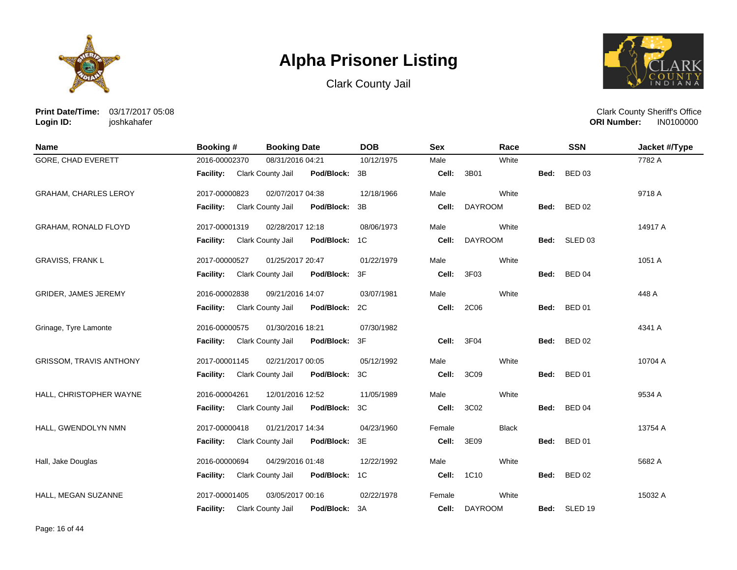# Alpha Prisoner Listing

Clark County Jail

**Print Date/Time:** 03/17/2017 05:08
**Login ID:** joshkahafer

Clark County Sheriff's Office
**ORI Number:** IN0100000

| Name | Booking # | Booking Date | DOB | Sex | Race | SSN | Jacket #/Type |
|---|---|---|---|---|---|---|---|
| GORE, CHAD EVERETT | 2016-00002370 | 08/31/2016 04:21 | 10/12/1975 | Male | White | | 7782 A |
| | **Facility:** Clark County Jail | **Pod/Block:** 3B | | **Cell:** 3B01 | | **Bed:** BED 03 | |
| GRAHAM, CHARLES LEROY | 2017-00000823 | 02/07/2017 04:38 | 12/18/1966 | Male | White | | 9718 A |
| | **Facility:** Clark County Jail | **Pod/Block:** 3B | | **Cell:** DAYROOM | | **Bed:** BED 02 | |
| GRAHAM, RONALD FLOYD | 2017-00001319 | 02/28/2017 12:18 | 08/06/1973 | Male | White | | 14917 A |
| | **Facility:** Clark County Jail | **Pod/Block:** 1C | | **Cell:** DAYROOM | | **Bed:** SLED 03 | |
| GRAVISS, FRANK L | 2017-00000527 | 01/25/2017 20:47 | 01/22/1979 | Male | White | | 1051 A |
| | **Facility:** Clark County Jail | **Pod/Block:** 3F | | **Cell:** 3F03 | | **Bed:** BED 04 | |
| GRIDER, JAMES JEREMY | 2016-00002838 | 09/21/2016 14:07 | 03/07/1981 | Male | White | | 448 A |
| | **Facility:** Clark County Jail | **Pod/Block:** 2C | | **Cell:** 2C06 | | **Bed:** BED 01 | |
| Grinage, Tyre Lamonte | 2016-00000575 | 01/30/2016 18:21 | 07/30/1982 | | | | 4341 A |
| | **Facility:** Clark County Jail | **Pod/Block:** 3F | | **Cell:** 3F04 | | **Bed:** BED 02 | |
| GRISSOM, TRAVIS ANTHONY | 2017-00001145 | 02/21/2017 00:05 | 05/12/1992 | Male | White | | 10704 A |
| | **Facility:** Clark County Jail | **Pod/Block:** 3C | | **Cell:** 3C09 | | **Bed:** BED 01 | |
| HALL, CHRISTOPHER WAYNE | 2016-00004261 | 12/01/2016 12:52 | 11/05/1989 | Male | White | | 9534 A |
| | **Facility:** Clark County Jail | **Pod/Block:** 3C | | **Cell:** 3C02 | | **Bed:** BED 04 | |
| HALL, GWENDOLYN NMN | 2017-00000418 | 01/21/2017 14:34 | 04/23/1960 | Female | Black | | 13754 A |
| | **Facility:** Clark County Jail | **Pod/Block:** 3E | | **Cell:** 3E09 | | **Bed:** BED 01 | |
| Hall, Jake Douglas | 2016-00000694 | 04/29/2016 01:48 | 12/22/1992 | Male | White | | 5682 A |
| | **Facility:** Clark County Jail | **Pod/Block:** 1C | | **Cell:** 1C10 | | **Bed:** BED 02 | |
| HALL, MEGAN SUZANNE | 2017-00001405 | 03/05/2017 00:16 | 02/22/1978 | Female | White | | 15032 A |
| | **Facility:** Clark County Jail | **Pod/Block:** 3A | | **Cell:** DAYROOM | | **Bed:** SLED 19 | |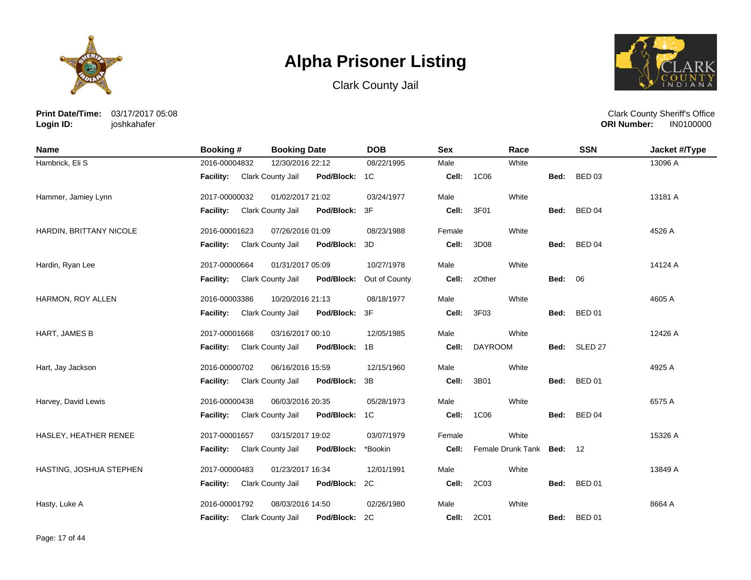# Alpha Prisoner Listing

Clark County Jail

**Print Date/Time:** 03/17/2017 05:08
**Login ID:** joshkahafer

Clark County Sheriff's Office
**ORI Number:** IN0100000

| Name | Booking # | Booking Date | DOB | Sex | Race | SSN | Jacket #/Type |
|---|---|---|---|---|---|---|---|
| Hambrick, Eli S | 2016-00004832 | 12/30/2016 22:12 | 08/22/1995 | Male | White | | 13096 A |
| | **Facility:** Clark County Jail | **Pod/Block:** 1C | | **Cell:** 1C06 | | **Bed:** BED 03 | |
| Hammer, Jamiey Lynn | 2017-00000032 | 01/02/2017 21:02 | 03/24/1977 | Male | White | | 13181 A |
| | **Facility:** Clark County Jail | **Pod/Block:** 3F | | **Cell:** 3F01 | | **Bed:** BED 04 | |
| HARDIN, BRITTANY NICOLE | 2016-00001623 | 07/26/2016 01:09 | 08/23/1988 | Female | White | | 4526 A |
| | **Facility:** Clark County Jail | **Pod/Block:** 3D | | **Cell:** 3D08 | | **Bed:** BED 04 | |
| Hardin, Ryan Lee | 2017-00000664 | 01/31/2017 05:09 | 10/27/1978 | Male | White | | 14124 A |
| | **Facility:** Clark County Jail | **Pod/Block:** Out of County | | **Cell:** zOther | | **Bed:** 06 | |
| HARMON, ROY ALLEN | 2016-00003386 | 10/20/2016 21:13 | 08/18/1977 | Male | White | | 4605 A |
| | **Facility:** Clark County Jail | **Pod/Block:** 3F | | **Cell:** 3F03 | | **Bed:** BED 01 | |
| HART, JAMES B | 2017-00001668 | 03/16/2017 00:10 | 12/05/1985 | Male | White | | 12426 A |
| | **Facility:** Clark County Jail | **Pod/Block:** 1B | | **Cell:** DAYROOM | | **Bed:** SLED 27 | |
| Hart, Jay Jackson | 2016-00000702 | 06/16/2016 15:59 | 12/15/1960 | Male | White | | 4925 A |
| | **Facility:** Clark County Jail | **Pod/Block:** 3B | | **Cell:** 3B01 | | **Bed:** BED 01 | |
| Harvey, David Lewis | 2016-00000438 | 06/03/2016 20:35 | 05/28/1973 | Male | White | | 6575 A |
| | **Facility:** Clark County Jail | **Pod/Block:** 1C | | **Cell:** 1C06 | | **Bed:** BED 04 | |
| HASLEY, HEATHER RENEE | 2017-00001657 | 03/15/2017 19:02 | 03/07/1979 | Female | White | | 15326 A |
| | **Facility:** Clark County Jail | **Pod/Block:** *Bookin | | **Cell:** Female Drunk Tank | | **Bed:** 12 | |
| HASTING, JOSHUA STEPHEN | 2017-00000483 | 01/23/2017 16:34 | 12/01/1991 | Male | White | | 13849 A |
| | **Facility:** Clark County Jail | **Pod/Block:** 2C | | **Cell:** 2C03 | | **Bed:** BED 01 | |
| Hasty, Luke A | 2016-00001792 | 08/03/2016 14:50 | 02/26/1980 | Male | White | | 8664 A |
| | **Facility:** Clark County Jail | **Pod/Block:** 2C | | **Cell:** 2C01 | | **Bed:** BED 01 | |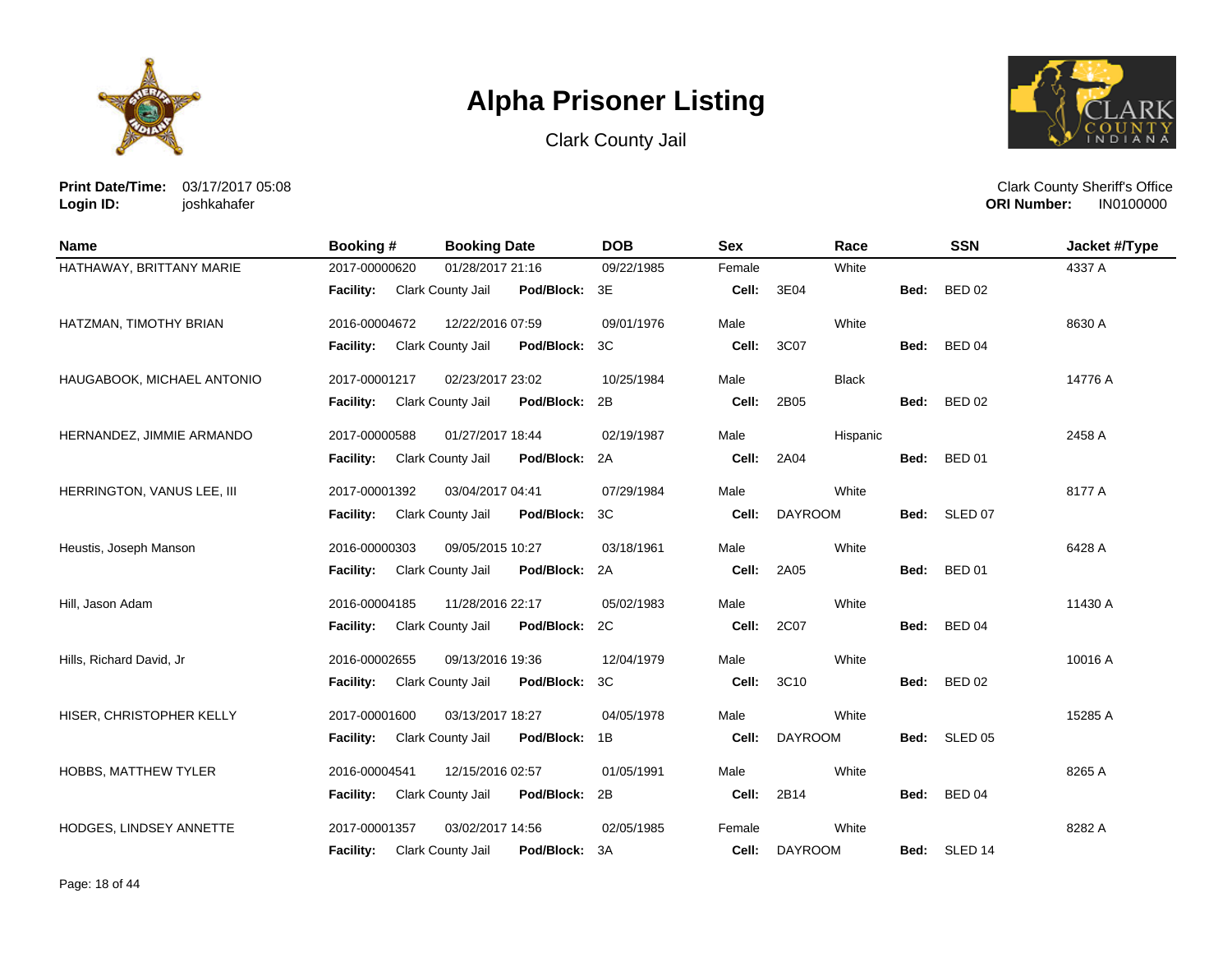# Alpha Prisoner Listing

Clark County Jail

**Print Date/Time:** 03/17/2017 05:08
**Login ID:** joshkahafer

Clark County Sheriff's Office
**ORI Number:** IN0100000

| Name | Booking # | Booking Date | DOB | Sex | Race | SSN | Jacket #/Type |
|---|---|---|---|---|---|---|---|
| HATHAWAY, BRITTANY MARIE | 2017-00000620 | 01/28/2017 21:16 | 09/22/1985 | Female | White | | 4337 A |
| | **Facility:** Clark County Jail | **Pod/Block:** 3E | | **Cell:** 3E04 | | **Bed:** BED 02 | |
| HATZMAN, TIMOTHY BRIAN | 2016-00004672 | 12/22/2016 07:59 | 09/01/1976 | Male | White | | 8630 A |
| | **Facility:** Clark County Jail | **Pod/Block:** 3C | | **Cell:** 3C07 | | **Bed:** BED 04 | |
| HAUGABOOK, MICHAEL ANTONIO | 2017-00001217 | 02/23/2017 23:02 | 10/25/1984 | Male | Black | | 14776 A |
| | **Facility:** Clark County Jail | **Pod/Block:** 2B | | **Cell:** 2B05 | | **Bed:** BED 02 | |
| HERNANDEZ, JIMMIE ARMANDO | 2017-00000588 | 01/27/2017 18:44 | 02/19/1987 | Male | Hispanic | | 2458 A |
| | **Facility:** Clark County Jail | **Pod/Block:** 2A | | **Cell:** 2A04 | | **Bed:** BED 01 | |
| HERRINGTON, VANUS LEE, III | 2017-00001392 | 03/04/2017 04:41 | 07/29/1984 | Male | White | | 8177 A |
| | **Facility:** Clark County Jail | **Pod/Block:** 3C | | **Cell:** DAYROOM | | **Bed:** SLED 07 | |
| Heustis, Joseph Manson | 2016-00000303 | 09/05/2015 10:27 | 03/18/1961 | Male | White | | 6428 A |
| | **Facility:** Clark County Jail | **Pod/Block:** 2A | | **Cell:** 2A05 | | **Bed:** BED 01 | |
| Hill, Jason Adam | 2016-00004185 | 11/28/2016 22:17 | 05/02/1983 | Male | White | | 11430 A |
| | **Facility:** Clark County Jail | **Pod/Block:** 2C | | **Cell:** 2C07 | | **Bed:** BED 04 | |
| Hills, Richard David, Jr | 2016-00002655 | 09/13/2016 19:36 | 12/04/1979 | Male | White | | 10016 A |
| | **Facility:** Clark County Jail | **Pod/Block:** 3C | | **Cell:** 3C10 | | **Bed:** BED 02 | |
| HISER, CHRISTOPHER KELLY | 2017-00001600 | 03/13/2017 18:27 | 04/05/1978 | Male | White | | 15285 A |
| | **Facility:** Clark County Jail | **Pod/Block:** 1B | | **Cell:** DAYROOM | | **Bed:** SLED 05 | |
| HOBBS, MATTHEW TYLER | 2016-00004541 | 12/15/2016 02:57 | 01/05/1991 | Male | White | | 8265 A |
| | **Facility:** Clark County Jail | **Pod/Block:** 2B | | **Cell:** 2B14 | | **Bed:** BED 04 | |
| HODGES, LINDSEY ANNETTE | 2017-00001357 | 03/02/2017 14:56 | 02/05/1985 | Female | White | | 8282 A |
| | **Facility:** Clark County Jail | **Pod/Block:** 3A | | **Cell:** DAYROOM | | **Bed:** SLED 14 | |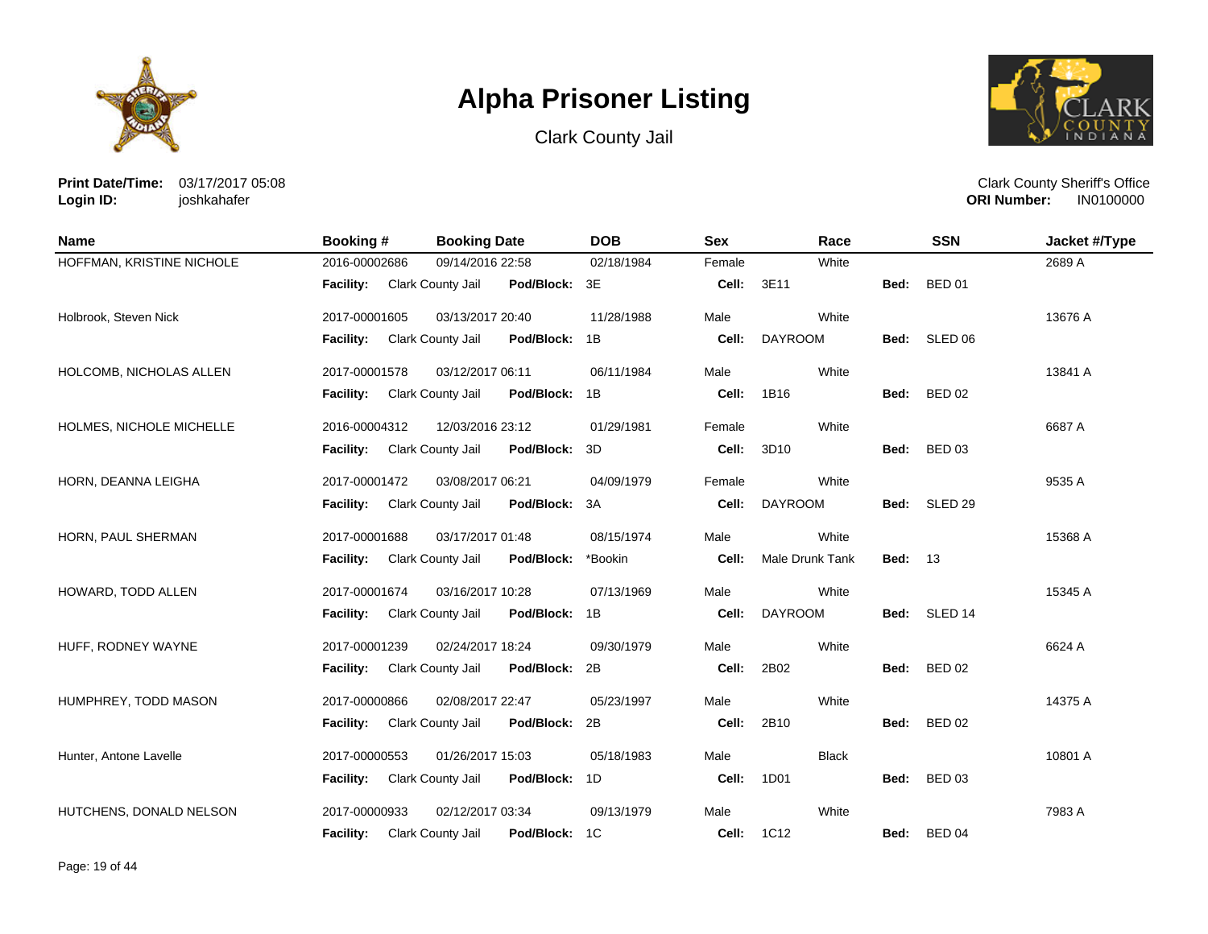# Alpha Prisoner Listing

Clark County Jail

**Print Date/Time:** 03/17/2017 05:08
**Login ID:** joshkahafer

Clark County Sheriff's Office
**ORI Number:** IN0100000

| Name | Booking # | Booking Date | DOB | Sex | Race | SSN | Jacket #/Type |
|---|---|---|---|---|---|---|---|
| HOFFMAN, KRISTINE NICHOLE | 2016-00002686 | 09/14/2016 22:58 | 02/18/1984 | Female | White | | 2689 A |
| | **Facility:** Clark County Jail | **Pod/Block:** 3E | | **Cell:** 3E11 | | **Bed:** BED 01 | |
| Holbrook, Steven Nick | 2017-00001605 | 03/13/2017 20:40 | 11/28/1988 | Male | White | | 13676 A |
| | **Facility:** Clark County Jail | **Pod/Block:** 1B | | **Cell:** DAYROOM | | **Bed:** SLED 06 | |
| HOLCOMB, NICHOLAS ALLEN | 2017-00001578 | 03/12/2017 06:11 | 06/11/1984 | Male | White | | 13841 A |
| | **Facility:** Clark County Jail | **Pod/Block:** 1B | | **Cell:** 1B16 | | **Bed:** BED 02 | |
| HOLMES, NICHOLE MICHELLE | 2016-00004312 | 12/03/2016 23:12 | 01/29/1981 | Female | White | | 6687 A |
| | **Facility:** Clark County Jail | **Pod/Block:** 3D | | **Cell:** 3D10 | | **Bed:** BED 03 | |
| HORN, DEANNA LEIGHA | 2017-00001472 | 03/08/2017 06:21 | 04/09/1979 | Female | White | | 9535 A |
| | **Facility:** Clark County Jail | **Pod/Block:** 3A | | **Cell:** DAYROOM | | **Bed:** SLED 29 | |
| HORN, PAUL SHERMAN | 2017-00001688 | 03/17/2017 01:48 | 08/15/1974 | Male | White | | 15368 A |
| | **Facility:** Clark County Jail | **Pod/Block:** *Bookin | | **Cell:** Male Drunk Tank | | **Bed:** 13 | |
| HOWARD, TODD ALLEN | 2017-00001674 | 03/16/2017 10:28 | 07/13/1969 | Male | White | | 15345 A |
| | **Facility:** Clark County Jail | **Pod/Block:** 1B | | **Cell:** DAYROOM | | **Bed:** SLED 14 | |
| HUFF, RODNEY WAYNE | 2017-00001239 | 02/24/2017 18:24 | 09/30/1979 | Male | White | | 6624 A |
| | **Facility:** Clark County Jail | **Pod/Block:** 2B | | **Cell:** 2B02 | | **Bed:** BED 02 | |
| HUMPHREY, TODD MASON | 2017-00000866 | 02/08/2017 22:47 | 05/23/1997 | Male | White | | 14375 A |
| | **Facility:** Clark County Jail | **Pod/Block:** 2B | | **Cell:** 2B10 | | **Bed:** BED 02 | |
| Hunter, Antone Lavelle | 2017-00000553 | 01/26/2017 15:03 | 05/18/1983 | Male | Black | | 10801 A |
| | **Facility:** Clark County Jail | **Pod/Block:** 1D | | **Cell:** 1D01 | | **Bed:** BED 03 | |
| HUTCHENS, DONALD NELSON | 2017-00000933 | 02/12/2017 03:34 | 09/13/1979 | Male | White | | 7983 A |
| | **Facility:** Clark County Jail | **Pod/Block:** 1C | | **Cell:** 1C12 | | **Bed:** BED 04 | |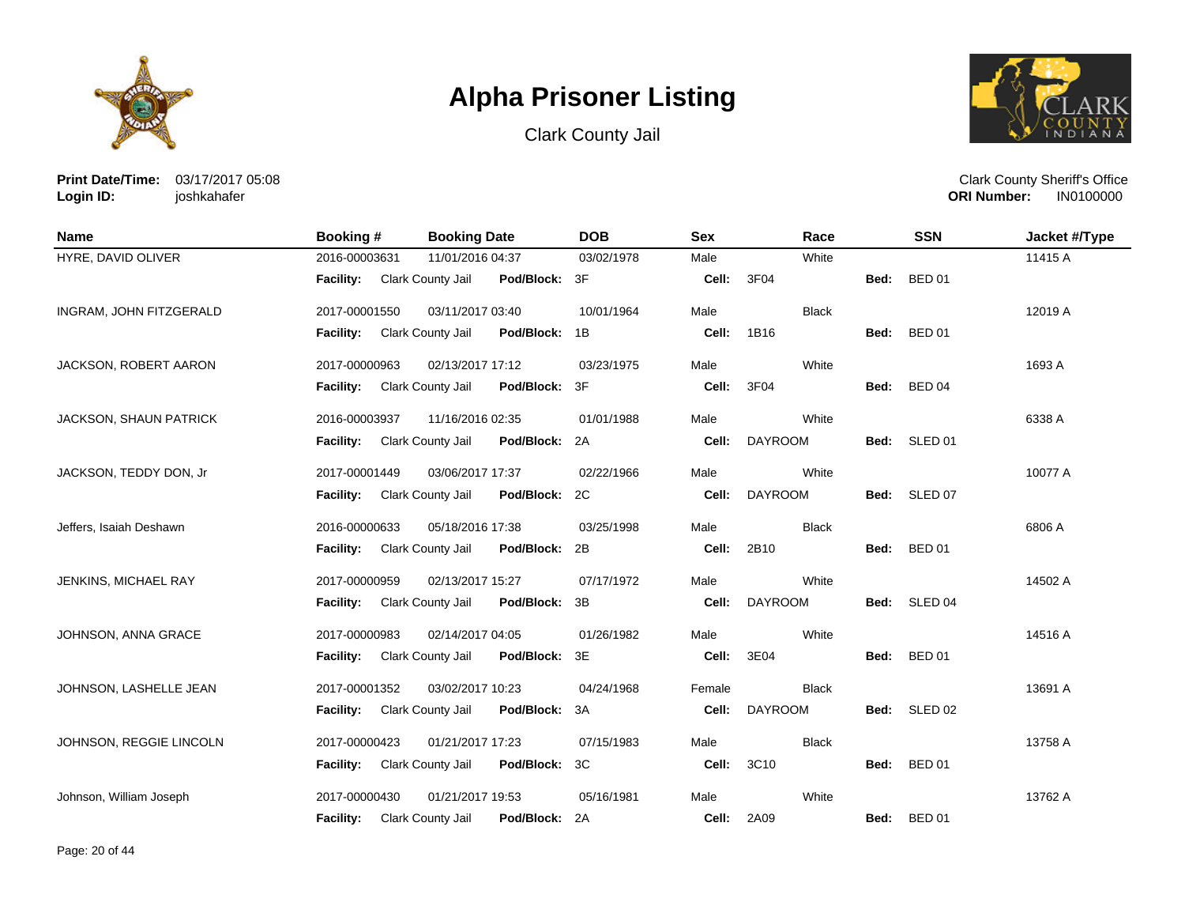# Alpha Prisoner Listing

Clark County Jail

**Print Date/Time:** 03/17/2017 05:08
**Login ID:** joshkahafer

Clark County Sheriff's Office
**ORI Number:** IN0100000

| Name | Booking # | Booking Date | DOB | Sex | Race | SSN | Jacket #/Type |
|---|---|---|---|---|---|---|---|
| HYRE, DAVID OLIVER | 2016-00003631 | 11/01/2016 04:37 | 03/02/1978 | Male | White | | 11415 A |
| | **Facility:** Clark County Jail | **Pod/Block:** 3F | | **Cell:** 3F04 | | **Bed:** BED 01 | |
| INGRAM, JOHN FITZGERALD | 2017-00001550 | 03/11/2017 03:40 | 10/01/1964 | Male | Black | | 12019 A |
| | **Facility:** Clark County Jail | **Pod/Block:** 1B | | **Cell:** 1B16 | | **Bed:** BED 01 | |
| JACKSON, ROBERT AARON | 2017-00000963 | 02/13/2017 17:12 | 03/23/1975 | Male | White | | 1693 A |
| | **Facility:** Clark County Jail | **Pod/Block:** 3F | | **Cell:** 3F04 | | **Bed:** BED 04 | |
| JACKSON, SHAUN PATRICK | 2016-00003937 | 11/16/2016 02:35 | 01/01/1988 | Male | White | | 6338 A |
| | **Facility:** Clark County Jail | **Pod/Block:** 2A | | **Cell:** DAYROOM | | **Bed:** SLED 01 | |
| JACKSON, TEDDY DON, Jr | 2017-00001449 | 03/06/2017 17:37 | 02/22/1966 | Male | White | | 10077 A |
| | **Facility:** Clark County Jail | **Pod/Block:** 2C | | **Cell:** DAYROOM | | **Bed:** SLED 07 | |
| Jeffers, Isaiah Deshawn | 2016-00000633 | 05/18/2016 17:38 | 03/25/1998 | Male | Black | | 6806 A |
| | **Facility:** Clark County Jail | **Pod/Block:** 2B | | **Cell:** 2B10 | | **Bed:** BED 01 | |
| JENKINS, MICHAEL RAY | 2017-00000959 | 02/13/2017 15:27 | 07/17/1972 | Male | White | | 14502 A |
| | **Facility:** Clark County Jail | **Pod/Block:** 3B | | **Cell:** DAYROOM | | **Bed:** SLED 04 | |
| JOHNSON, ANNA GRACE | 2017-00000983 | 02/14/2017 04:05 | 01/26/1982 | Male | White | | 14516 A |
| | **Facility:** Clark County Jail | **Pod/Block:** 3E | | **Cell:** 3E04 | | **Bed:** BED 01 | |
| JOHNSON, LASHELLE JEAN | 2017-00001352 | 03/02/2017 10:23 | 04/24/1968 | Female | Black | | 13691 A |
| | **Facility:** Clark County Jail | **Pod/Block:** 3A | | **Cell:** DAYROOM | | **Bed:** SLED 02 | |
| JOHNSON, REGGIE LINCOLN | 2017-00000423 | 01/21/2017 17:23 | 07/15/1983 | Male | Black | | 13758 A |
| | **Facility:** Clark County Jail | **Pod/Block:** 3C | | **Cell:** 3C10 | | **Bed:** BED 01 | |
| Johnson, William Joseph | 2017-00000430 | 01/21/2017 19:53 | 05/16/1981 | Male | White | | 13762 A |
| | **Facility:** Clark County Jail | **Pod/Block:** 2A | | **Cell:** 2A09 | | **Bed:** BED 01 | |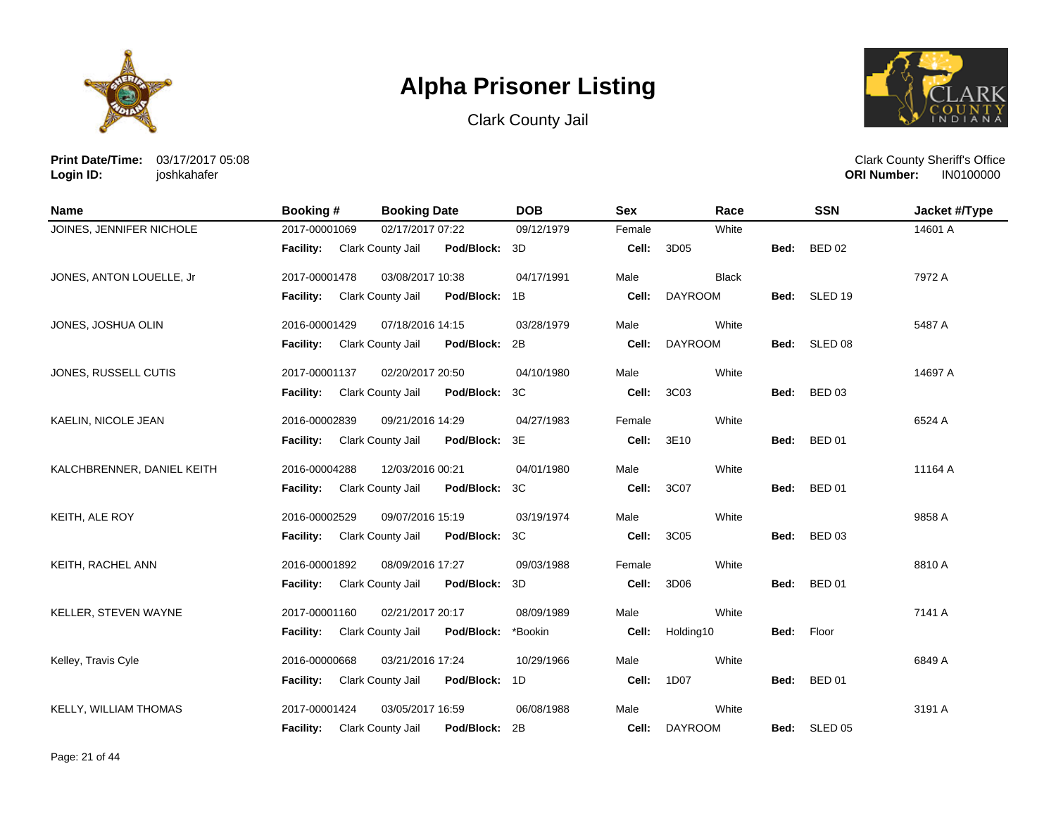# Alpha Prisoner Listing

Clark County Jail

**Print Date/Time:** 03/17/2017 05:08
**Login ID:** joshkahafer

Clark County Sheriff's Office
**ORI Number:** IN0100000

| Name | Booking # | Booking Date | DOB | Sex | Race | SSN | Jacket #/Type |
|---|---|---|---|---|---|---|---|
| JOINES, JENNIFER NICHOLE | 2017-00001069 | 02/17/2017 07:22 | 09/12/1979 | Female | White | | 14601 A |
| | **Facility:** Clark County Jail | **Pod/Block:** 3D | | **Cell:** 3D05 | | **Bed:** BED 02 | |
| JONES, ANTON LOUELLE, Jr | 2017-00001478 | 03/08/2017 10:38 | 04/17/1991 | Male | Black | | 7972 A |
| | **Facility:** Clark County Jail | **Pod/Block:** 1B | | **Cell:** DAYROOM | | **Bed:** SLED 19 | |
| JONES, JOSHUA OLIN | 2016-00001429 | 07/18/2016 14:15 | 03/28/1979 | Male | White | | 5487 A |
| | **Facility:** Clark County Jail | **Pod/Block:** 2B | | **Cell:** DAYROOM | | **Bed:** SLED 08 | |
| JONES, RUSSELL CUTIS | 2017-00001137 | 02/20/2017 20:50 | 04/10/1980 | Male | White | | 14697 A |
| | **Facility:** Clark County Jail | **Pod/Block:** 3C | | **Cell:** 3C03 | | **Bed:** BED 03 | |
| KAELIN, NICOLE JEAN | 2016-00002839 | 09/21/2016 14:29 | 04/27/1983 | Female | White | | 6524 A |
| | **Facility:** Clark County Jail | **Pod/Block:** 3E | | **Cell:** 3E10 | | **Bed:** BED 01 | |
| KALCHBRENNER, DANIEL KEITH | 2016-00004288 | 12/03/2016 00:21 | 04/01/1980 | Male | White | | 11164 A |
| | **Facility:** Clark County Jail | **Pod/Block:** 3C | | **Cell:** 3C07 | | **Bed:** BED 01 | |
| KEITH, ALE ROY | 2016-00002529 | 09/07/2016 15:19 | 03/19/1974 | Male | White | | 9858 A |
| | **Facility:** Clark County Jail | **Pod/Block:** 3C | | **Cell:** 3C05 | | **Bed:** BED 03 | |
| KEITH, RACHEL ANN | 2016-00001892 | 08/09/2016 17:27 | 09/03/1988 | Female | White | | 8810 A |
| | **Facility:** Clark County Jail | **Pod/Block:** 3D | | **Cell:** 3D06 | | **Bed:** BED 01 | |
| KELLER, STEVEN WAYNE | 2017-00001160 | 02/21/2017 20:17 | 08/09/1989 | Male | White | | 7141 A |
| | **Facility:** Clark County Jail | **Pod/Block:** *Bookin | | **Cell:** Holding10 | | **Bed:** Floor | |
| Kelley, Travis Cyle | 2016-00000668 | 03/21/2016 17:24 | 10/29/1966 | Male | White | | 6849 A |
| | **Facility:** Clark County Jail | **Pod/Block:** 1D | | **Cell:** 1D07 | | **Bed:** BED 01 | |
| KELLY, WILLIAM THOMAS | 2017-00001424 | 03/05/2017 16:59 | 06/08/1988 | Male | White | | 3191 A |
| | **Facility:** Clark County Jail | **Pod/Block:** 2B | | **Cell:** DAYROOM | | **Bed:** SLED 05 | |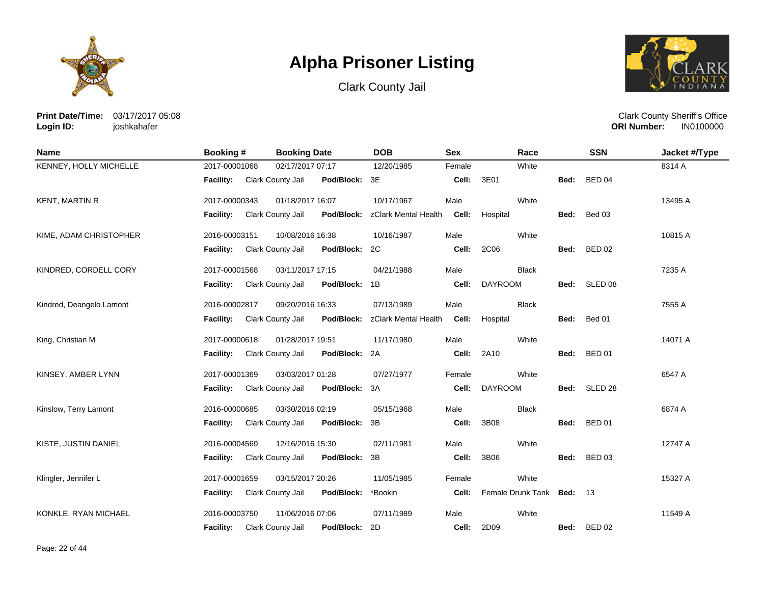# Alpha Prisoner Listing

Clark County Jail

**Print Date/Time:** 03/17/2017 05:08
**Login ID:** joshkahafer

Clark County Sheriff's Office
**ORI Number:** IN0100000

| Name | Booking # | Booking Date | DOB | Sex | Race | SSN | Jacket #/Type |
|---|---|---|---|---|---|---|---|
| KENNEY, HOLLY MICHELLE | 2017-00001068 | 02/17/2017 07:17 | 12/20/1985 | Female | White | | 8314 A |
| | **Facility:** Clark County Jail | **Pod/Block:** 3E | | **Cell:** 3E01 | | **Bed:** BED 04 | |
| KENT, MARTIN R | 2017-00000343 | 01/18/2017 16:07 | 10/17/1967 | Male | White | | 13495 A |
| | **Facility:** Clark County Jail | **Pod/Block:** zClark Mental Health | | **Cell:** Hospital | | **Bed:** Bed 03 | |
| KIME, ADAM CHRISTOPHER | 2016-00003151 | 10/08/2016 16:38 | 10/16/1987 | Male | White | | 10815 A |
| | **Facility:** Clark County Jail | **Pod/Block:** 2C | | **Cell:** 2C06 | | **Bed:** BED 02 | |
| KINDRED, CORDELL CORY | 2017-00001568 | 03/11/2017 17:15 | 04/21/1988 | Male | Black | | 7235 A |
| | **Facility:** Clark County Jail | **Pod/Block:** 1B | | **Cell:** DAYROOM | | **Bed:** SLED 08 | |
| Kindred, Deangelo Lamont | 2016-00002817 | 09/20/2016 16:33 | 07/13/1989 | Male | Black | | 7555 A |
| | **Facility:** Clark County Jail | **Pod/Block:** zClark Mental Health | | **Cell:** Hospital | | **Bed:** Bed 01 | |
| King, Christian M | 2017-00000618 | 01/28/2017 19:51 | 11/17/1980 | Male | White | | 14071 A |
| | **Facility:** Clark County Jail | **Pod/Block:** 2A | | **Cell:** 2A10 | | **Bed:** BED 01 | |
| KINSEY, AMBER LYNN | 2017-00001369 | 03/03/2017 01:28 | 07/27/1977 | Female | White | | 6547 A |
| | **Facility:** Clark County Jail | **Pod/Block:** 3A | | **Cell:** DAYROOM | | **Bed:** SLED 28 | |
| Kinslow, Terry Lamont | 2016-00000685 | 03/30/2016 02:19 | 05/15/1968 | Male | Black | | 6874 A |
| | **Facility:** Clark County Jail | **Pod/Block:** 3B | | **Cell:** 3B08 | | **Bed:** BED 01 | |
| KISTE, JUSTIN DANIEL | 2016-00004569 | 12/16/2016 15:30 | 02/11/1981 | Male | White | | 12747 A |
| | **Facility:** Clark County Jail | **Pod/Block:** 3B | | **Cell:** 3B06 | | **Bed:** BED 03 | |
| Klingler, Jennifer L | 2017-00001659 | 03/15/2017 20:26 | 11/05/1985 | Female | White | | 15327 A |
| | **Facility:** Clark County Jail | **Pod/Block:** *Bookin | | **Cell:** Female Drunk Tank | | **Bed:** 13 | |
| KONKLE, RYAN MICHAEL | 2016-00003750 | 11/06/2016 07:06 | 07/11/1989 | Male | White | | 11549 A |
| | **Facility:** Clark County Jail | **Pod/Block:** 2D | | **Cell:** 2D09 | | **Bed:** BED 02 | |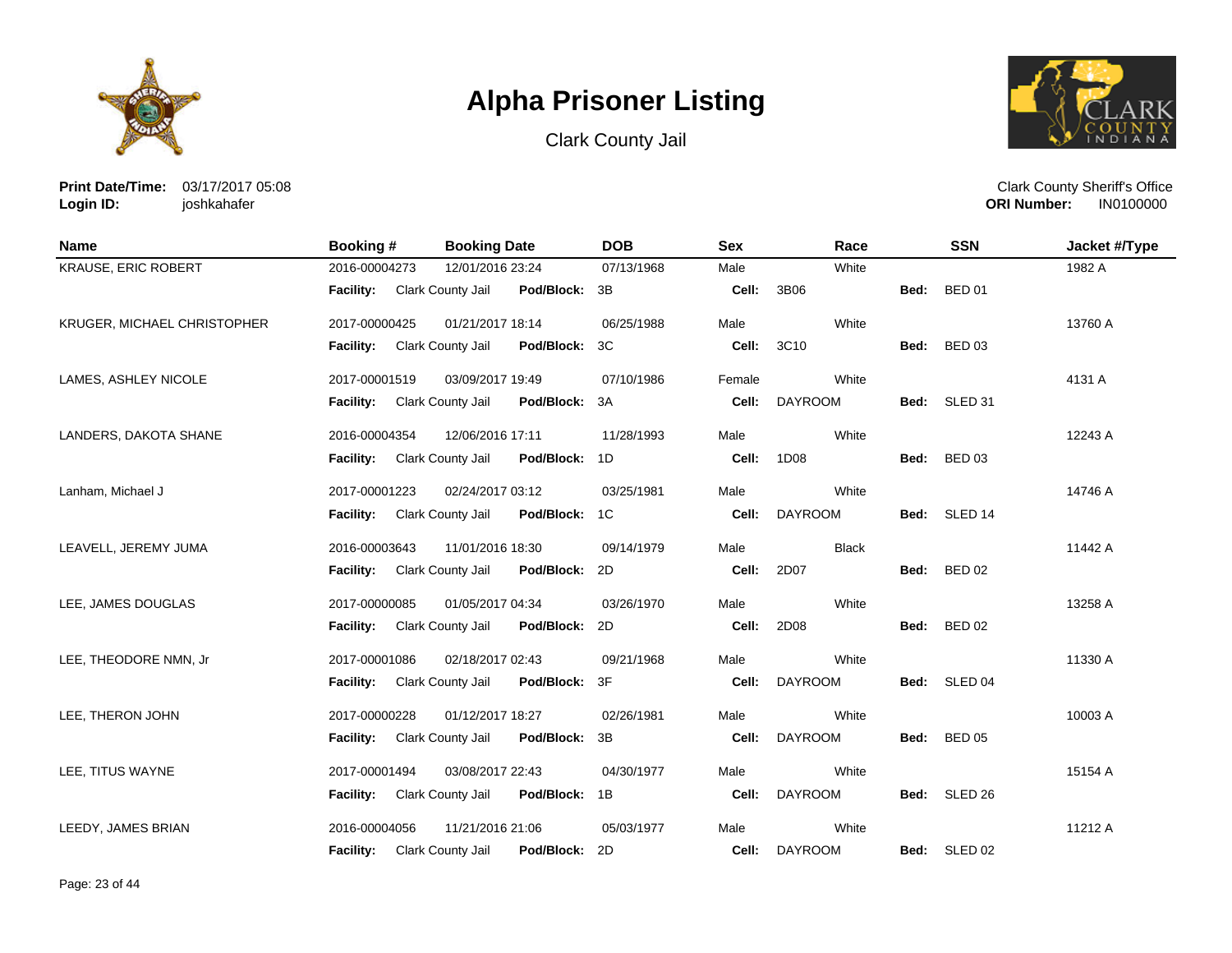# Alpha Prisoner Listing

Clark County Jail

**Print Date/Time:** 03/17/2017 05:08
**Login ID:** joshkahafer

Clark County Sheriff's Office
**ORI Number:** IN0100000

| Name | Booking # | Booking Date | DOB | Sex | Race | SSN | Jacket #/Type |
|---|---|---|---|---|---|---|---|
| KRAUSE, ERIC ROBERT | 2016-00004273 | 12/01/2016 23:24 | 07/13/1968 | Male | White | | 1982 A |
| | **Facility:** Clark County Jail | **Pod/Block:** 3B | | **Cell:** 3B06 | | **Bed:** BED 01 | |
| KRUGER, MICHAEL CHRISTOPHER | 2017-00000425 | 01/21/2017 18:14 | 06/25/1988 | Male | White | | 13760 A |
| | **Facility:** Clark County Jail | **Pod/Block:** 3C | | **Cell:** 3C10 | | **Bed:** BED 03 | |
| LAMES, ASHLEY NICOLE | 2017-00001519 | 03/09/2017 19:49 | 07/10/1986 | Female | White | | 4131 A |
| | **Facility:** Clark County Jail | **Pod/Block:** 3A | | **Cell:** DAYROOM | | **Bed:** SLED 31 | |
| LANDERS, DAKOTA SHANE | 2016-00004354 | 12/06/2016 17:11 | 11/28/1993 | Male | White | | 12243 A |
| | **Facility:** Clark County Jail | **Pod/Block:** 1D | | **Cell:** 1D08 | | **Bed:** BED 03 | |
| Lanham, Michael J | 2017-00001223 | 02/24/2017 03:12 | 03/25/1981 | Male | White | | 14746 A |
| | **Facility:** Clark County Jail | **Pod/Block:** 1C | | **Cell:** DAYROOM | | **Bed:** SLED 14 | |
| LEAVELL, JEREMY JUMA | 2016-00003643 | 11/01/2016 18:30 | 09/14/1979 | Male | Black | | 11442 A |
| | **Facility:** Clark County Jail | **Pod/Block:** 2D | | **Cell:** 2D07 | | **Bed:** BED 02 | |
| LEE, JAMES DOUGLAS | 2017-00000085 | 01/05/2017 04:34 | 03/26/1970 | Male | White | | 13258 A |
| | **Facility:** Clark County Jail | **Pod/Block:** 2D | | **Cell:** 2D08 | | **Bed:** BED 02 | |
| LEE, THEODORE NMN, Jr | 2017-00001086 | 02/18/2017 02:43 | 09/21/1968 | Male | White | | 11330 A |
| | **Facility:** Clark County Jail | **Pod/Block:** 3F | | **Cell:** DAYROOM | | **Bed:** SLED 04 | |
| LEE, THERON JOHN | 2017-00000228 | 01/12/2017 18:27 | 02/26/1981 | Male | White | | 10003 A |
| | **Facility:** Clark County Jail | **Pod/Block:** 3B | | **Cell:** DAYROOM | | **Bed:** BED 05 | |
| LEE, TITUS WAYNE | 2017-00001494 | 03/08/2017 22:43 | 04/30/1977 | Male | White | | 15154 A |
| | **Facility:** Clark County Jail | **Pod/Block:** 1B | | **Cell:** DAYROOM | | **Bed:** SLED 26 | |
| LEEDY, JAMES BRIAN | 2016-00004056 | 11/21/2016 21:06 | 05/03/1977 | Male | White | | 11212 A |
| | **Facility:** Clark County Jail | **Pod/Block:** 2D | | **Cell:** DAYROOM | | **Bed:** SLED 02 | |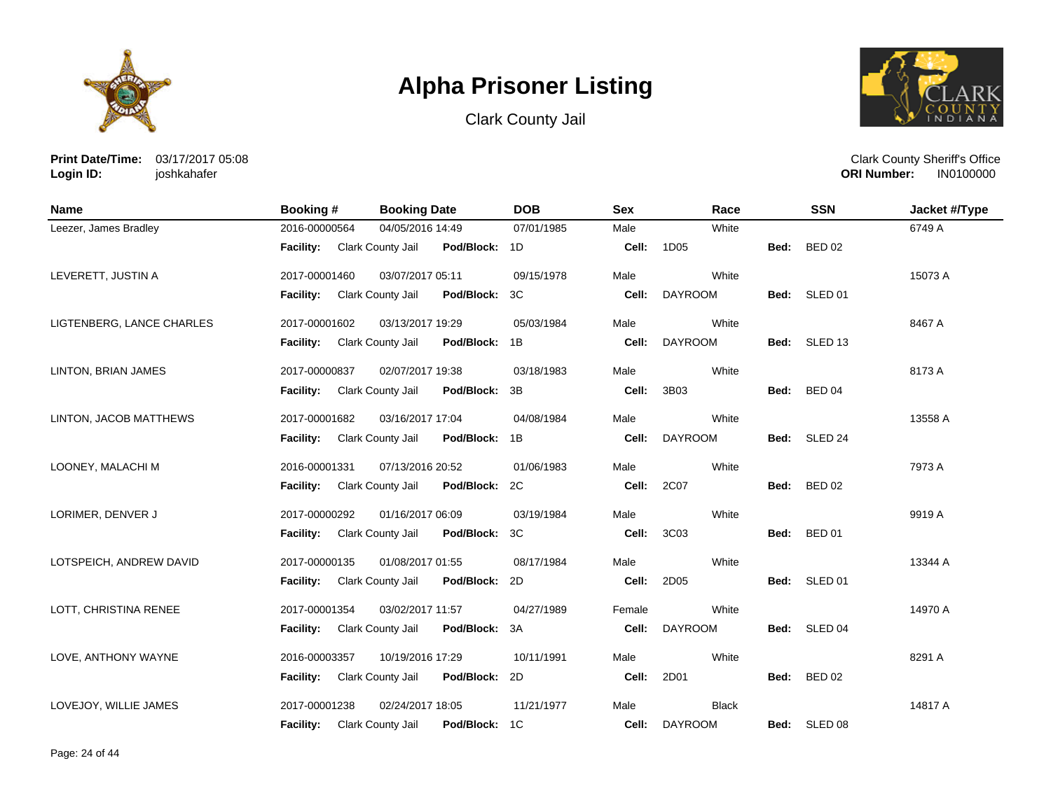# Alpha Prisoner Listing

Clark County Jail

**Print Date/Time:** 03/17/2017 05:08
**Login ID:** joshkahafer

Clark County Sheriff's Office
**ORI Number:** IN0100000

| Name | Booking # | Booking Date | DOB | Sex | Race | SSN | Jacket #/Type |
|---|---|---|---|---|---|---|---|
| Leezer, James Bradley | 2016-00000564 | 04/05/2016 14:49 | 07/01/1985 | Male | White | | 6749 A |
| | **Facility:** Clark County Jail | **Pod/Block:** 1D | | **Cell:** 1D05 | | **Bed:** BED 02 | |
| LEVERETT, JUSTIN A | 2017-00001460 | 03/07/2017 05:11 | 09/15/1978 | Male | White | | 15073 A |
| | **Facility:** Clark County Jail | **Pod/Block:** 3C | | **Cell:** DAYROOM | | **Bed:** SLED 01 | |
| LIGTENBERG, LANCE CHARLES | 2017-00001602 | 03/13/2017 19:29 | 05/03/1984 | Male | White | | 8467 A |
| | **Facility:** Clark County Jail | **Pod/Block:** 1B | | **Cell:** DAYROOM | | **Bed:** SLED 13 | |
| LINTON, BRIAN JAMES | 2017-00000837 | 02/07/2017 19:38 | 03/18/1983 | Male | White | | 8173 A |
| | **Facility:** Clark County Jail | **Pod/Block:** 3B | | **Cell:** 3B03 | | **Bed:** BED 04 | |
| LINTON, JACOB MATTHEWS | 2017-00001682 | 03/16/2017 17:04 | 04/08/1984 | Male | White | | 13558 A |
| | **Facility:** Clark County Jail | **Pod/Block:** 1B | | **Cell:** DAYROOM | | **Bed:** SLED 24 | |
| LOONEY, MALACHI M | 2016-00001331 | 07/13/2016 20:52 | 01/06/1983 | Male | White | | 7973 A |
| | **Facility:** Clark County Jail | **Pod/Block:** 2C | | **Cell:** 2C07 | | **Bed:** BED 02 | |
| LORIMER, DENVER J | 2017-00000292 | 01/16/2017 06:09 | 03/19/1984 | Male | White | | 9919 A |
| | **Facility:** Clark County Jail | **Pod/Block:** 3C | | **Cell:** 3C03 | | **Bed:** BED 01 | |
| LOTSPEICH, ANDREW DAVID | 2017-00000135 | 01/08/2017 01:55 | 08/17/1984 | Male | White | | 13344 A |
| | **Facility:** Clark County Jail | **Pod/Block:** 2D | | **Cell:** 2D05 | | **Bed:** SLED 01 | |
| LOTT, CHRISTINA RENEE | 2017-00001354 | 03/02/2017 11:57 | 04/27/1989 | Female | White | | 14970 A |
| | **Facility:** Clark County Jail | **Pod/Block:** 3A | | **Cell:** DAYROOM | | **Bed:** SLED 04 | |
| LOVE, ANTHONY WAYNE | 2016-00003357 | 10/19/2016 17:29 | 10/11/1991 | Male | White | | 8291 A |
| | **Facility:** Clark County Jail | **Pod/Block:** 2D | | **Cell:** 2D01 | | **Bed:** BED 02 | |
| LOVEJOY, WILLIE JAMES | 2017-00001238 | 02/24/2017 18:05 | 11/21/1977 | Male | Black | | 14817 A |
| | **Facility:** Clark County Jail | **Pod/Block:** 1C | | **Cell:** DAYROOM | | **Bed:** SLED 08 | |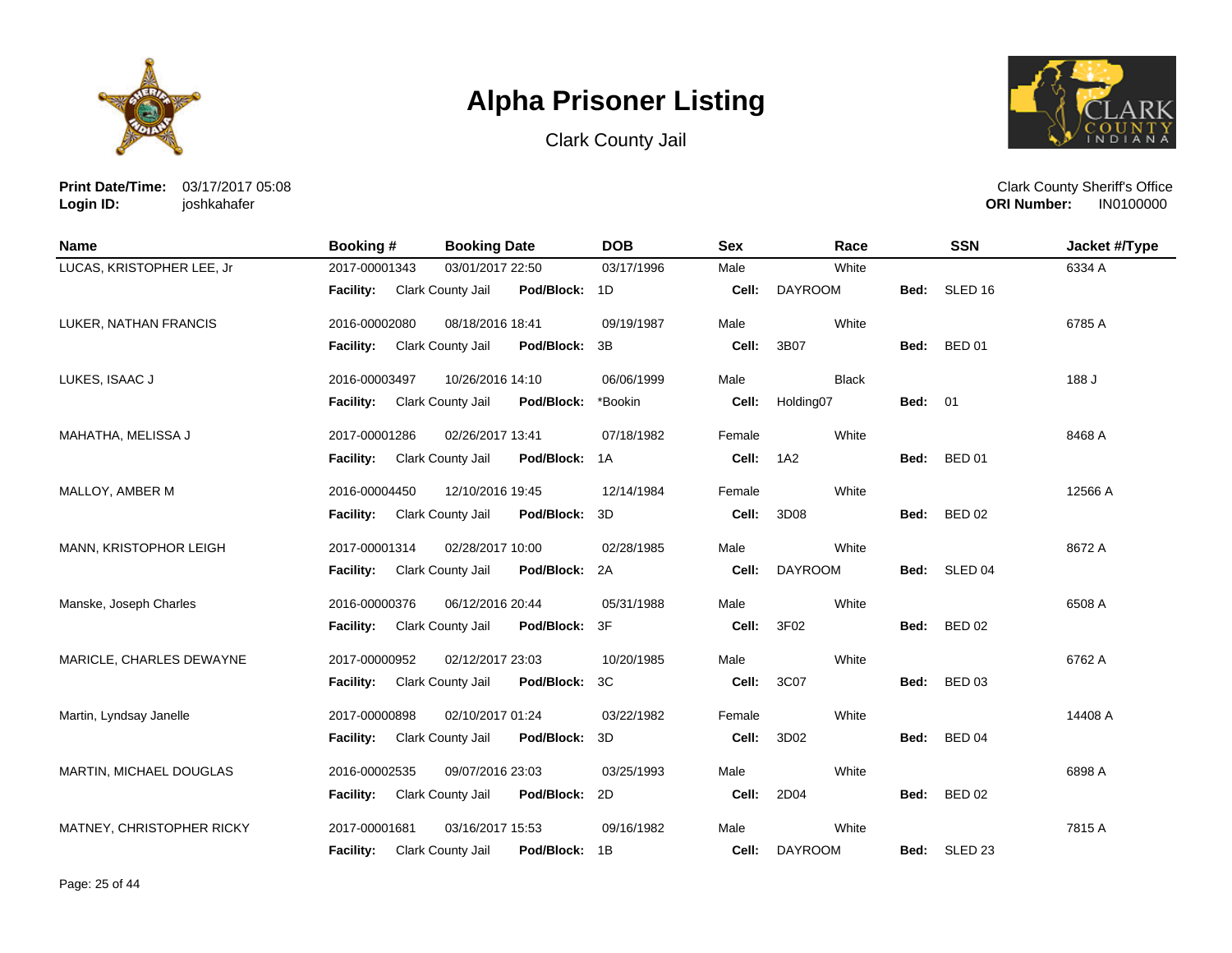# Alpha Prisoner Listing

Clark County Jail

**Print Date/Time:** 03/17/2017 05:08
**Login ID:** joshkahafer

Clark County Sheriff's Office
**ORI Number:** IN0100000

| Name | Booking # | Booking Date | DOB | Sex | Race | SSN | Jacket #/Type |
|---|---|---|---|---|---|---|---|
| LUCAS, KRISTOPHER LEE, Jr | 2017-00001343 | 03/01/2017 22:50 | 03/17/1996 | Male | White | | 6334 A |
| | **Facility:** Clark County Jail | **Pod/Block:** 1D | | **Cell:** DAYROOM | | **Bed:** SLED 16 | |
| LUKER, NATHAN FRANCIS | 2016-00002080 | 08/18/2016 18:41 | 09/19/1987 | Male | White | | 6785 A |
| | **Facility:** Clark County Jail | **Pod/Block:** 3B | | **Cell:** 3B07 | | **Bed:** BED 01 | |
| LUKES, ISAAC J | 2016-00003497 | 10/26/2016 14:10 | 06/06/1999 | Male | Black | | 188 J |
| | **Facility:** Clark County Jail | **Pod/Block:** *Bookin | | **Cell:** Holding07 | | **Bed:** 01 | |
| MAHATHA, MELISSA J | 2017-00001286 | 02/26/2017 13:41 | 07/18/1982 | Female | White | | 8468 A |
| | **Facility:** Clark County Jail | **Pod/Block:** 1A | | **Cell:** 1A2 | | **Bed:** BED 01 | |
| MALLOY, AMBER M | 2016-00004450 | 12/10/2016 19:45 | 12/14/1984 | Female | White | | 12566 A |
| | **Facility:** Clark County Jail | **Pod/Block:** 3D | | **Cell:** 3D08 | | **Bed:** BED 02 | |
| MANN, KRISTOPHOR LEIGH | 2017-00001314 | 02/28/2017 10:00 | 02/28/1985 | Male | White | | 8672 A |
| | **Facility:** Clark County Jail | **Pod/Block:** 2A | | **Cell:** DAYROOM | | **Bed:** SLED 04 | |
| Manske, Joseph Charles | 2016-00000376 | 06/12/2016 20:44 | 05/31/1988 | Male | White | | 6508 A |
| | **Facility:** Clark County Jail | **Pod/Block:** 3F | | **Cell:** 3F02 | | **Bed:** BED 02 | |
| MARICLE, CHARLES DEWAYNE | 2017-00000952 | 02/12/2017 23:03 | 10/20/1985 | Male | White | | 6762 A |
| | **Facility:** Clark County Jail | **Pod/Block:** 3C | | **Cell:** 3C07 | | **Bed:** BED 03 | |
| Martin, Lyndsay Janelle | 2017-00000898 | 02/10/2017 01:24 | 03/22/1982 | Female | White | | 14408 A |
| | **Facility:** Clark County Jail | **Pod/Block:** 3D | | **Cell:** 3D02 | | **Bed:** BED 04 | |
| MARTIN, MICHAEL DOUGLAS | 2016-00002535 | 09/07/2016 23:03 | 03/25/1993 | Male | White | | 6898 A |
| | **Facility:** Clark County Jail | **Pod/Block:** 2D | | **Cell:** 2D04 | | **Bed:** BED 02 | |
| MATNEY, CHRISTOPHER RICKY | 2017-00001681 | 03/16/2017 15:53 | 09/16/1982 | Male | White | | 7815 A |
| | **Facility:** Clark County Jail | **Pod/Block:** 1B | | **Cell:** DAYROOM | | **Bed:** SLED 23 | |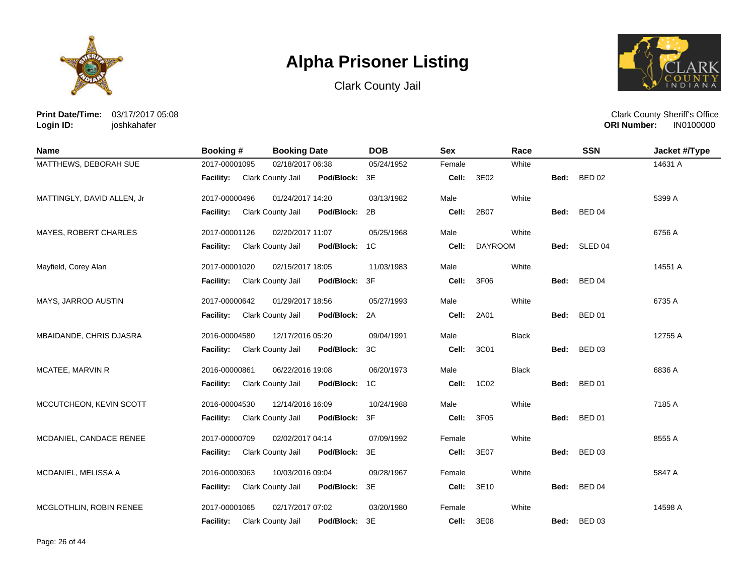# Alpha Prisoner Listing

Clark County Jail

**Print Date/Time:** 03/17/2017 05:08
**Login ID:** joshkahafer

Clark County Sheriff's Office
**ORI Number:** IN0100000

| Name | Booking # | Booking Date | DOB | Sex | Race | SSN | Jacket #/Type |
|---|---|---|---|---|---|---|---|
| MATTHEWS, DEBORAH SUE | 2017-00001095 | 02/18/2017 06:38 | 05/24/1952 | Female | White | | 14631 A |
| | **Facility:** Clark County Jail | **Pod/Block:** 3E | | **Cell:** 3E02 | | **Bed:** BED 02 | |
| MATTINGLY, DAVID ALLEN, Jr | 2017-00000496 | 01/24/2017 14:20 | 03/13/1982 | Male | White | | 5399 A |
| | **Facility:** Clark County Jail | **Pod/Block:** 2B | | **Cell:** 2B07 | | **Bed:** BED 04 | |
| MAYES, ROBERT CHARLES | 2017-00001126 | 02/20/2017 11:07 | 05/25/1968 | Male | White | | 6756 A |
| | **Facility:** Clark County Jail | **Pod/Block:** 1C | | **Cell:** DAYROOM | | **Bed:** SLED 04 | |
| Mayfield, Corey Alan | 2017-00001020 | 02/15/2017 18:05 | 11/03/1983 | Male | White | | 14551 A |
| | **Facility:** Clark County Jail | **Pod/Block:** 3F | | **Cell:** 3F06 | | **Bed:** BED 04 | |
| MAYS, JARROD AUSTIN | 2017-00000642 | 01/29/2017 18:56 | 05/27/1993 | Male | White | | 6735 A |
| | **Facility:** Clark County Jail | **Pod/Block:** 2A | | **Cell:** 2A01 | | **Bed:** BED 01 | |
| MBAIDANDE, CHRIS DJASRA | 2016-00004580 | 12/17/2016 05:20 | 09/04/1991 | Male | Black | | 12755 A |
| | **Facility:** Clark County Jail | **Pod/Block:** 3C | | **Cell:** 3C01 | | **Bed:** BED 03 | |
| MCATEE, MARVIN R | 2016-00000861 | 06/22/2016 19:08 | 06/20/1973 | Male | Black | | 6836 A |
| | **Facility:** Clark County Jail | **Pod/Block:** 1C | | **Cell:** 1C02 | | **Bed:** BED 01 | |
| MCCUTCHEON, KEVIN SCOTT | 2016-00004530 | 12/14/2016 16:09 | 10/24/1988 | Male | White | | 7185 A |
| | **Facility:** Clark County Jail | **Pod/Block:** 3F | | **Cell:** 3F05 | | **Bed:** BED 01 | |
| MCDANIEL, CANDACE RENEE | 2017-00000709 | 02/02/2017 04:14 | 07/09/1992 | Female | White | | 8555 A |
| | **Facility:** Clark County Jail | **Pod/Block:** 3E | | **Cell:** 3E07 | | **Bed:** BED 03 | |
| MCDANIEL, MELISSA A | 2016-00003063 | 10/03/2016 09:04 | 09/28/1967 | Female | White | | 5847 A |
| | **Facility:** Clark County Jail | **Pod/Block:** 3E | | **Cell:** 3E10 | | **Bed:** BED 04 | |
| MCGLOTHLIN, ROBIN RENEE | 2017-00001065 | 02/17/2017 07:02 | 03/20/1980 | Female | White | | 14598 A |
| | **Facility:** Clark County Jail | **Pod/Block:** 3E | | **Cell:** 3E08 | | **Bed:** BED 03 | |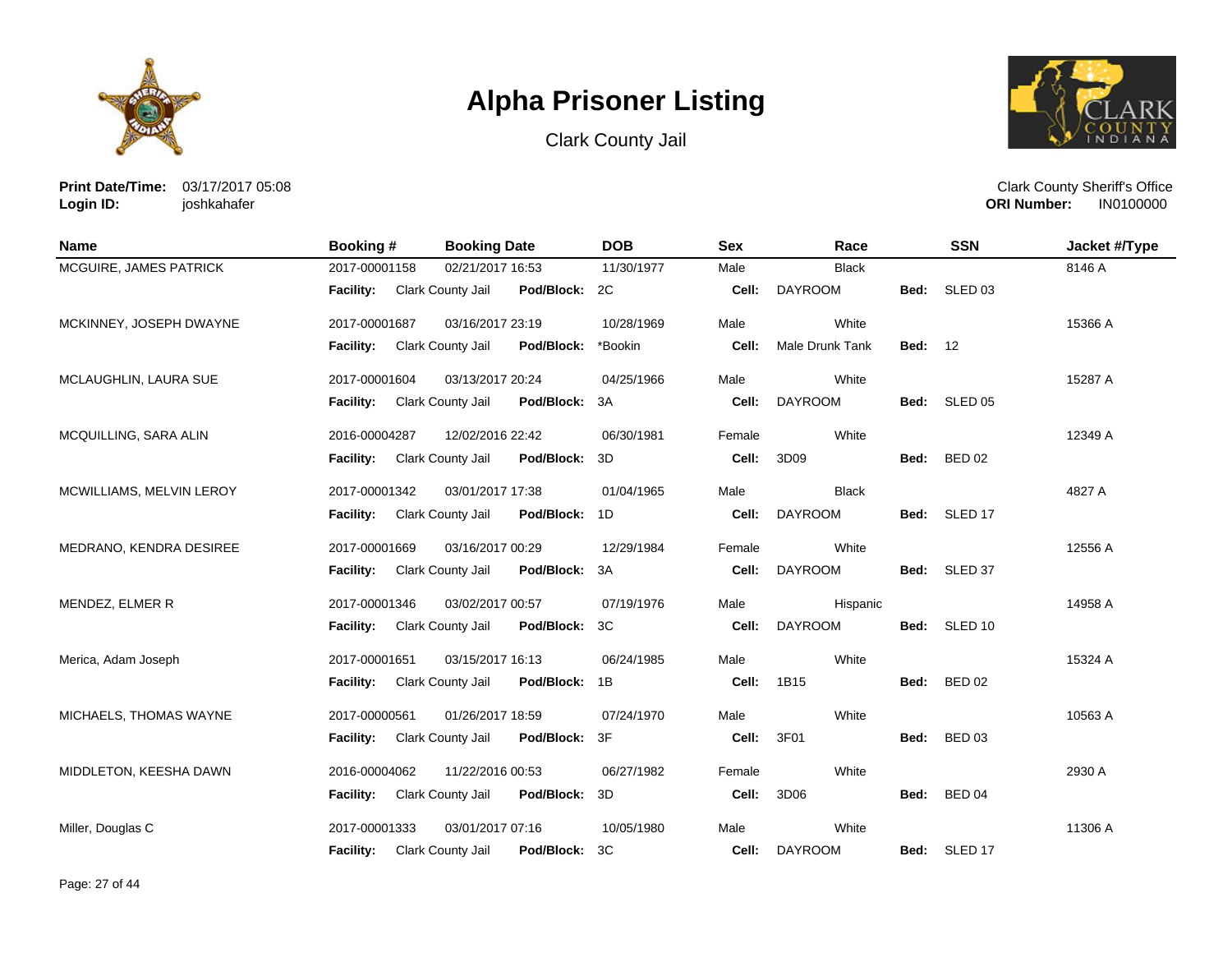# Alpha Prisoner Listing

Clark County Jail

**Print Date/Time:** 03/17/2017 05:08
**Login ID:** joshkahafer

Clark County Sheriff's Office
**ORI Number:** IN0100000

| Name | Booking # | Booking Date | DOB | Sex | Race | SSN | Jacket #/Type |
|---|---|---|---|---|---|---|---|
| MCGUIRE, JAMES PATRICK | 2017-00001158 | 02/21/2017 16:53 | 11/30/1977 | Male | Black | | 8146 A |
| | **Facility:** Clark County Jail | **Pod/Block:** 2C | | **Cell:** DAYROOM | | **Bed:** SLED 03 | |
| MCKINNEY, JOSEPH DWAYNE | 2017-00001687 | 03/16/2017 23:19 | 10/28/1969 | Male | White | | 15366 A |
| | **Facility:** Clark County Jail | **Pod/Block:** *Bookin | | **Cell:** Male Drunk Tank | | **Bed:** 12 | |
| MCLAUGHLIN, LAURA SUE | 2017-00001604 | 03/13/2017 20:24 | 04/25/1966 | Male | White | | 15287 A |
| | **Facility:** Clark County Jail | **Pod/Block:** 3A | | **Cell:** DAYROOM | | **Bed:** SLED 05 | |
| MCQUILLING, SARA ALIN | 2016-00004287 | 12/02/2016 22:42 | 06/30/1981 | Female | White | | 12349 A |
| | **Facility:** Clark County Jail | **Pod/Block:** 3D | | **Cell:** 3D09 | | **Bed:** BED 02 | |
| MCWILLIAMS, MELVIN LEROY | 2017-00001342 | 03/01/2017 17:38 | 01/04/1965 | Male | Black | | 4827 A |
| | **Facility:** Clark County Jail | **Pod/Block:** 1D | | **Cell:** DAYROOM | | **Bed:** SLED 17 | |
| MEDRANO, KENDRA DESIREE | 2017-00001669 | 03/16/2017 00:29 | 12/29/1984 | Female | White | | 12556 A |
| | **Facility:** Clark County Jail | **Pod/Block:** 3A | | **Cell:** DAYROOM | | **Bed:** SLED 37 | |
| MENDEZ, ELMER R | 2017-00001346 | 03/02/2017 00:57 | 07/19/1976 | Male | Hispanic | | 14958 A |
| | **Facility:** Clark County Jail | **Pod/Block:** 3C | | **Cell:** DAYROOM | | **Bed:** SLED 10 | |
| Merica, Adam Joseph | 2017-00001651 | 03/15/2017 16:13 | 06/24/1985 | Male | White | | 15324 A |
| | **Facility:** Clark County Jail | **Pod/Block:** 1B | | **Cell:** 1B15 | | **Bed:** BED 02 | |
| MICHAELS, THOMAS WAYNE | 2017-00000561 | 01/26/2017 18:59 | 07/24/1970 | Male | White | | 10563 A |
| | **Facility:** Clark County Jail | **Pod/Block:** 3F | | **Cell:** 3F01 | | **Bed:** BED 03 | |
| MIDDLETON, KEESHA DAWN | 2016-00004062 | 11/22/2016 00:53 | 06/27/1982 | Female | White | | 2930 A |
| | **Facility:** Clark County Jail | **Pod/Block:** 3D | | **Cell:** 3D06 | | **Bed:** BED 04 | |
| Miller, Douglas C | 2017-00001333 | 03/01/2017 07:16 | 10/05/1980 | Male | White | | 11306 A |
| | **Facility:** Clark County Jail | **Pod/Block:** 3C | | **Cell:** DAYROOM | | **Bed:** SLED 17 | |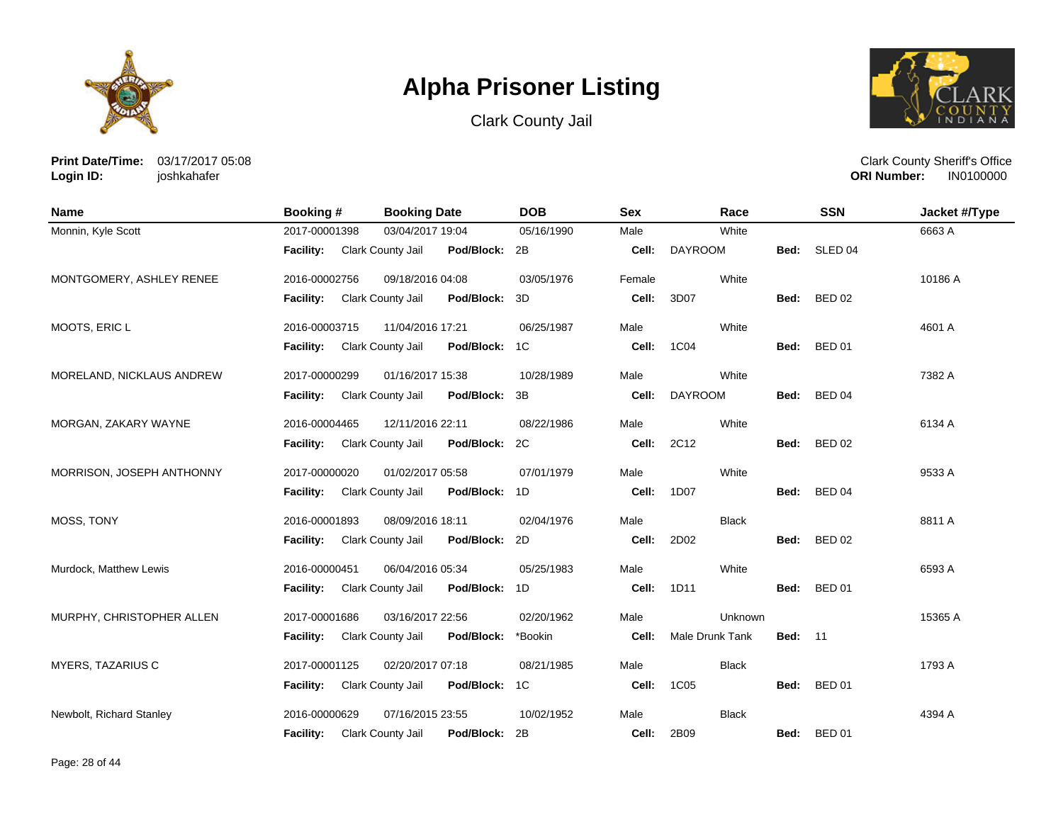# Alpha Prisoner Listing

Clark County Jail

**Print Date/Time:** 03/17/2017 05:08
**Login ID:** joshkahafer

Clark County Sheriff's Office
**ORI Number:** IN0100000

| Name | Booking # | Booking Date | DOB | Sex | Race | SSN | Jacket #/Type |
|---|---|---|---|---|---|---|---|
| Monnin, Kyle Scott | 2017-00001398 | 03/04/2017 19:04 | 05/16/1990 | Male | White | | 6663 A |
| | **Facility:** Clark County Jail | **Pod/Block:** 2B | | **Cell:** DAYROOM | | **Bed:** SLED 04 | |
| MONTGOMERY, ASHLEY RENEE | 2016-00002756 | 09/18/2016 04:08 | 03/05/1976 | Female | White | | 10186 A |
| | **Facility:** Clark County Jail | **Pod/Block:** 3D | | **Cell:** 3D07 | | **Bed:** BED 02 | |
| MOOTS, ERIC L | 2016-00003715 | 11/04/2016 17:21 | 06/25/1987 | Male | White | | 4601 A |
| | **Facility:** Clark County Jail | **Pod/Block:** 1C | | **Cell:** 1C04 | | **Bed:** BED 01 | |
| MORELAND, NICKLAUS ANDREW | 2017-00000299 | 01/16/2017 15:38 | 10/28/1989 | Male | White | | 7382 A |
| | **Facility:** Clark County Jail | **Pod/Block:** 3B | | **Cell:** DAYROOM | | **Bed:** BED 04 | |
| MORGAN, ZAKARY WAYNE | 2016-00004465 | 12/11/2016 22:11 | 08/22/1986 | Male | White | | 6134 A |
| | **Facility:** Clark County Jail | **Pod/Block:** 2C | | **Cell:** 2C12 | | **Bed:** BED 02 | |
| MORRISON, JOSEPH ANTHONNY | 2017-00000020 | 01/02/2017 05:58 | 07/01/1979 | Male | White | | 9533 A |
| | **Facility:** Clark County Jail | **Pod/Block:** 1D | | **Cell:** 1D07 | | **Bed:** BED 04 | |
| MOSS, TONY | 2016-00001893 | 08/09/2016 18:11 | 02/04/1976 | Male | Black | | 8811 A |
| | **Facility:** Clark County Jail | **Pod/Block:** 2D | | **Cell:** 2D02 | | **Bed:** BED 02 | |
| Murdock, Matthew Lewis | 2016-00000451 | 06/04/2016 05:34 | 05/25/1983 | Male | White | | 6593 A |
| | **Facility:** Clark County Jail | **Pod/Block:** 1D | | **Cell:** 1D11 | | **Bed:** BED 01 | |
| MURPHY, CHRISTOPHER ALLEN | 2017-00001686 | 03/16/2017 22:56 | 02/20/1962 | Male | Unknown | | 15365 A |
| | **Facility:** Clark County Jail | **Pod/Block:** *Bookin | | **Cell:** Male Drunk Tank | | **Bed:** 11 | |
| MYERS, TAZARIUS C | 2017-00001125 | 02/20/2017 07:18 | 08/21/1985 | Male | Black | | 1793 A |
| | **Facility:** Clark County Jail | **Pod/Block:** 1C | | **Cell:** 1C05 | | **Bed:** BED 01 | |
| Newbolt, Richard Stanley | 2016-00000629 | 07/16/2015 23:55 | 10/02/1952 | Male | Black | | 4394 A |
| | **Facility:** Clark County Jail | **Pod/Block:** 2B | | **Cell:** 2B09 | | **Bed:** BED 01 | |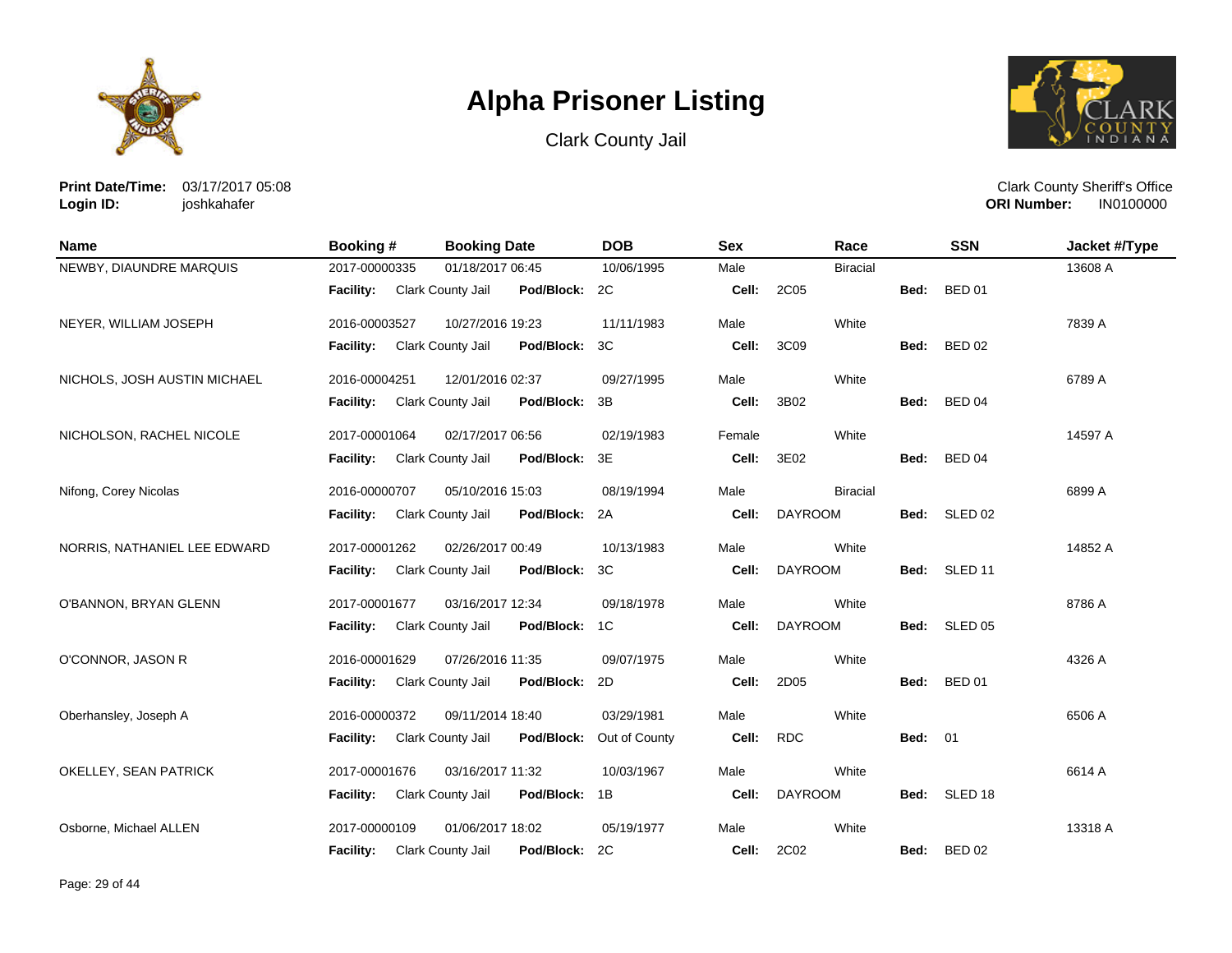# Alpha Prisoner Listing

Clark County Jail

**Print Date/Time:** 03/17/2017 05:08
**Login ID:** joshkahafer

Clark County Sheriff's Office
**ORI Number:** IN0100000

| Name | Booking # | Booking Date | DOB | Sex | Race | SSN | Jacket #/Type |
|---|---|---|---|---|---|---|---|
| NEWBY, DIAUNDRE MARQUIS | 2017-00000335 | 01/18/2017 06:45 | 10/06/1995 | Male | Biracial | | 13608 A |
| | **Facility:** Clark County Jail | **Pod/Block:** 2C | | **Cell:** 2C05 | | **Bed:** BED 01 | |
| NEYER, WILLIAM JOSEPH | 2016-00003527 | 10/27/2016 19:23 | 11/11/1983 | Male | White | | 7839 A |
| | **Facility:** Clark County Jail | **Pod/Block:** 3C | | **Cell:** 3C09 | | **Bed:** BED 02 | |
| NICHOLS, JOSH AUSTIN MICHAEL | 2016-00004251 | 12/01/2016 02:37 | 09/27/1995 | Male | White | | 6789 A |
| | **Facility:** Clark County Jail | **Pod/Block:** 3B | | **Cell:** 3B02 | | **Bed:** BED 04 | |
| NICHOLSON, RACHEL NICOLE | 2017-00001064 | 02/17/2017 06:56 | 02/19/1983 | Female | White | | 14597 A |
| | **Facility:** Clark County Jail | **Pod/Block:** 3E | | **Cell:** 3E02 | | **Bed:** BED 04 | |
| Nifong, Corey Nicolas | 2016-00000707 | 05/10/2016 15:03 | 08/19/1994 | Male | Biracial | | 6899 A |
| | **Facility:** Clark County Jail | **Pod/Block:** 2A | | **Cell:** DAYROOM | | **Bed:** SLED 02 | |
| NORRIS, NATHANIEL LEE EDWARD | 2017-00001262 | 02/26/2017 00:49 | 10/13/1983 | Male | White | | 14852 A |
| | **Facility:** Clark County Jail | **Pod/Block:** 3C | | **Cell:** DAYROOM | | **Bed:** SLED 11 | |
| O'BANNON, BRYAN GLENN | 2017-00001677 | 03/16/2017 12:34 | 09/18/1978 | Male | White | | 8786 A |
| | **Facility:** Clark County Jail | **Pod/Block:** 1C | | **Cell:** DAYROOM | | **Bed:** SLED 05 | |
| O'CONNOR, JASON R | 2016-00001629 | 07/26/2016 11:35 | 09/07/1975 | Male | White | | 4326 A |
| | **Facility:** Clark County Jail | **Pod/Block:** 2D | | **Cell:** 2D05 | | **Bed:** BED 01 | |
| Oberhansley, Joseph A | 2016-00000372 | 09/11/2014 18:40 | 03/29/1981 | Male | White | | 6506 A |
| | **Facility:** Clark County Jail | **Pod/Block:** Out of County | | **Cell:** RDC | | **Bed:** 01 | |
| OKELLEY, SEAN PATRICK | 2017-00001676 | 03/16/2017 11:32 | 10/03/1967 | Male | White | | 6614 A |
| | **Facility:** Clark County Jail | **Pod/Block:** 1B | | **Cell:** DAYROOM | | **Bed:** SLED 18 | |
| Osborne, Michael ALLEN | 2017-00000109 | 01/06/2017 18:02 | 05/19/1977 | Male | White | | 13318 A |
| | **Facility:** Clark County Jail | **Pod/Block:** 2C | | **Cell:** 2C02 | | **Bed:** BED 02 | |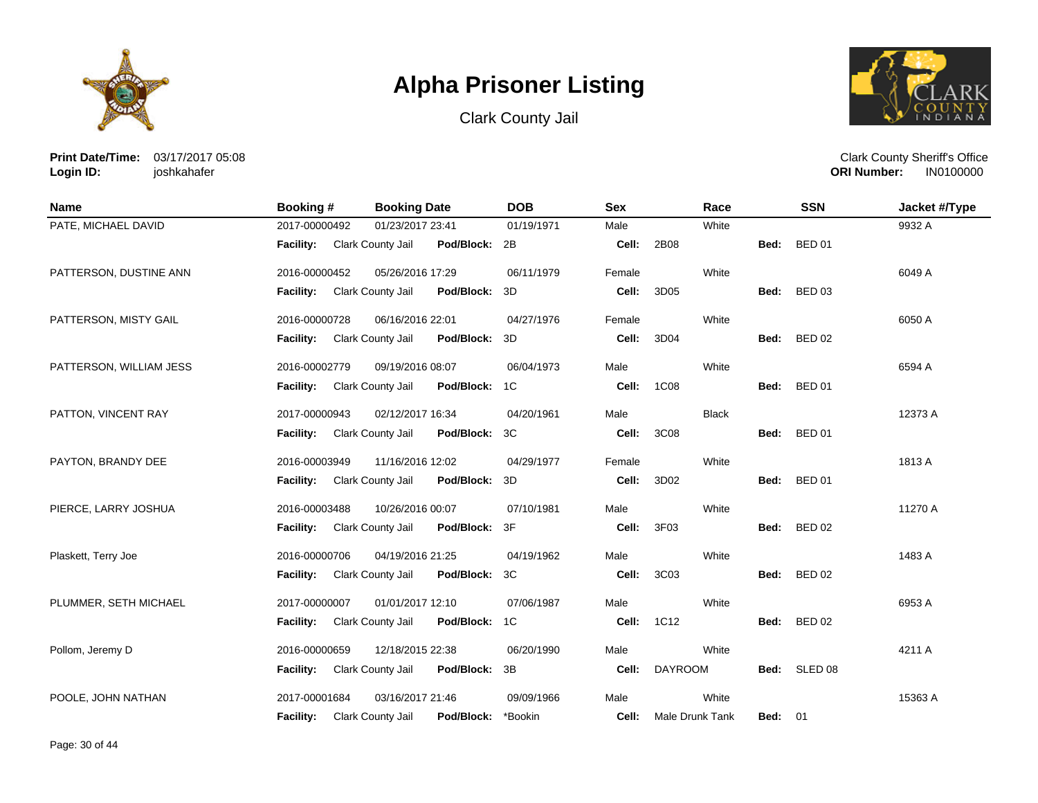# Alpha Prisoner Listing

Clark County Jail

**Print Date/Time:** 03/17/2017 05:08
**Login ID:** joshkahafer

Clark County Sheriff's Office
**ORI Number:** IN0100000

| Name | Booking # | Booking Date | DOB | Sex | Race | SSN | Jacket #/Type |
|---|---|---|---|---|---|---|---|
| PATE, MICHAEL DAVID | 2017-00000492 | 01/23/2017 23:41 | 01/19/1971 | Male | White | | 9932 A |
| | **Facility:** Clark County Jail | **Pod/Block:** 2B | | **Cell:** 2B08 | | **Bed:** BED 01 | |
| PATTERSON, DUSTINE ANN | 2016-00000452 | 05/26/2016 17:29 | 06/11/1979 | Female | White | | 6049 A |
| | **Facility:** Clark County Jail | **Pod/Block:** 3D | | **Cell:** 3D05 | | **Bed:** BED 03 | |
| PATTERSON, MISTY GAIL | 2016-00000728 | 06/16/2016 22:01 | 04/27/1976 | Female | White | | 6050 A |
| | **Facility:** Clark County Jail | **Pod/Block:** 3D | | **Cell:** 3D04 | | **Bed:** BED 02 | |
| PATTERSON, WILLIAM JESS | 2016-00002779 | 09/19/2016 08:07 | 06/04/1973 | Male | White | | 6594 A |
| | **Facility:** Clark County Jail | **Pod/Block:** 1C | | **Cell:** 1C08 | | **Bed:** BED 01 | |
| PATTON, VINCENT RAY | 2017-00000943 | 02/12/2017 16:34 | 04/20/1961 | Male | Black | | 12373 A |
| | **Facility:** Clark County Jail | **Pod/Block:** 3C | | **Cell:** 3C08 | | **Bed:** BED 01 | |
| PAYTON, BRANDY DEE | 2016-00003949 | 11/16/2016 12:02 | 04/29/1977 | Female | White | | 1813 A |
| | **Facility:** Clark County Jail | **Pod/Block:** 3D | | **Cell:** 3D02 | | **Bed:** BED 01 | |
| PIERCE, LARRY JOSHUA | 2016-00003488 | 10/26/2016 00:07 | 07/10/1981 | Male | White | | 11270 A |
| | **Facility:** Clark County Jail | **Pod/Block:** 3F | | **Cell:** 3F03 | | **Bed:** BED 02 | |
| Plaskett, Terry Joe | 2016-00000706 | 04/19/2016 21:25 | 04/19/1962 | Male | White | | 1483 A |
| | **Facility:** Clark County Jail | **Pod/Block:** 3C | | **Cell:** 3C03 | | **Bed:** BED 02 | |
| PLUMMER, SETH MICHAEL | 2017-00000007 | 01/01/2017 12:10 | 07/06/1987 | Male | White | | 6953 A |
| | **Facility:** Clark County Jail | **Pod/Block:** 1C | | **Cell:** 1C12 | | **Bed:** BED 02 | |
| Pollom, Jeremy D | 2016-00000659 | 12/18/2015 22:38 | 06/20/1990 | Male | White | | 4211 A |
| | **Facility:** Clark County Jail | **Pod/Block:** 3B | | **Cell:** DAYROOM | | **Bed:** SLED 08 | |
| POOLE, JOHN NATHAN | 2017-00001684 | 03/16/2017 21:46 | 09/09/1966 | Male | White | | 15363 A |
| | **Facility:** Clark County Jail | **Pod/Block:** *Bookin | | **Cell:** Male Drunk Tank | | **Bed:** 01 | |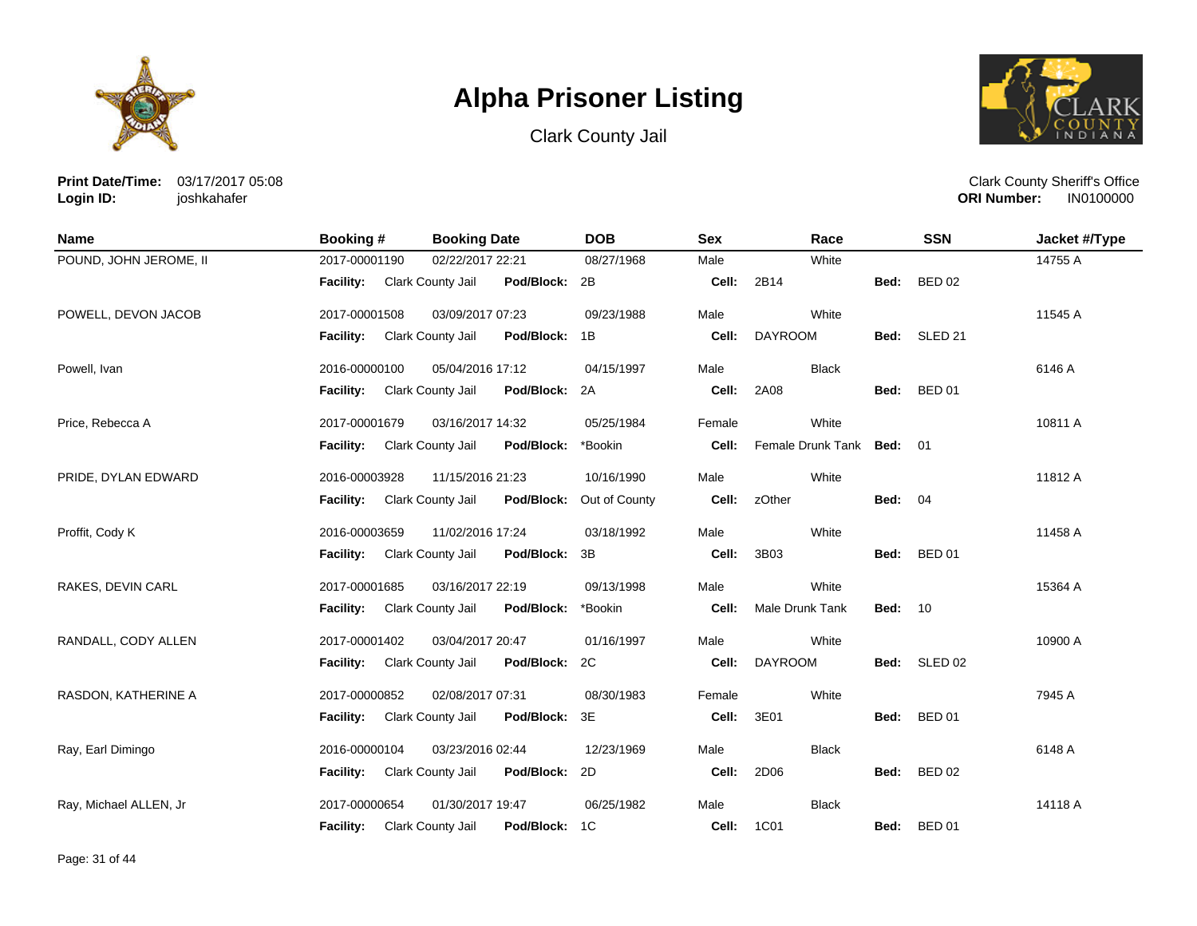# Alpha Prisoner Listing

Clark County Jail

**Print Date/Time:** 03/17/2017 05:08
**Login ID:** joshkahafer

Clark County Sheriff's Office
**ORI Number:** IN0100000

| Name | Booking # | Booking Date | DOB | Sex | Race | SSN | Jacket #/Type |
|---|---|---|---|---|---|---|---|
| POUND, JOHN JEROME, II | 2017-00001190 | 02/22/2017 22:21 | 08/27/1968 | Male | White | | 14755 A |
| | **Facility:** Clark County Jail | **Pod/Block:** 2B | | **Cell:** 2B14 | **Bed:** BED 02 | | |
| POWELL, DEVON JACOB | 2017-00001508 | 03/09/2017 07:23 | 09/23/1988 | Male | White | | 11545 A |
| | **Facility:** Clark County Jail | **Pod/Block:** 1B | | **Cell:** DAYROOM | **Bed:** SLED 21 | | |
| Powell, Ivan | 2016-00000100 | 05/04/2016 17:12 | 04/15/1997 | Male | Black | | 6146 A |
| | **Facility:** Clark County Jail | **Pod/Block:** 2A | | **Cell:** 2A08 | **Bed:** BED 01 | | |
| Price, Rebecca A | 2017-00001679 | 03/16/2017 14:32 | 05/25/1984 | Female | White | | 10811 A |
| | **Facility:** Clark County Jail | **Pod/Block:** *Bookin | | **Cell:** Female Drunk Tank | **Bed:** 01 | | |
| PRIDE, DYLAN EDWARD | 2016-00003928 | 11/15/2016 21:23 | 10/16/1990 | Male | White | | 11812 A |
| | **Facility:** Clark County Jail | **Pod/Block:** Out of County | | **Cell:** zOther | **Bed:** 04 | | |
| Proffit, Cody K | 2016-00003659 | 11/02/2016 17:24 | 03/18/1992 | Male | White | | 11458 A |
| | **Facility:** Clark County Jail | **Pod/Block:** 3B | | **Cell:** 3B03 | **Bed:** BED 01 | | |
| RAKES, DEVIN CARL | 2017-00001685 | 03/16/2017 22:19 | 09/13/1998 | Male | White | | 15364 A |
| | **Facility:** Clark County Jail | **Pod/Block:** *Bookin | | **Cell:** Male Drunk Tank | **Bed:** 10 | | |
| RANDALL, CODY ALLEN | 2017-00001402 | 03/04/2017 20:47 | 01/16/1997 | Male | White | | 10900 A |
| | **Facility:** Clark County Jail | **Pod/Block:** 2C | | **Cell:** DAYROOM | **Bed:** SLED 02 | | |
| RASDON, KATHERINE A | 2017-00000852 | 02/08/2017 07:31 | 08/30/1983 | Female | White | | 7945 A |
| | **Facility:** Clark County Jail | **Pod/Block:** 3E | | **Cell:** 3E01 | **Bed:** BED 01 | | |
| Ray, Earl Dimingo | 2016-00000104 | 03/23/2016 02:44 | 12/23/1969 | Male | Black | | 6148 A |
| | **Facility:** Clark County Jail | **Pod/Block:** 2D | | **Cell:** 2D06 | **Bed:** BED 02 | | |
| Ray, Michael ALLEN, Jr | 2017-00000654 | 01/30/2017 19:47 | 06/25/1982 | Male | Black | | 14118 A |
| | **Facility:** Clark County Jail | **Pod/Block:** 1C | | **Cell:** 1C01 | **Bed:** BED 01 | | |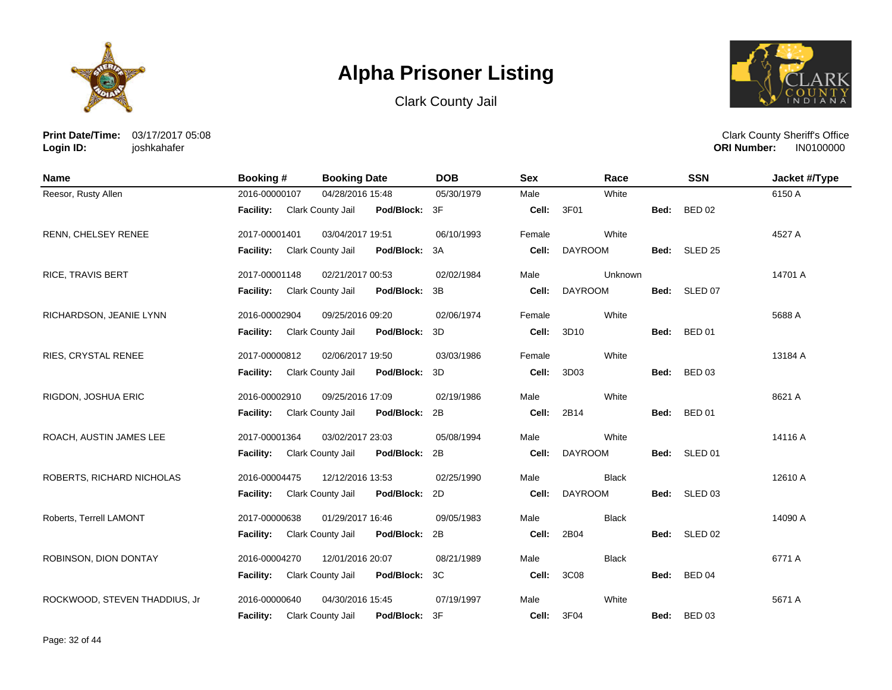# Alpha Prisoner Listing

Clark County Jail

**Print Date/Time:** 03/17/2017 05:08
**Login ID:** joshkahafer

Clark County Sheriff's Office
**ORI Number:** IN0100000

| Name | Booking # | Booking Date | DOB | Sex | Race | SSN | Jacket #/Type |
|---|---|---|---|---|---|---|---|
| Reesor, Rusty Allen | 2016-00000107 | 04/28/2016 15:48 | 05/30/1979 | Male | White | | 6150 A |
| | **Facility:** Clark County Jail | **Pod/Block:** 3F | | **Cell:** 3F01 | | **Bed:** BED 02 | |
| RENN, CHELSEY RENEE | 2017-00001401 | 03/04/2017 19:51 | 06/10/1993 | Female | White | | 4527 A |
| | **Facility:** Clark County Jail | **Pod/Block:** 3A | | **Cell:** DAYROOM | | **Bed:** SLED 25 | |
| RICE, TRAVIS BERT | 2017-00001148 | 02/21/2017 00:53 | 02/02/1984 | Male | Unknown | | 14701 A |
| | **Facility:** Clark County Jail | **Pod/Block:** 3B | | **Cell:** DAYROOM | | **Bed:** SLED 07 | |
| RICHARDSON, JEANIE LYNN | 2016-00002904 | 09/25/2016 09:20 | 02/06/1974 | Female | White | | 5688 A |
| | **Facility:** Clark County Jail | **Pod/Block:** 3D | | **Cell:** 3D10 | | **Bed:** BED 01 | |
| RIES, CRYSTAL RENEE | 2017-00000812 | 02/06/2017 19:50 | 03/03/1986 | Female | White | | 13184 A |
| | **Facility:** Clark County Jail | **Pod/Block:** 3D | | **Cell:** 3D03 | | **Bed:** BED 03 | |
| RIGDON, JOSHUA ERIC | 2016-00002910 | 09/25/2016 17:09 | 02/19/1986 | Male | White | | 8621 A |
| | **Facility:** Clark County Jail | **Pod/Block:** 2B | | **Cell:** 2B14 | | **Bed:** BED 01 | |
| ROACH, AUSTIN JAMES LEE | 2017-00001364 | 03/02/2017 23:03 | 05/08/1994 | Male | White | | 14116 A |
| | **Facility:** Clark County Jail | **Pod/Block:** 2B | | **Cell:** DAYROOM | | **Bed:** SLED 01 | |
| ROBERTS, RICHARD NICHOLAS | 2016-00004475 | 12/12/2016 13:53 | 02/25/1990 | Male | Black | | 12610 A |
| | **Facility:** Clark County Jail | **Pod/Block:** 2D | | **Cell:** DAYROOM | | **Bed:** SLED 03 | |
| Roberts, Terrell LAMONT | 2017-00000638 | 01/29/2017 16:46 | 09/05/1983 | Male | Black | | 14090 A |
| | **Facility:** Clark County Jail | **Pod/Block:** 2B | | **Cell:** 2B04 | | **Bed:** SLED 02 | |
| ROBINSON, DION DONTAY | 2016-00004270 | 12/01/2016 20:07 | 08/21/1989 | Male | Black | | 6771 A |
| | **Facility:** Clark County Jail | **Pod/Block:** 3C | | **Cell:** 3C08 | | **Bed:** BED 04 | |
| ROCKWOOD, STEVEN THADDIUS, Jr | 2016-00000640 | 04/30/2016 15:45 | 07/19/1997 | Male | White | | 5671 A |
| | **Facility:** Clark County Jail | **Pod/Block:** 3F | | **Cell:** 3F04 | | **Bed:** BED 03 | |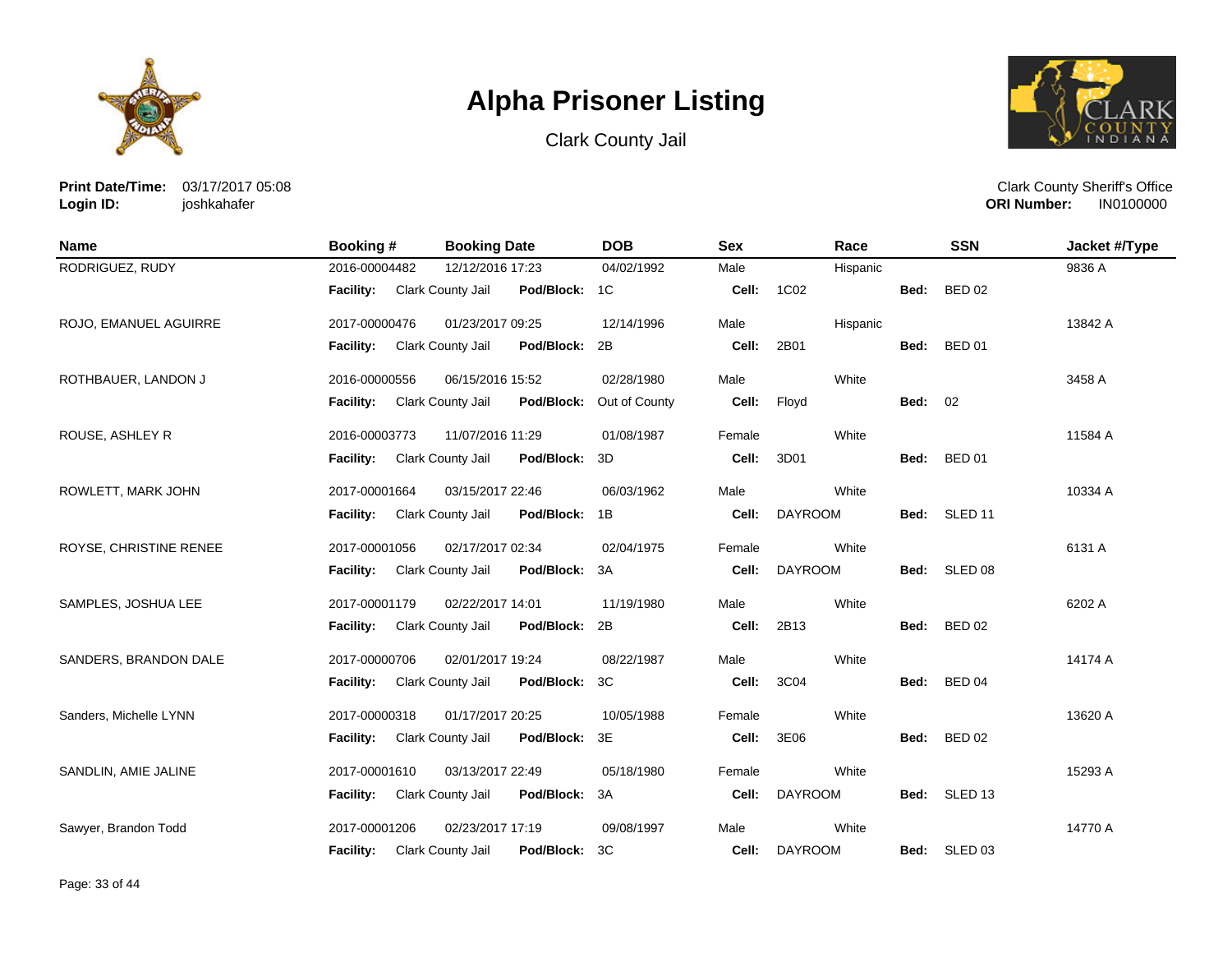# Alpha Prisoner Listing

Clark County Jail

**Print Date/Time:** 03/17/2017 05:08
**Login ID:** joshkahafer

Clark County Sheriff's Office
**ORI Number:** IN0100000

| Name | Booking # | Booking Date | DOB | Sex | Race | SSN | Jacket #/Type |
|---|---|---|---|---|---|---|---|
| RODRIGUEZ, RUDY | 2016-00004482 | 12/12/2016 17:23 | 04/02/1992 | Male | Hispanic | | 9836 A |
| | **Facility:** Clark County Jail | **Pod/Block:** 1C | | **Cell:** 1C02 | | **Bed:** BED 02 | |
| ROJO, EMANUEL AGUIRRE | 2017-00000476 | 01/23/2017 09:25 | 12/14/1996 | Male | Hispanic | | 13842 A |
| | **Facility:** Clark County Jail | **Pod/Block:** 2B | | **Cell:** 2B01 | | **Bed:** BED 01 | |
| ROTHBAUER, LANDON J | 2016-00000556 | 06/15/2016 15:52 | 02/28/1980 | Male | White | | 3458 A |
| | **Facility:** Clark County Jail | **Pod/Block:** Out of County | | **Cell:** Floyd | | **Bed:** 02 | |
| ROUSE, ASHLEY R | 2016-00003773 | 11/07/2016 11:29 | 01/08/1987 | Female | White | | 11584 A |
| | **Facility:** Clark County Jail | **Pod/Block:** 3D | | **Cell:** 3D01 | | **Bed:** BED 01 | |
| ROWLETT, MARK JOHN | 2017-00001664 | 03/15/2017 22:46 | 06/03/1962 | Male | White | | 10334 A |
| | **Facility:** Clark County Jail | **Pod/Block:** 1B | | **Cell:** DAYROOM | | **Bed:** SLED 11 | |
| ROYSE, CHRISTINE RENEE | 2017-00001056 | 02/17/2017 02:34 | 02/04/1975 | Female | White | | 6131 A |
| | **Facility:** Clark County Jail | **Pod/Block:** 3A | | **Cell:** DAYROOM | | **Bed:** SLED 08 | |
| SAMPLES, JOSHUA LEE | 2017-00001179 | 02/22/2017 14:01 | 11/19/1980 | Male | White | | 6202 A |
| | **Facility:** Clark County Jail | **Pod/Block:** 2B | | **Cell:** 2B13 | | **Bed:** BED 02 | |
| SANDERS, BRANDON DALE | 2017-00000706 | 02/01/2017 19:24 | 08/22/1987 | Male | White | | 14174 A |
| | **Facility:** Clark County Jail | **Pod/Block:** 3C | | **Cell:** 3C04 | | **Bed:** BED 04 | |
| Sanders, Michelle LYNN | 2017-00000318 | 01/17/2017 20:25 | 10/05/1988 | Female | White | | 13620 A |
| | **Facility:** Clark County Jail | **Pod/Block:** 3E | | **Cell:** 3E06 | | **Bed:** BED 02 | |
| SANDLIN, AMIE JALINE | 2017-00001610 | 03/13/2017 22:49 | 05/18/1980 | Female | White | | 15293 A |
| | **Facility:** Clark County Jail | **Pod/Block:** 3A | | **Cell:** DAYROOM | | **Bed:** SLED 13 | |
| Sawyer, Brandon Todd | 2017-00001206 | 02/23/2017 17:19 | 09/08/1997 | Male | White | | 14770 A |
| | **Facility:** Clark County Jail | **Pod/Block:** 3C | | **Cell:** DAYROOM | | **Bed:** SLED 03 | |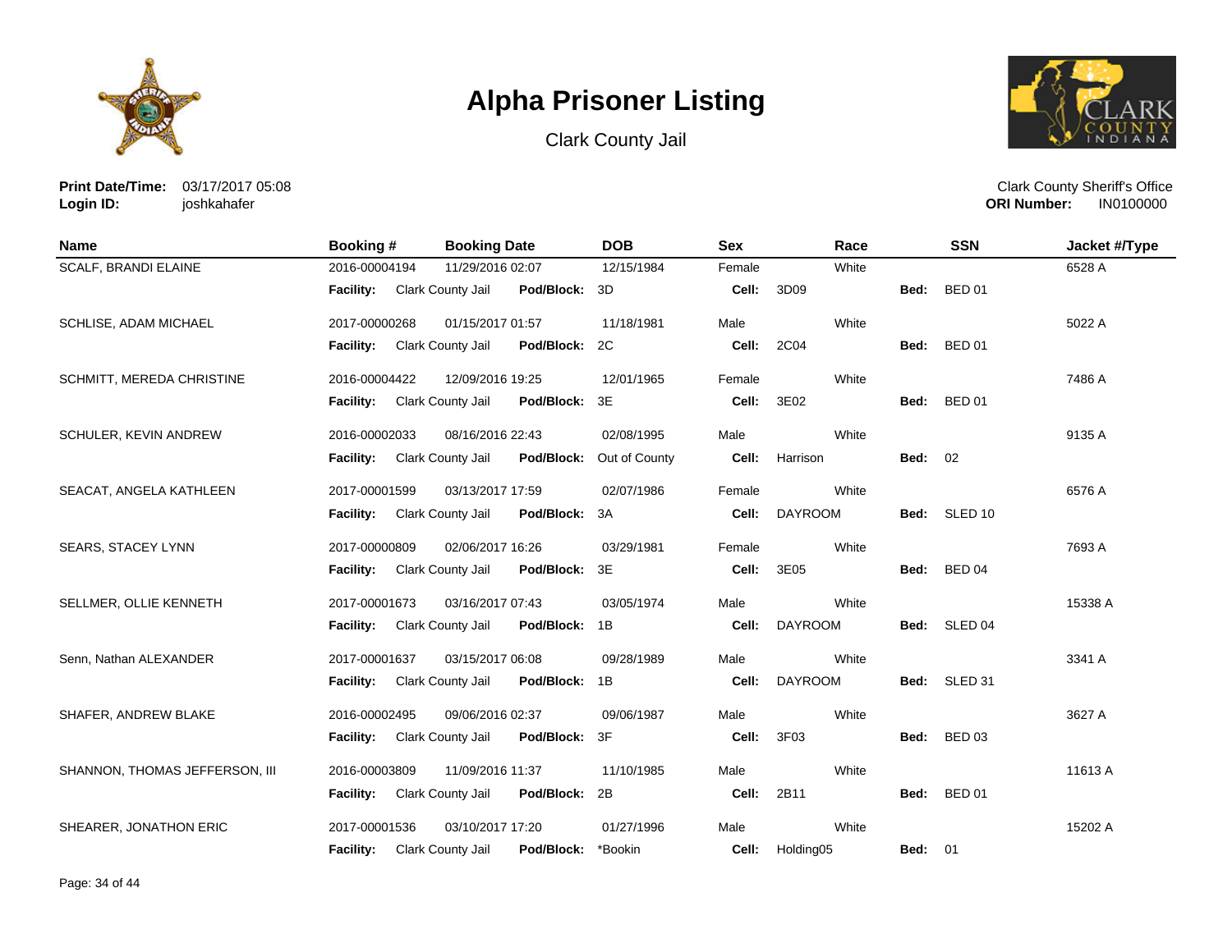# Alpha Prisoner Listing

Clark County Jail

**Print Date/Time:** 03/17/2017 05:08
**Login ID:** joshkahafer

Clark County Sheriff's Office
**ORI Number:** IN0100000

| Name | Booking # | Booking Date | DOB | Sex | Race | SSN | Jacket #/Type |
|---|---|---|---|---|---|---|---|
| SCALF, BRANDI ELAINE | 2016-00004194 | 11/29/2016 02:07 | 12/15/1984 | Female | White | | 6528 A |
| | **Facility:** Clark County Jail | **Pod/Block:** 3D | | **Cell:** 3D09 | | **Bed:** BED 01 | |
| SCHLISE, ADAM MICHAEL | 2017-00000268 | 01/15/2017 01:57 | 11/18/1981 | Male | White | | 5022 A |
| | **Facility:** Clark County Jail | **Pod/Block:** 2C | | **Cell:** 2C04 | | **Bed:** BED 01 | |
| SCHMITT, MEREDA CHRISTINE | 2016-00004422 | 12/09/2016 19:25 | 12/01/1965 | Female | White | | 7486 A |
| | **Facility:** Clark County Jail | **Pod/Block:** 3E | | **Cell:** 3E02 | | **Bed:** BED 01 | |
| SCHULER, KEVIN ANDREW | 2016-00002033 | 08/16/2016 22:43 | 02/08/1995 | Male | White | | 9135 A |
| | **Facility:** Clark County Jail | **Pod/Block:** Out of County | | **Cell:** Harrison | | **Bed:** 02 | |
| SEACAT, ANGELA KATHLEEN | 2017-00001599 | 03/13/2017 17:59 | 02/07/1986 | Female | White | | 6576 A |
| | **Facility:** Clark County Jail | **Pod/Block:** 3A | | **Cell:** DAYROOM | | **Bed:** SLED 10 | |
| SEARS, STACEY LYNN | 2017-00000809 | 02/06/2017 16:26 | 03/29/1981 | Female | White | | 7693 A |
| | **Facility:** Clark County Jail | **Pod/Block:** 3E | | **Cell:** 3E05 | | **Bed:** BED 04 | |
| SELLMER, OLLIE KENNETH | 2017-00001673 | 03/16/2017 07:43 | 03/05/1974 | Male | White | | 15338 A |
| | **Facility:** Clark County Jail | **Pod/Block:** 1B | | **Cell:** DAYROOM | | **Bed:** SLED 04 | |
| Senn, Nathan ALEXANDER | 2017-00001637 | 03/15/2017 06:08 | 09/28/1989 | Male | White | | 3341 A |
| | **Facility:** Clark County Jail | **Pod/Block:** 1B | | **Cell:** DAYROOM | | **Bed:** SLED 31 | |
| SHAFER, ANDREW BLAKE | 2016-00002495 | 09/06/2016 02:37 | 09/06/1987 | Male | White | | 3627 A |
| | **Facility:** Clark County Jail | **Pod/Block:** 3F | | **Cell:** 3F03 | | **Bed:** BED 03 | |
| SHANNON, THOMAS JEFFERSON, III | 2016-00003809 | 11/09/2016 11:37 | 11/10/1985 | Male | White | | 11613 A |
| | **Facility:** Clark County Jail | **Pod/Block:** 2B | | **Cell:** 2B11 | | **Bed:** BED 01 | |
| SHEARER, JONATHON ERIC | 2017-00001536 | 03/10/2017 17:20 | 01/27/1996 | Male | White | | 15202 A |
| | **Facility:** Clark County Jail | **Pod/Block:** *Bookin | | **Cell:** Holding05 | | **Bed:** 01 | |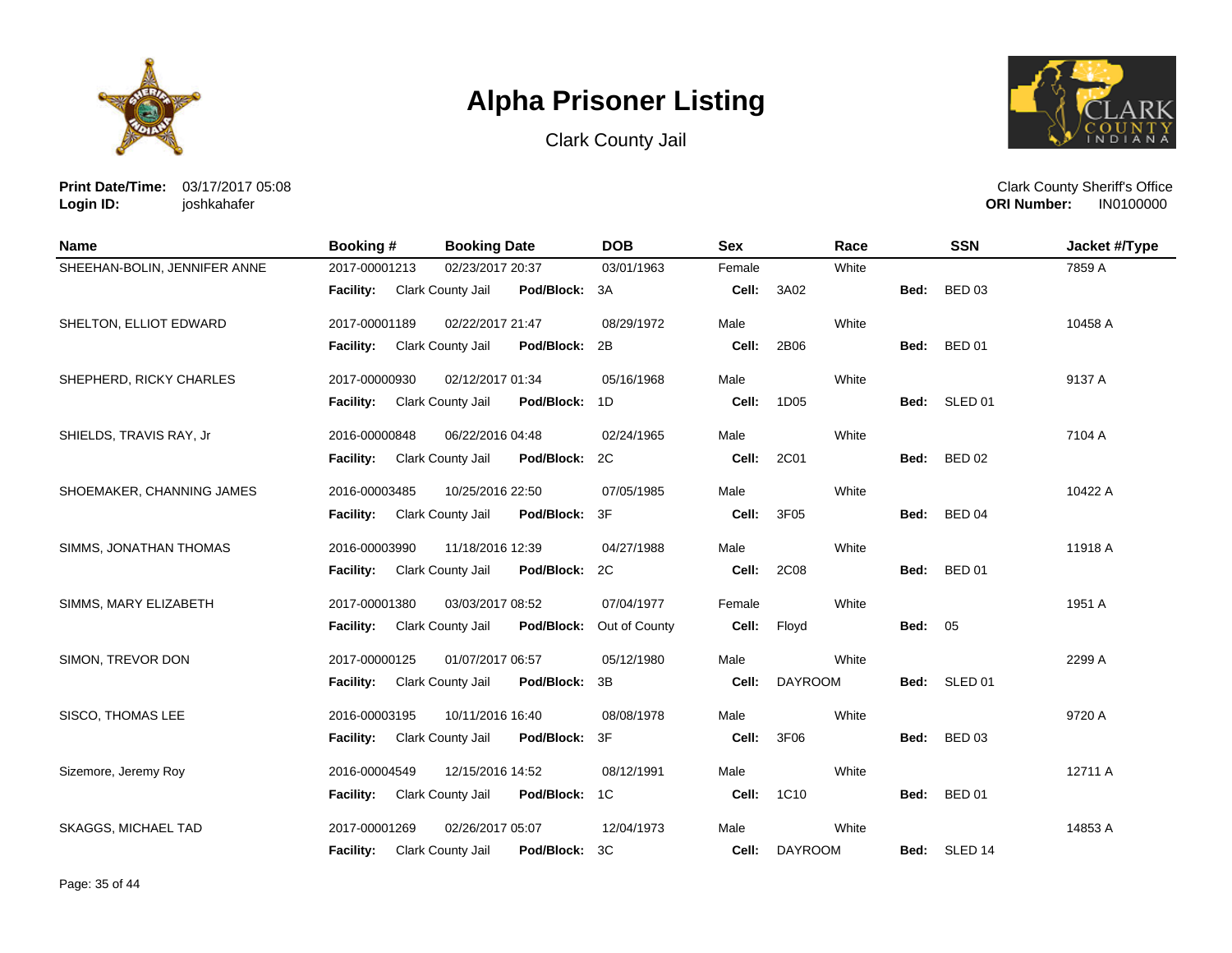# Alpha Prisoner Listing

Clark County Jail

**Print Date/Time:** 03/17/2017 05:08
**Login ID:** joshkahafer

Clark County Sheriff's Office
**ORI Number:** IN0100000

| Name | Booking # | Booking Date | DOB | Sex | Race | SSN | Jacket #/Type |
|---|---|---|---|---|---|---|---|
| SHEEHAN-BOLIN, JENNIFER ANNE | 2017-00001213 | 02/23/2017 20:37 | 03/01/1963 | Female | White | | 7859 A |
| | **Facility:** Clark County Jail | **Pod/Block:** 3A | | **Cell:** 3A02 | | **Bed:** BED 03 | |
| SHELTON, ELLIOT EDWARD | 2017-00001189 | 02/22/2017 21:47 | 08/29/1972 | Male | White | | 10458 A |
| | **Facility:** Clark County Jail | **Pod/Block:** 2B | | **Cell:** 2B06 | | **Bed:** BED 01 | |
| SHEPHERD, RICKY CHARLES | 2017-00000930 | 02/12/2017 01:34 | 05/16/1968 | Male | White | | 9137 A |
| | **Facility:** Clark County Jail | **Pod/Block:** 1D | | **Cell:** 1D05 | | **Bed:** SLED 01 | |
| SHIELDS, TRAVIS RAY, Jr | 2016-00000848 | 06/22/2016 04:48 | 02/24/1965 | Male | White | | 7104 A |
| | **Facility:** Clark County Jail | **Pod/Block:** 2C | | **Cell:** 2C01 | | **Bed:** BED 02 | |
| SHOEMAKER, CHANNING JAMES | 2016-00003485 | 10/25/2016 22:50 | 07/05/1985 | Male | White | | 10422 A |
| | **Facility:** Clark County Jail | **Pod/Block:** 3F | | **Cell:** 3F05 | | **Bed:** BED 04 | |
| SIMMS, JONATHAN THOMAS | 2016-00003990 | 11/18/2016 12:39 | 04/27/1988 | Male | White | | 11918 A |
| | **Facility:** Clark County Jail | **Pod/Block:** 2C | | **Cell:** 2C08 | | **Bed:** BED 01 | |
| SIMMS, MARY ELIZABETH | 2017-00001380 | 03/03/2017 08:52 | 07/04/1977 | Female | White | | 1951 A |
| | **Facility:** Clark County Jail | **Pod/Block:** Out of County | | **Cell:** Floyd | | **Bed:** 05 | |
| SIMON, TREVOR DON | 2017-00000125 | 01/07/2017 06:57 | 05/12/1980 | Male | White | | 2299 A |
| | **Facility:** Clark County Jail | **Pod/Block:** 3B | | **Cell:** DAYROOM | | **Bed:** SLED 01 | |
| SISCO, THOMAS LEE | 2016-00003195 | 10/11/2016 16:40 | 08/08/1978 | Male | White | | 9720 A |
| | **Facility:** Clark County Jail | **Pod/Block:** 3F | | **Cell:** 3F06 | | **Bed:** BED 03 | |
| Sizemore, Jeremy Roy | 2016-00004549 | 12/15/2016 14:52 | 08/12/1991 | Male | White | | 12711 A |
| | **Facility:** Clark County Jail | **Pod/Block:** 1C | | **Cell:** 1C10 | | **Bed:** BED 01 | |
| SKAGGS, MICHAEL TAD | 2017-00001269 | 02/26/2017 05:07 | 12/04/1973 | Male | White | | 14853 A |
| | **Facility:** Clark County Jail | **Pod/Block:** 3C | | **Cell:** DAYROOM | | **Bed:** SLED 14 | |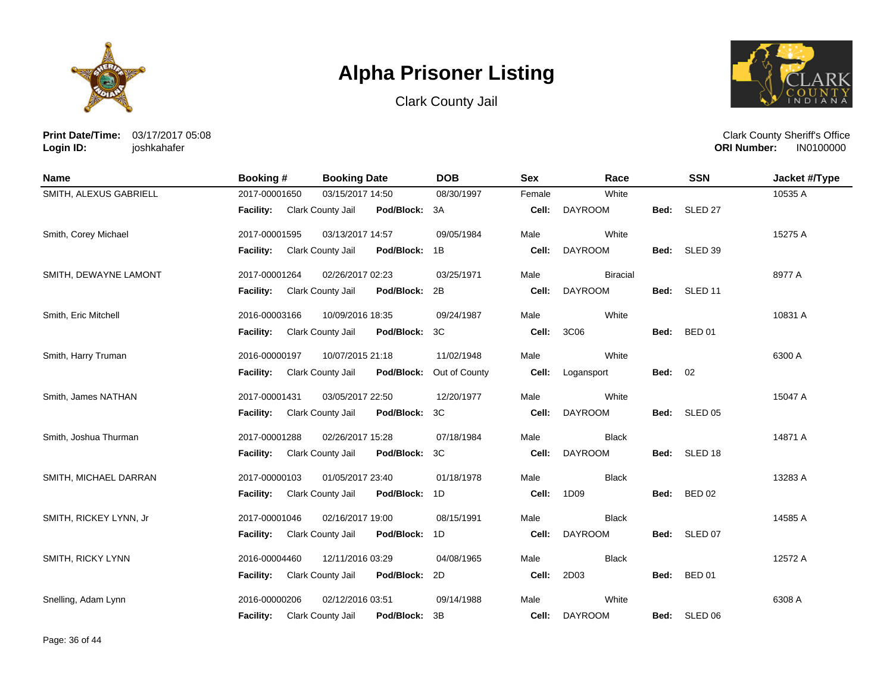# Alpha Prisoner Listing

Clark County Jail

**Print Date/Time:** 03/17/2017 05:08
**Login ID:** joshkahafer

Clark County Sheriff's Office
**ORI Number:** IN0100000

| Name | Booking # | Booking Date | DOB | Sex | Race | SSN | Jacket #/Type |
|---|---|---|---|---|---|---|---|
| SMITH, ALEXUS GABRIELL | 2017-00001650 | 03/15/2017 14:50 | 08/30/1997 | Female | White | | 10535 A |
| | **Facility:** Clark County Jail | **Pod/Block:** 3A | | **Cell:** DAYROOM | | **Bed:** SLED 27 | |
| Smith, Corey Michael | 2017-00001595 | 03/13/2017 14:57 | 09/05/1984 | Male | White | | 15275 A |
| | **Facility:** Clark County Jail | **Pod/Block:** 1B | | **Cell:** DAYROOM | | **Bed:** SLED 39 | |
| SMITH, DEWAYNE LAMONT | 2017-00001264 | 02/26/2017 02:23 | 03/25/1971 | Male | Biracial | | 8977 A |
| | **Facility:** Clark County Jail | **Pod/Block:** 2B | | **Cell:** DAYROOM | | **Bed:** SLED 11 | |
| Smith, Eric Mitchell | 2016-00003166 | 10/09/2016 18:35 | 09/24/1987 | Male | White | | 10831 A |
| | **Facility:** Clark County Jail | **Pod/Block:** 3C | | **Cell:** 3C06 | | **Bed:** BED 01 | |
| Smith, Harry Truman | 2016-00000197 | 10/07/2015 21:18 | 11/02/1948 | Male | White | | 6300 A |
| | **Facility:** Clark County Jail | **Pod/Block:** Out of County | | **Cell:** Logansport | | **Bed:** 02 | |
| Smith, James NATHAN | 2017-00001431 | 03/05/2017 22:50 | 12/20/1977 | Male | White | | 15047 A |
| | **Facility:** Clark County Jail | **Pod/Block:** 3C | | **Cell:** DAYROOM | | **Bed:** SLED 05 | |
| Smith, Joshua Thurman | 2017-00001288 | 02/26/2017 15:28 | 07/18/1984 | Male | Black | | 14871 A |
| | **Facility:** Clark County Jail | **Pod/Block:** 3C | | **Cell:** DAYROOM | | **Bed:** SLED 18 | |
| SMITH, MICHAEL DARRAN | 2017-00000103 | 01/05/2017 23:40 | 01/18/1978 | Male | Black | | 13283 A |
| | **Facility:** Clark County Jail | **Pod/Block:** 1D | | **Cell:** 1D09 | | **Bed:** BED 02 | |
| SMITH, RICKEY LYNN, Jr | 2017-00001046 | 02/16/2017 19:00 | 08/15/1991 | Male | Black | | 14585 A |
| | **Facility:** Clark County Jail | **Pod/Block:** 1D | | **Cell:** DAYROOM | | **Bed:** SLED 07 | |
| SMITH, RICKY LYNN | 2016-00004460 | 12/11/2016 03:29 | 04/08/1965 | Male | Black | | 12572 A |
| | **Facility:** Clark County Jail | **Pod/Block:** 2D | | **Cell:** 2D03 | | **Bed:** BED 01 | |
| Snelling, Adam Lynn | 2016-00000206 | 02/12/2016 03:51 | 09/14/1988 | Male | White | | 6308 A |
| | **Facility:** Clark County Jail | **Pod/Block:** 3B | | **Cell:** DAYROOM | | **Bed:** SLED 06 | |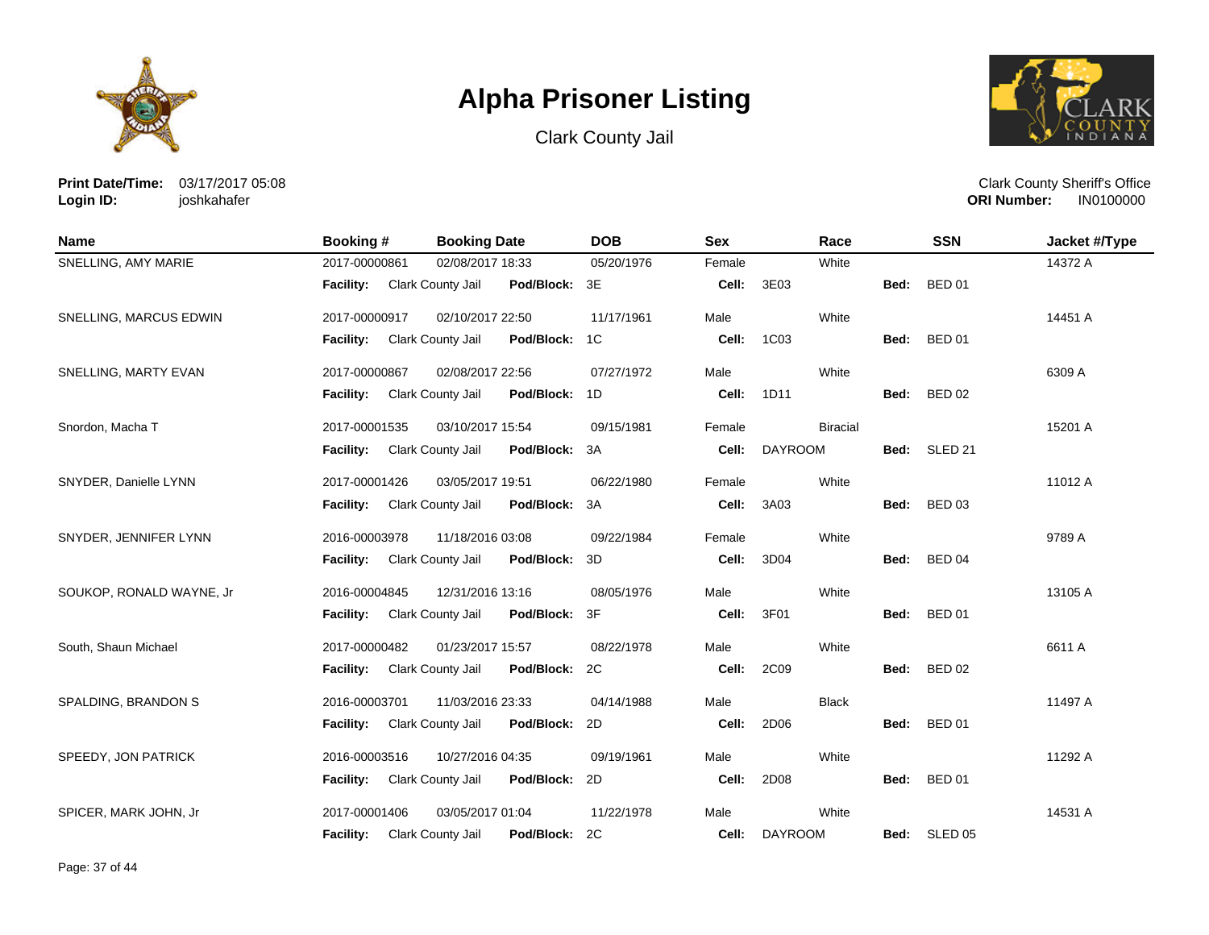# Alpha Prisoner Listing

Clark County Jail

**Print Date/Time:** 03/17/2017 05:08
**Login ID:** joshkahafer

Clark County Sheriff's Office
**ORI Number:** IN0100000

| Name | Booking # | Booking Date | DOB | Sex | Race | SSN | Jacket #/Type |
|---|---|---|---|---|---|---|---|
| SNELLING, AMY MARIE | 2017-00000861 | 02/08/2017 18:33 | 05/20/1976 | Female | White | | 14372 A |
| | **Facility:** Clark County Jail | **Pod/Block:** 3E | | **Cell:** 3E03 | | **Bed:** BED 01 | |
| SNELLING, MARCUS EDWIN | 2017-00000917 | 02/10/2017 22:50 | 11/17/1961 | Male | White | | 14451 A |
| | **Facility:** Clark County Jail | **Pod/Block:** 1C | | **Cell:** 1C03 | | **Bed:** BED 01 | |
| SNELLING, MARTY EVAN | 2017-00000867 | 02/08/2017 22:56 | 07/27/1972 | Male | White | | 6309 A |
| | **Facility:** Clark County Jail | **Pod/Block:** 1D | | **Cell:** 1D11 | | **Bed:** BED 02 | |
| Snordon, Macha T | 2017-00001535 | 03/10/2017 15:54 | 09/15/1981 | Female | Biracial | | 15201 A |
| | **Facility:** Clark County Jail | **Pod/Block:** 3A | | **Cell:** DAYROOM | | **Bed:** SLED 21 | |
| SNYDER, Danielle LYNN | 2017-00001426 | 03/05/2017 19:51 | 06/22/1980 | Female | White | | 11012 A |
| | **Facility:** Clark County Jail | **Pod/Block:** 3A | | **Cell:** 3A03 | | **Bed:** BED 03 | |
| SNYDER, JENNIFER LYNN | 2016-00003978 | 11/18/2016 03:08 | 09/22/1984 | Female | White | | 9789 A |
| | **Facility:** Clark County Jail | **Pod/Block:** 3D | | **Cell:** 3D04 | | **Bed:** BED 04 | |
| SOUKOP, RONALD WAYNE, Jr | 2016-00004845 | 12/31/2016 13:16 | 08/05/1976 | Male | White | | 13105 A |
| | **Facility:** Clark County Jail | **Pod/Block:** 3F | | **Cell:** 3F01 | | **Bed:** BED 01 | |
| South, Shaun Michael | 2017-00000482 | 01/23/2017 15:57 | 08/22/1978 | Male | White | | 6611 A |
| | **Facility:** Clark County Jail | **Pod/Block:** 2C | | **Cell:** 2C09 | | **Bed:** BED 02 | |
| SPALDING, BRANDON S | 2016-00003701 | 11/03/2016 23:33 | 04/14/1988 | Male | Black | | 11497 A |
| | **Facility:** Clark County Jail | **Pod/Block:** 2D | | **Cell:** 2D06 | | **Bed:** BED 01 | |
| SPEEDY, JON PATRICK | 2016-00003516 | 10/27/2016 04:35 | 09/19/1961 | Male | White | | 11292 A |
| | **Facility:** Clark County Jail | **Pod/Block:** 2D | | **Cell:** 2D08 | | **Bed:** BED 01 | |
| SPICER, MARK JOHN, Jr | 2017-00001406 | 03/05/2017 01:04 | 11/22/1978 | Male | White | | 14531 A |
| | **Facility:** Clark County Jail | **Pod/Block:** 2C | | **Cell:** DAYROOM | | **Bed:** SLED 05 | |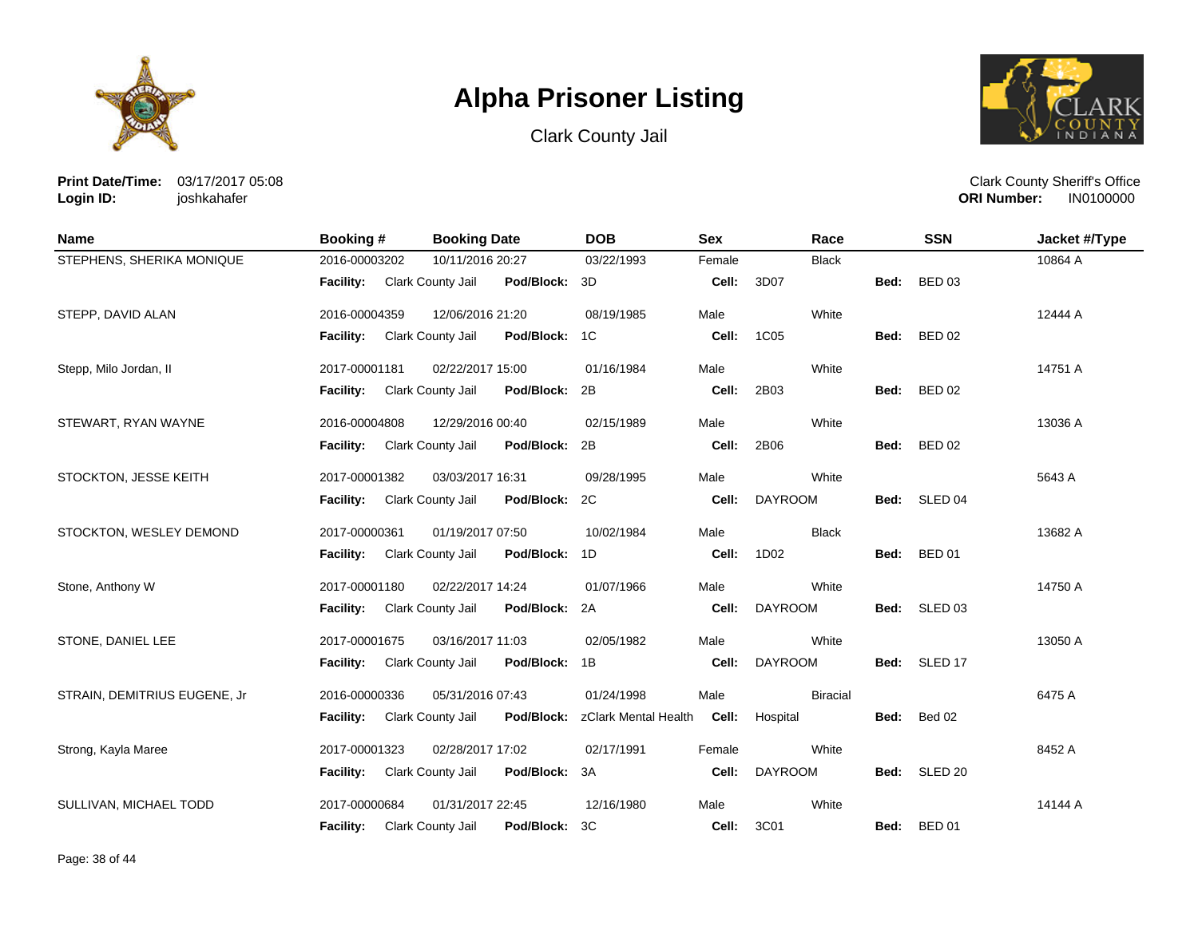# Alpha Prisoner Listing

Clark County Jail

**Print Date/Time:** 03/17/2017 05:08
**Login ID:** joshkahafer

Clark County Sheriff's Office
**ORI Number:** IN0100000

| Name | Booking # | Booking Date | DOB | Sex | Race | SSN | Jacket #/Type |
|---|---|---|---|---|---|---|---|
| STEPHENS, SHERIKA MONIQUE | 2016-00003202 | 10/11/2016 20:27 | 03/22/1993 | Female | Black | | 10864 A |
| | **Facility:** Clark County Jail | **Pod/Block:** 3D | | **Cell:** 3D07 | | **Bed:** BED 03 | |
| STEPP, DAVID ALAN | 2016-00004359 | 12/06/2016 21:20 | 08/19/1985 | Male | White | | 12444 A |
| | **Facility:** Clark County Jail | **Pod/Block:** 1C | | **Cell:** 1C05 | | **Bed:** BED 02 | |
| Stepp, Milo Jordan, II | 2017-00001181 | 02/22/2017 15:00 | 01/16/1984 | Male | White | | 14751 A |
| | **Facility:** Clark County Jail | **Pod/Block:** 2B | | **Cell:** 2B03 | | **Bed:** BED 02 | |
| STEWART, RYAN WAYNE | 2016-00004808 | 12/29/2016 00:40 | 02/15/1989 | Male | White | | 13036 A |
| | **Facility:** Clark County Jail | **Pod/Block:** 2B | | **Cell:** 2B06 | | **Bed:** BED 02 | |
| STOCKTON, JESSE KEITH | 2017-00001382 | 03/03/2017 16:31 | 09/28/1995 | Male | White | | 5643 A |
| | **Facility:** Clark County Jail | **Pod/Block:** 2C | | **Cell:** DAYROOM | | **Bed:** SLED 04 | |
| STOCKTON, WESLEY DEMOND | 2017-00000361 | 01/19/2017 07:50 | 10/02/1984 | Male | Black | | 13682 A |
| | **Facility:** Clark County Jail | **Pod/Block:** 1D | | **Cell:** 1D02 | | **Bed:** BED 01 | |
| Stone, Anthony W | 2017-00001180 | 02/22/2017 14:24 | 01/07/1966 | Male | White | | 14750 A |
| | **Facility:** Clark County Jail | **Pod/Block:** 2A | | **Cell:** DAYROOM | | **Bed:** SLED 03 | |
| STONE, DANIEL LEE | 2017-00001675 | 03/16/2017 11:03 | 02/05/1982 | Male | White | | 13050 A |
| | **Facility:** Clark County Jail | **Pod/Block:** 1B | | **Cell:** DAYROOM | | **Bed:** SLED 17 | |
| STRAIN, DEMITRIUS EUGENE, Jr | 2016-00000336 | 05/31/2016 07:43 | 01/24/1998 | Male | Biracial | | 6475 A |
| | **Facility:** Clark County Jail | **Pod/Block:** zClark Mental Health | | **Cell:** Hospital | | **Bed:** Bed 02 | |
| Strong, Kayla Maree | 2017-00001323 | 02/28/2017 17:02 | 02/17/1991 | Female | White | | 8452 A |
| | **Facility:** Clark County Jail | **Pod/Block:** 3A | | **Cell:** DAYROOM | | **Bed:** SLED 20 | |
| SULLIVAN, MICHAEL TODD | 2017-00000684 | 01/31/2017 22:45 | 12/16/1980 | Male | White | | 14144 A |
| | **Facility:** Clark County Jail | **Pod/Block:** 3C | | **Cell:** 3C01 | | **Bed:** BED 01 | |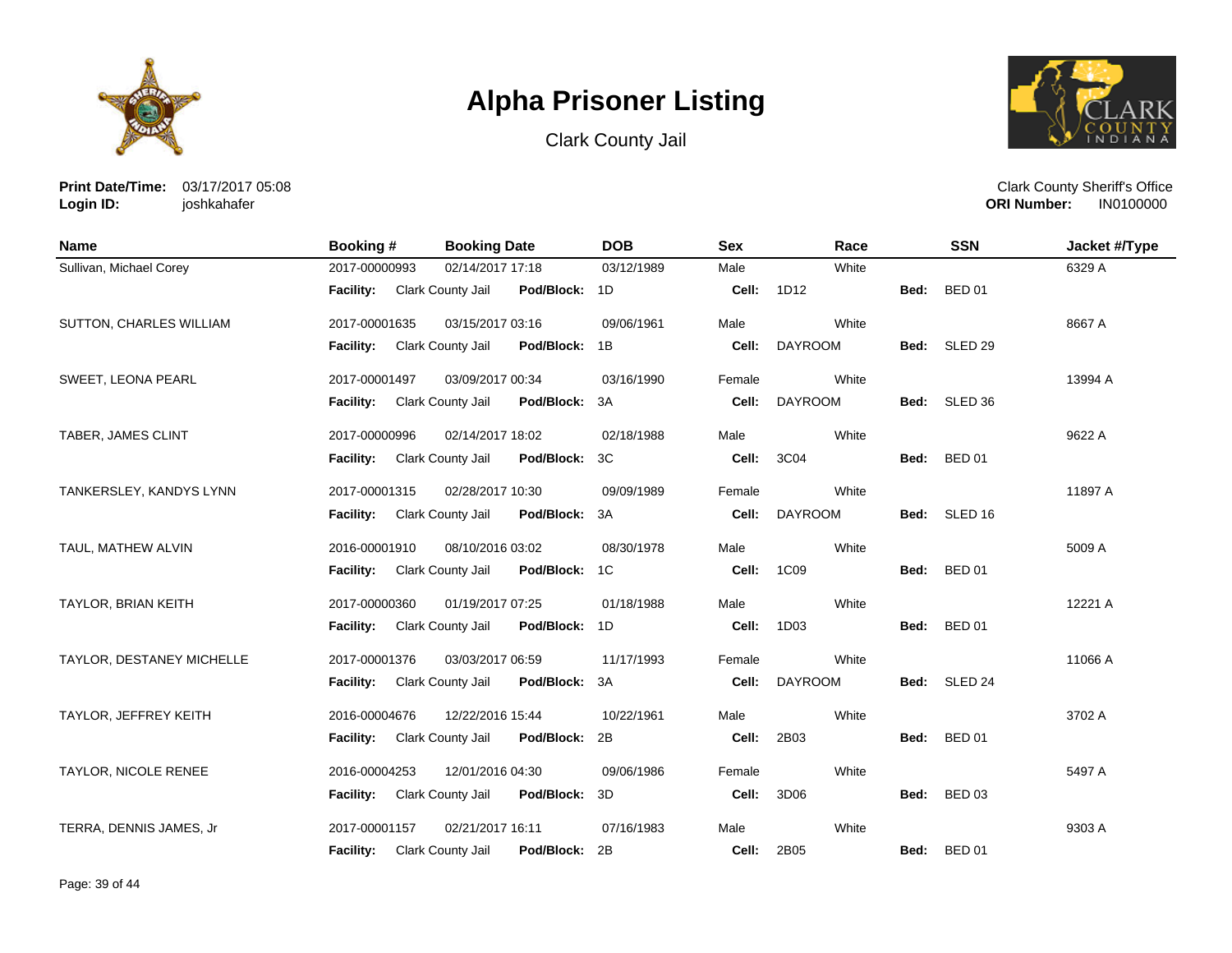# Alpha Prisoner Listing

Clark County Jail

**Print Date/Time:** 03/17/2017 05:08
**Login ID:** joshkahafer

Clark County Sheriff's Office
**ORI Number:** IN0100000

| Name | Booking # | Booking Date | DOB | Sex | Race | SSN | Jacket #/Type |
|---|---|---|---|---|---|---|---|
| Sullivan, Michael Corey | 2017-00000993 | 02/14/2017 17:18 | 03/12/1989 | Male | White | | 6329 A |
| | **Facility:** Clark County Jail | **Pod/Block:** 1D | | **Cell:** 1D12 | | **Bed:** BED 01 | |
| SUTTON, CHARLES WILLIAM | 2017-00001635 | 03/15/2017 03:16 | 09/06/1961 | Male | White | | 8667 A |
| | **Facility:** Clark County Jail | **Pod/Block:** 1B | | **Cell:** DAYROOM | | **Bed:** SLED 29 | |
| SWEET, LEONA PEARL | 2017-00001497 | 03/09/2017 00:34 | 03/16/1990 | Female | White | | 13994 A |
| | **Facility:** Clark County Jail | **Pod/Block:** 3A | | **Cell:** DAYROOM | | **Bed:** SLED 36 | |
| TABER, JAMES CLINT | 2017-00000996 | 02/14/2017 18:02 | 02/18/1988 | Male | White | | 9622 A |
| | **Facility:** Clark County Jail | **Pod/Block:** 3C | | **Cell:** 3C04 | | **Bed:** BED 01 | |
| TANKERSLEY, KANDYS LYNN | 2017-00001315 | 02/28/2017 10:30 | 09/09/1989 | Female | White | | 11897 A |
| | **Facility:** Clark County Jail | **Pod/Block:** 3A | | **Cell:** DAYROOM | | **Bed:** SLED 16 | |
| TAUL, MATHEW ALVIN | 2016-00001910 | 08/10/2016 03:02 | 08/30/1978 | Male | White | | 5009 A |
| | **Facility:** Clark County Jail | **Pod/Block:** 1C | | **Cell:** 1C09 | | **Bed:** BED 01 | |
| TAYLOR, BRIAN KEITH | 2017-00000360 | 01/19/2017 07:25 | 01/18/1988 | Male | White | | 12221 A |
| | **Facility:** Clark County Jail | **Pod/Block:** 1D | | **Cell:** 1D03 | | **Bed:** BED 01 | |
| TAYLOR, DESTANEY MICHELLE | 2017-00001376 | 03/03/2017 06:59 | 11/17/1993 | Female | White | | 11066 A |
| | **Facility:** Clark County Jail | **Pod/Block:** 3A | | **Cell:** DAYROOM | | **Bed:** SLED 24 | |
| TAYLOR, JEFFREY KEITH | 2016-00004676 | 12/22/2016 15:44 | 10/22/1961 | Male | White | | 3702 A |
| | **Facility:** Clark County Jail | **Pod/Block:** 2B | | **Cell:** 2B03 | | **Bed:** BED 01 | |
| TAYLOR, NICOLE RENEE | 2016-00004253 | 12/01/2016 04:30 | 09/06/1986 | Female | White | | 5497 A |
| | **Facility:** Clark County Jail | **Pod/Block:** 3D | | **Cell:** 3D06 | | **Bed:** BED 03 | |
| TERRA, DENNIS JAMES, Jr | 2017-00001157 | 02/21/2017 16:11 | 07/16/1983 | Male | White | | 9303 A |
| | **Facility:** Clark County Jail | **Pod/Block:** 2B | | **Cell:** 2B05 | | **Bed:** BED 01 | |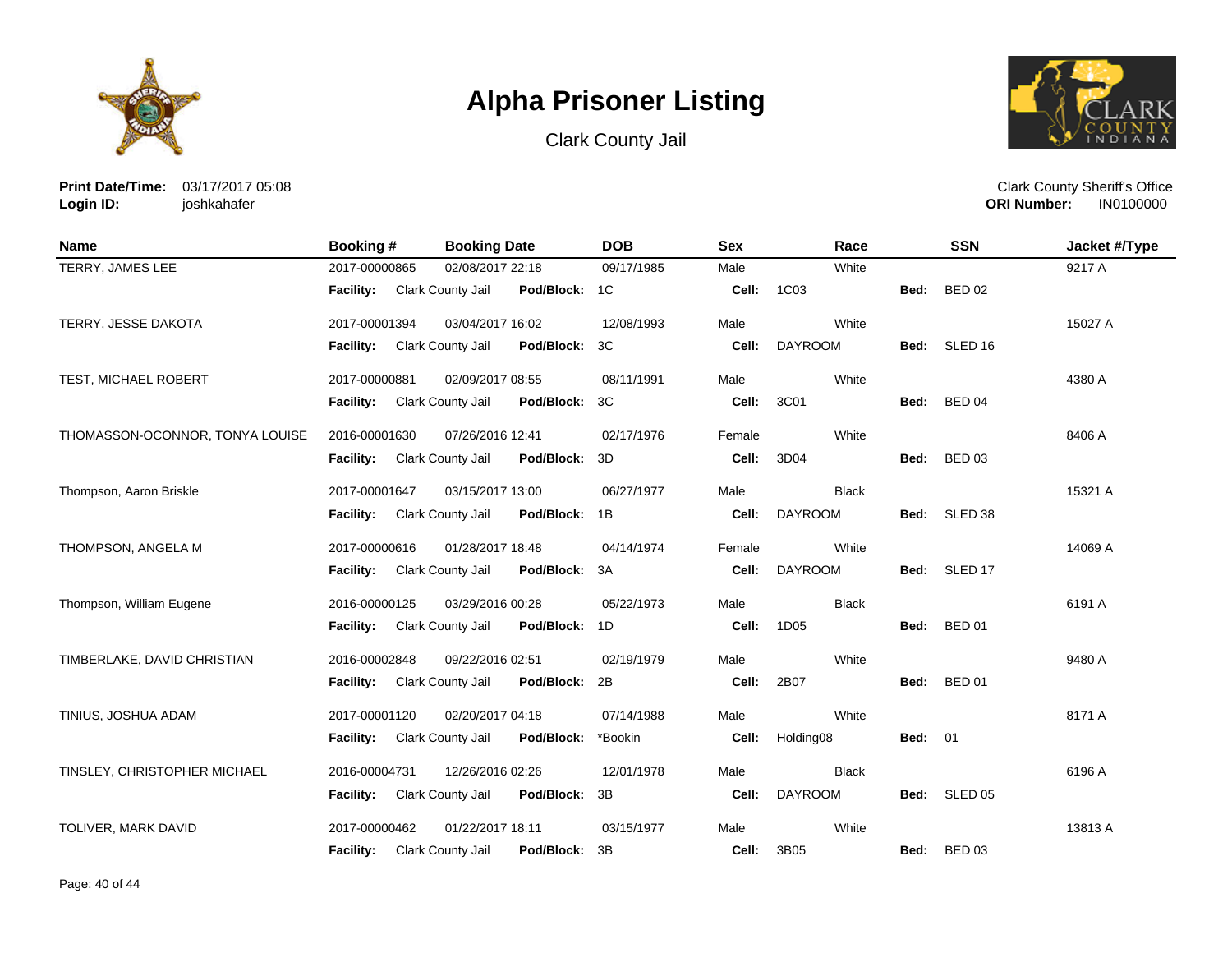# Alpha Prisoner Listing

Clark County Jail

**Print Date/Time:** 03/17/2017 05:08
**Login ID:** joshkahafer

Clark County Sheriff's Office
**ORI Number:** IN0100000

| Name | Booking # | Booking Date | DOB | Sex | Race | SSN | Jacket #/Type |
|---|---|---|---|---|---|---|---|
| TERRY, JAMES LEE | 2017-00000865 | 02/08/2017 22:18 | 09/17/1985 | Male | White | | 9217 A |
| | **Facility:** Clark County Jail | **Pod/Block:** 1C | | **Cell:** 1C03 | | **Bed:** BED 02 | |
| TERRY, JESSE DAKOTA | 2017-00001394 | 03/04/2017 16:02 | 12/08/1993 | Male | White | | 15027 A |
| | **Facility:** Clark County Jail | **Pod/Block:** 3C | | **Cell:** DAYROOM | | **Bed:** SLED 16 | |
| TEST, MICHAEL ROBERT | 2017-00000881 | 02/09/2017 08:55 | 08/11/1991 | Male | White | | 4380 A |
| | **Facility:** Clark County Jail | **Pod/Block:** 3C | | **Cell:** 3C01 | | **Bed:** BED 04 | |
| THOMASSON-OCONNOR, TONYA LOUISE | 2016-00001630 | 07/26/2016 12:41 | 02/17/1976 | Female | White | | 8406 A |
| | **Facility:** Clark County Jail | **Pod/Block:** 3D | | **Cell:** 3D04 | | **Bed:** BED 03 | |
| Thompson, Aaron Briskle | 2017-00001647 | 03/15/2017 13:00 | 06/27/1977 | Male | Black | | 15321 A |
| | **Facility:** Clark County Jail | **Pod/Block:** 1B | | **Cell:** DAYROOM | | **Bed:** SLED 38 | |
| THOMPSON, ANGELA M | 2017-00000616 | 01/28/2017 18:48 | 04/14/1974 | Female | White | | 14069 A |
| | **Facility:** Clark County Jail | **Pod/Block:** 3A | | **Cell:** DAYROOM | | **Bed:** SLED 17 | |
| Thompson, William Eugene | 2016-00000125 | 03/29/2016 00:28 | 05/22/1973 | Male | Black | | 6191 A |
| | **Facility:** Clark County Jail | **Pod/Block:** 1D | | **Cell:** 1D05 | | **Bed:** BED 01 | |
| TIMBERLAKE, DAVID CHRISTIAN | 2016-00002848 | 09/22/2016 02:51 | 02/19/1979 | Male | White | | 9480 A |
| | **Facility:** Clark County Jail | **Pod/Block:** 2B | | **Cell:** 2B07 | | **Bed:** BED 01 | |
| TINIUS, JOSHUA ADAM | 2017-00001120 | 02/20/2017 04:18 | 07/14/1988 | Male | White | | 8171 A |
| | **Facility:** Clark County Jail | **Pod/Block:** *Bookin | | **Cell:** Holding08 | | **Bed:** 01 | |
| TINSLEY, CHRISTOPHER MICHAEL | 2016-00004731 | 12/26/2016 02:26 | 12/01/1978 | Male | Black | | 6196 A |
| | **Facility:** Clark County Jail | **Pod/Block:** 3B | | **Cell:** DAYROOM | | **Bed:** SLED 05 | |
| TOLIVER, MARK DAVID | 2017-00000462 | 01/22/2017 18:11 | 03/15/1977 | Male | White | | 13813 A |
| | **Facility:** Clark County Jail | **Pod/Block:** 3B | | **Cell:** 3B05 | | **Bed:** BED 03 | |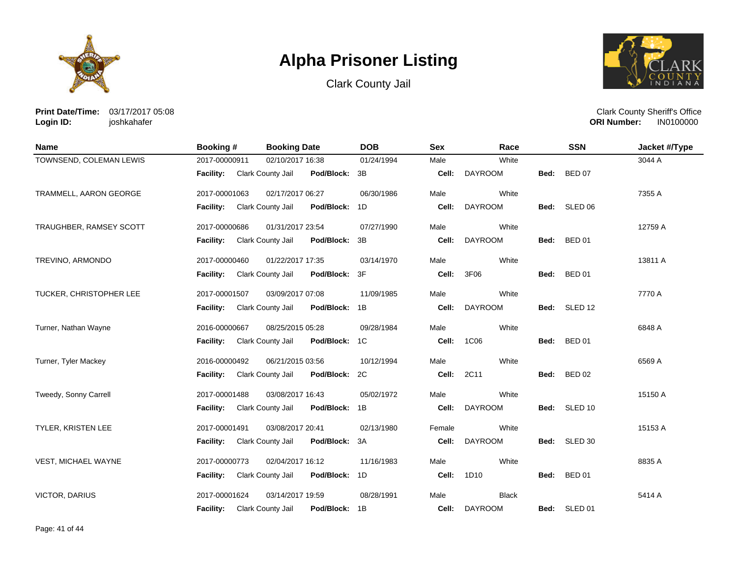# Alpha Prisoner Listing

Clark County Jail

**Print Date/Time:** 03/17/2017 05:08
**Login ID:** joshkahafer

Clark County Sheriff's Office
**ORI Number:** IN0100000

| Name | Booking # | Booking Date | DOB | Sex | Race | SSN | Jacket #/Type |
|---|---|---|---|---|---|---|---|
| TOWNSEND, COLEMAN LEWIS | 2017-00000911 | 02/10/2017 16:38 | 01/24/1994 | Male | White | | 3044 A |
| | **Facility:** Clark County Jail | **Pod/Block:** 3B | | **Cell:** DAYROOM | | **Bed:** BED 07 | |
| TRAMMELL, AARON GEORGE | 2017-00001063 | 02/17/2017 06:27 | 06/30/1986 | Male | White | | 7355 A |
| | **Facility:** Clark County Jail | **Pod/Block:** 1D | | **Cell:** DAYROOM | | **Bed:** SLED 06 | |
| TRAUGHBER, RAMSEY SCOTT | 2017-00000686 | 01/31/2017 23:54 | 07/27/1990 | Male | White | | 12759 A |
| | **Facility:** Clark County Jail | **Pod/Block:** 3B | | **Cell:** DAYROOM | | **Bed:** BED 01 | |
| TREVINO, ARMONDO | 2017-00000460 | 01/22/2017 17:35 | 03/14/1970 | Male | White | | 13811 A |
| | **Facility:** Clark County Jail | **Pod/Block:** 3F | | **Cell:** 3F06 | | **Bed:** BED 01 | |
| TUCKER, CHRISTOPHER LEE | 2017-00001507 | 03/09/2017 07:08 | 11/09/1985 | Male | White | | 7770 A |
| | **Facility:** Clark County Jail | **Pod/Block:** 1B | | **Cell:** DAYROOM | | **Bed:** SLED 12 | |
| Turner, Nathan Wayne | 2016-00000667 | 08/25/2015 05:28 | 09/28/1984 | Male | White | | 6848 A |
| | **Facility:** Clark County Jail | **Pod/Block:** 1C | | **Cell:** 1C06 | | **Bed:** BED 01 | |
| Turner, Tyler Mackey | 2016-00000492 | 06/21/2015 03:56 | 10/12/1994 | Male | White | | 6569 A |
| | **Facility:** Clark County Jail | **Pod/Block:** 2C | | **Cell:** 2C11 | | **Bed:** BED 02 | |
| Tweedy, Sonny Carrell | 2017-00001488 | 03/08/2017 16:43 | 05/02/1972 | Male | White | | 15150 A |
| | **Facility:** Clark County Jail | **Pod/Block:** 1B | | **Cell:** DAYROOM | | **Bed:** SLED 10 | |
| TYLER, KRISTEN LEE | 2017-00001491 | 03/08/2017 20:41 | 02/13/1980 | Female | White | | 15153 A |
| | **Facility:** Clark County Jail | **Pod/Block:** 3A | | **Cell:** DAYROOM | | **Bed:** SLED 30 | |
| VEST, MICHAEL WAYNE | 2017-00000773 | 02/04/2017 16:12 | 11/16/1983 | Male | White | | 8835 A |
| | **Facility:** Clark County Jail | **Pod/Block:** 1D | | **Cell:** 1D10 | | **Bed:** BED 01 | |
| VICTOR, DARIUS | 2017-00001624 | 03/14/2017 19:59 | 08/28/1991 | Male | Black | | 5414 A |
| | **Facility:** Clark County Jail | **Pod/Block:** 1B | | **Cell:** DAYROOM | | **Bed:** SLED 01 | |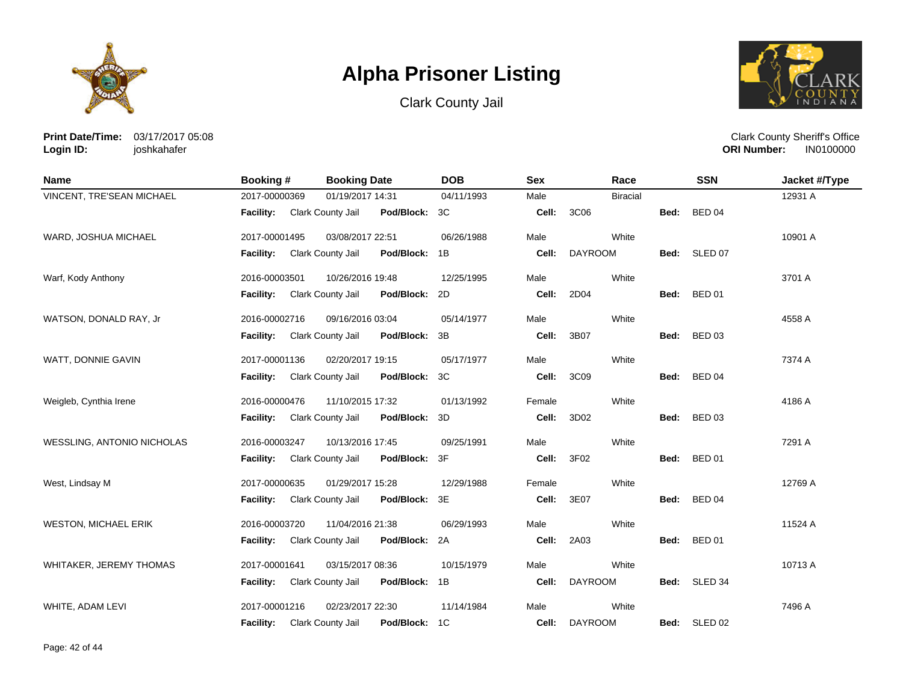# Alpha Prisoner Listing

Clark County Jail

**Print Date/Time:** 03/17/2017 05:08
**Login ID:** joshkahafer

Clark County Sheriff's Office
**ORI Number:** IN0100000

| Name | Booking # | Booking Date | DOB | Sex | Race | SSN | Jacket #/Type |
|---|---|---|---|---|---|---|---|
| VINCENT, TRE'SEAN MICHAEL | 2017-00000369 | 01/19/2017 14:31 | 04/11/1993 | Male | Biracial | | 12931 A |
| | **Facility:** Clark County Jail | **Pod/Block:** 3C | | **Cell:** 3C06 | | **Bed:** BED 04 | |
| WARD, JOSHUA MICHAEL | 2017-00001495 | 03/08/2017 22:51 | 06/26/1988 | Male | White | | 10901 A |
| | **Facility:** Clark County Jail | **Pod/Block:** 1B | | **Cell:** DAYROOM | | **Bed:** SLED 07 | |
| Warf, Kody Anthony | 2016-00003501 | 10/26/2016 19:48 | 12/25/1995 | Male | White | | 3701 A |
| | **Facility:** Clark County Jail | **Pod/Block:** 2D | | **Cell:** 2D04 | | **Bed:** BED 01 | |
| WATSON, DONALD RAY, Jr | 2016-00002716 | 09/16/2016 03:04 | 05/14/1977 | Male | White | | 4558 A |
| | **Facility:** Clark County Jail | **Pod/Block:** 3B | | **Cell:** 3B07 | | **Bed:** BED 03 | |
| WATT, DONNIE GAVIN | 2017-00001136 | 02/20/2017 19:15 | 05/17/1977 | Male | White | | 7374 A |
| | **Facility:** Clark County Jail | **Pod/Block:** 3C | | **Cell:** 3C09 | | **Bed:** BED 04 | |
| Weigleb, Cynthia Irene | 2016-00000476 | 11/10/2015 17:32 | 01/13/1992 | Female | White | | 4186 A |
| | **Facility:** Clark County Jail | **Pod/Block:** 3D | | **Cell:** 3D02 | | **Bed:** BED 03 | |
| WESSLING, ANTONIO NICHOLAS | 2016-00003247 | 10/13/2016 17:45 | 09/25/1991 | Male | White | | 7291 A |
| | **Facility:** Clark County Jail | **Pod/Block:** 3F | | **Cell:** 3F02 | | **Bed:** BED 01 | |
| West, Lindsay M | 2017-00000635 | 01/29/2017 15:28 | 12/29/1988 | Female | White | | 12769 A |
| | **Facility:** Clark County Jail | **Pod/Block:** 3E | | **Cell:** 3E07 | | **Bed:** BED 04 | |
| WESTON, MICHAEL ERIK | 2016-00003720 | 11/04/2016 21:38 | 06/29/1993 | Male | White | | 11524 A |
| | **Facility:** Clark County Jail | **Pod/Block:** 2A | | **Cell:** 2A03 | | **Bed:** BED 01 | |
| WHITAKER, JEREMY THOMAS | 2017-00001641 | 03/15/2017 08:36 | 10/15/1979 | Male | White | | 10713 A |
| | **Facility:** Clark County Jail | **Pod/Block:** 1B | | **Cell:** DAYROOM | | **Bed:** SLED 34 | |
| WHITE, ADAM LEVI | 2017-00001216 | 02/23/2017 22:30 | 11/14/1984 | Male | White | | 7496 A |
| | **Facility:** Clark County Jail | **Pod/Block:** 1C | | **Cell:** DAYROOM | | **Bed:** SLED 02 | |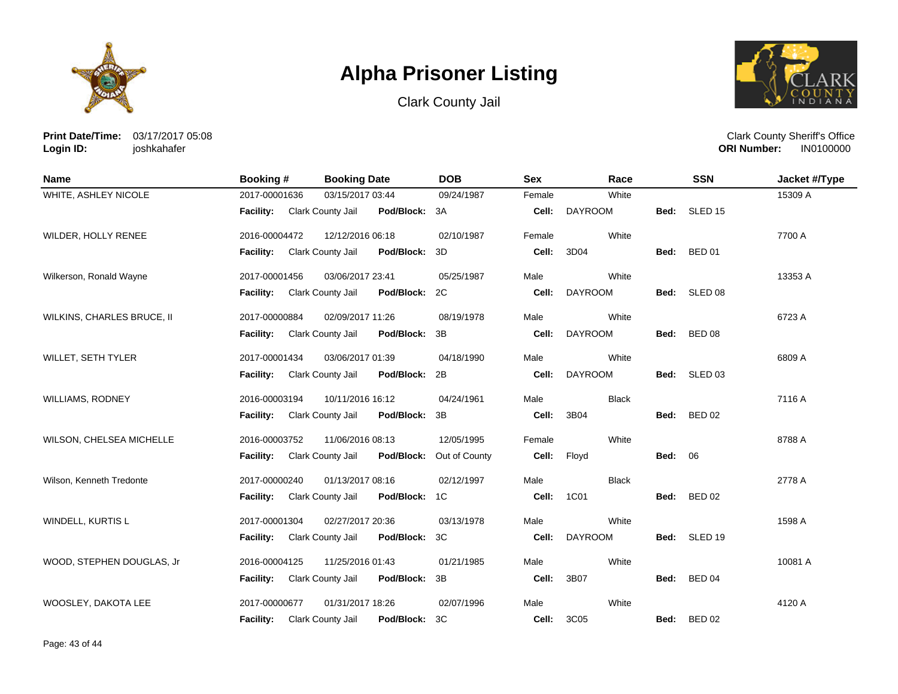# Alpha Prisoner Listing

Clark County Jail

**Print Date/Time:** 03/17/2017 05:08
**Login ID:** joshkahafer

Clark County Sheriff's Office
**ORI Number:** IN0100000

| Name | Booking # | Booking Date | DOB | Sex | Race | SSN | Jacket #/Type |
|---|---|---|---|---|---|---|---|
| WHITE, ASHLEY NICOLE | 2017-00001636 | 03/15/2017 03:44 | 09/24/1987 | Female | White | | 15309 A |
| | **Facility:** Clark County Jail | **Pod/Block:** 3A | | **Cell:** DAYROOM | | **Bed:** SLED 15 | |
| WILDER, HOLLY RENEE | 2016-00004472 | 12/12/2016 06:18 | 02/10/1987 | Female | White | | 7700 A |
| | **Facility:** Clark County Jail | **Pod/Block:** 3D | | **Cell:** 3D04 | | **Bed:** BED 01 | |
| Wilkerson, Ronald Wayne | 2017-00001456 | 03/06/2017 23:41 | 05/25/1987 | Male | White | | 13353 A |
| | **Facility:** Clark County Jail | **Pod/Block:** 2C | | **Cell:** DAYROOM | | **Bed:** SLED 08 | |
| WILKINS, CHARLES BRUCE, II | 2017-00000884 | 02/09/2017 11:26 | 08/19/1978 | Male | White | | 6723 A |
| | **Facility:** Clark County Jail | **Pod/Block:** 3B | | **Cell:** DAYROOM | | **Bed:** BED 08 | |
| WILLET, SETH TYLER | 2017-00001434 | 03/06/2017 01:39 | 04/18/1990 | Male | White | | 6809 A |
| | **Facility:** Clark County Jail | **Pod/Block:** 2B | | **Cell:** DAYROOM | | **Bed:** SLED 03 | |
| WILLIAMS, RODNEY | 2016-00003194 | 10/11/2016 16:12 | 04/24/1961 | Male | Black | | 7116 A |
| | **Facility:** Clark County Jail | **Pod/Block:** 3B | | **Cell:** 3B04 | | **Bed:** BED 02 | |
| WILSON, CHELSEA MICHELLE | 2016-00003752 | 11/06/2016 08:13 | 12/05/1995 | Female | White | | 8788 A |
| | **Facility:** Clark County Jail | **Pod/Block:** Out of County | | **Cell:** Floyd | | **Bed:** 06 | |
| Wilson, Kenneth Tredonte | 2017-00000240 | 01/13/2017 08:16 | 02/12/1997 | Male | Black | | 2778 A |
| | **Facility:** Clark County Jail | **Pod/Block:** 1C | | **Cell:** 1C01 | | **Bed:** BED 02 | |
| WINDELL, KURTIS L | 2017-00001304 | 02/27/2017 20:36 | 03/13/1978 | Male | White | | 1598 A |
| | **Facility:** Clark County Jail | **Pod/Block:** 3C | | **Cell:** DAYROOM | | **Bed:** SLED 19 | |
| WOOD, STEPHEN DOUGLAS, Jr | 2016-00004125 | 11/25/2016 01:43 | 01/21/1985 | Male | White | | 10081 A |
| | **Facility:** Clark County Jail | **Pod/Block:** 3B | | **Cell:** 3B07 | | **Bed:** BED 04 | |
| WOOSLEY, DAKOTA LEE | 2017-00000677 | 01/31/2017 18:26 | 02/07/1996 | Male | White | | 4120 A |
| | **Facility:** Clark County Jail | **Pod/Block:** 3C | | **Cell:** 3C05 | | **Bed:** BED 02 | |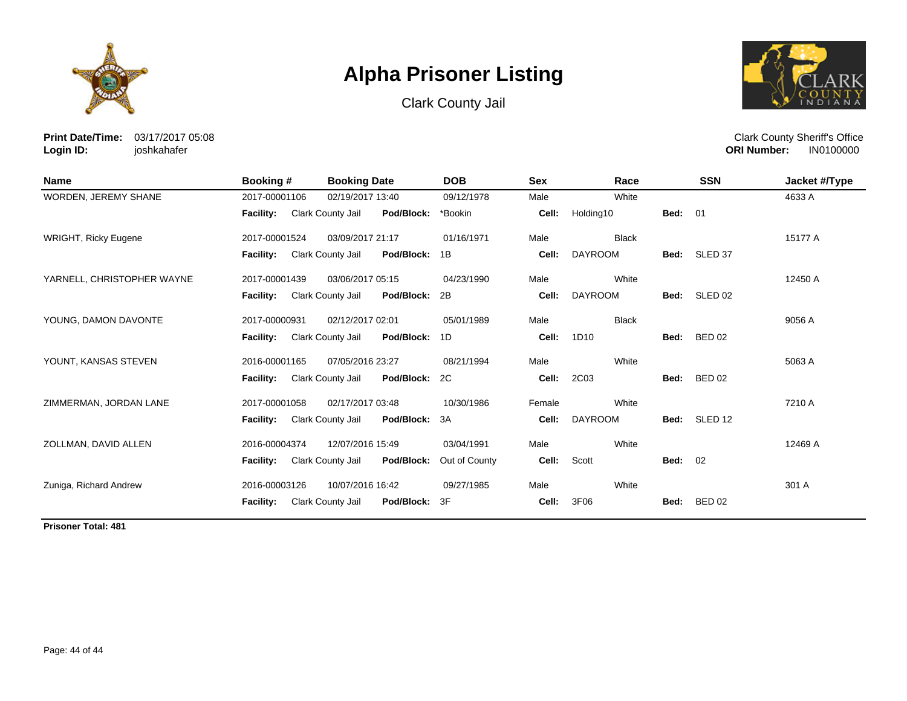# Alpha Prisoner Listing

Clark County Jail

**Print Date/Time:** 03/17/2017 05:08
**Login ID:** joshkahafer

Clark County Sheriff's Office
**ORI Number:** IN0100000

| Name | Booking # | Booking Date | DOB | Sex | Race | SSN | Jacket #/Type |
|---|---|---|---|---|---|---|---|
| WORDEN, JEREMY SHANE | 2017-00001106 | 02/19/2017 13:40 | 09/12/1978 | Male | White | | 4633 A |
| | **Facility:** Clark County Jail | **Pod/Block:** *Bookin | | **Cell:** Holding10 | | **Bed:** 01 | |
| WRIGHT, Ricky Eugene | 2017-00001524 | 03/09/2017 21:17 | 01/16/1971 | Male | Black | | 15177 A |
| | **Facility:** Clark County Jail | **Pod/Block:** 1B | | **Cell:** DAYROOM | | **Bed:** SLED 37 | |
| YARNELL, CHRISTOPHER WAYNE | 2017-00001439 | 03/06/2017 05:15 | 04/23/1990 | Male | White | | 12450 A |
| | **Facility:** Clark County Jail | **Pod/Block:** 2B | | **Cell:** DAYROOM | | **Bed:** SLED 02 | |
| YOUNG, DAMON DAVONTE | 2017-00000931 | 02/12/2017 02:01 | 05/01/1989 | Male | Black | | 9056 A |
| | **Facility:** Clark County Jail | **Pod/Block:** 1D | | **Cell:** 1D10 | | **Bed:** BED 02 | |
| YOUNT, KANSAS STEVEN | 2016-00001165 | 07/05/2016 23:27 | 08/21/1994 | Male | White | | 5063 A |
| | **Facility:** Clark County Jail | **Pod/Block:** 2C | | **Cell:** 2C03 | | **Bed:** BED 02 | |
| ZIMMERMAN, JORDAN LANE | 2017-00001058 | 02/17/2017 03:48 | 10/30/1986 | Female | White | | 7210 A |
| | **Facility:** Clark County Jail | **Pod/Block:** 3A | | **Cell:** DAYROOM | | **Bed:** SLED 12 | |
| ZOLLMAN, DAVID ALLEN | 2016-00004374 | 12/07/2016 15:49 | 03/04/1991 | Male | White | | 12469 A |
| | **Facility:** Clark County Jail | **Pod/Block:** Out of County | | **Cell:** Scott | | **Bed:** 02 | |
| Zuniga, Richard Andrew | 2016-00003126 | 10/07/2016 16:42 | 09/27/1985 | Male | White | | 301 A |
| | **Facility:** Clark County Jail | **Pod/Block:** 3F | | **Cell:** 3F06 | | **Bed:** BED 02 | |

**Prisoner Total: 481**